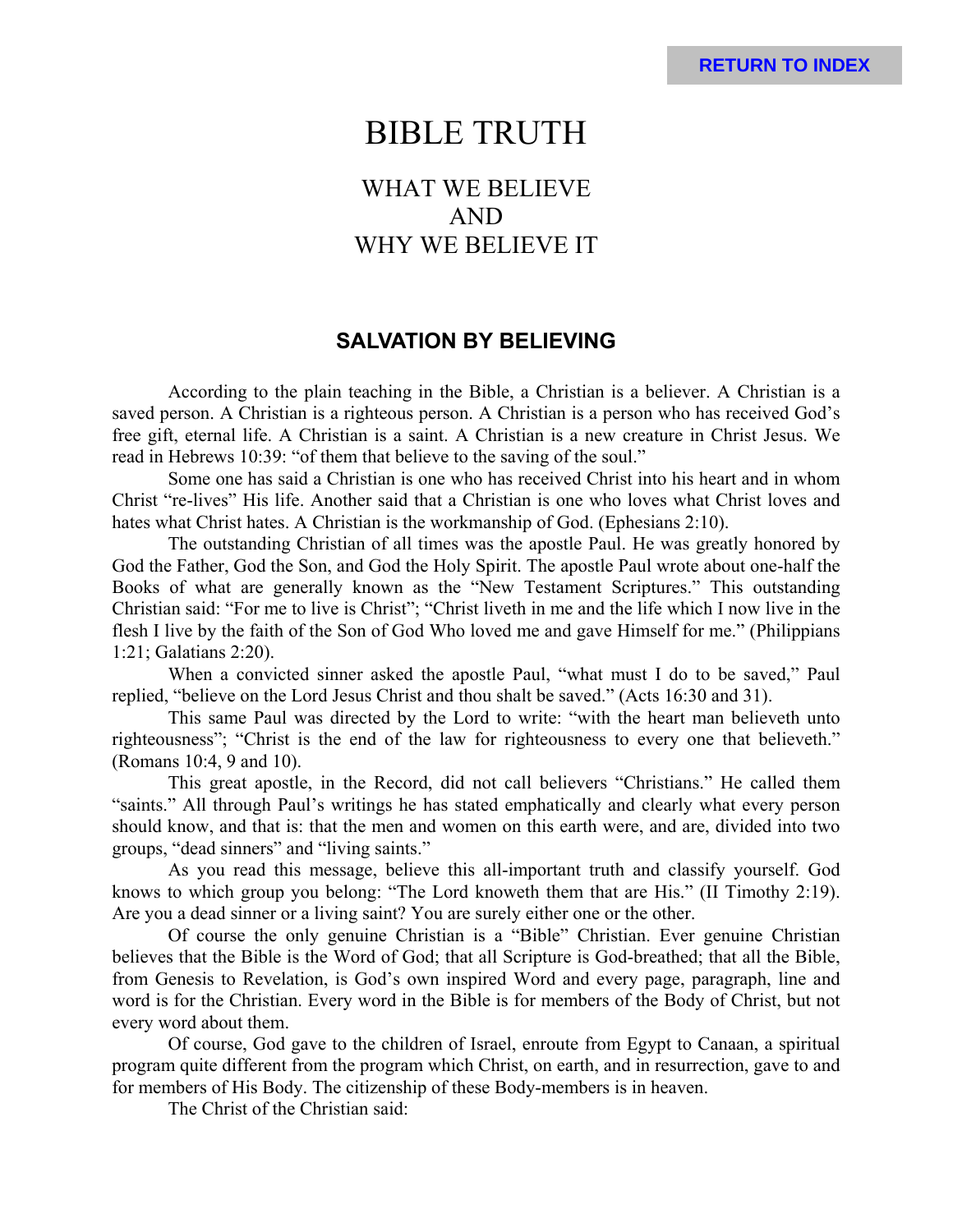# BIBLE TRUTH

## WHAT WE BELIEVE
## AND
## WHY WE BELIEVE IT

### SALVATION BY BELIEVING

According to the plain teaching in the Bible, a Christian is a believer. A Christian is a saved person. A Christian is a righteous person. A Christian is a person who has received God's free gift, eternal life. A Christian is a saint. A Christian is a new creature in Christ Jesus. We read in Hebrews 10:39: "of them that believe to the saving of the soul."

Some one has said a Christian is one who has received Christ into his heart and in whom Christ "re-lives" His life. Another said that a Christian is one who loves what Christ loves and hates what Christ hates. A Christian is the workmanship of God. (Ephesians 2:10).

The outstanding Christian of all times was the apostle Paul. He was greatly honored by God the Father, God the Son, and God the Holy Spirit. The apostle Paul wrote about one-half the Books of what are generally known as the "New Testament Scriptures." This outstanding Christian said: "For me to live is Christ"; "Christ liveth in me and the life which I now live in the flesh I live by the faith of the Son of God Who loved me and gave Himself for me." (Philippians 1:21; Galatians 2:20).

When a convicted sinner asked the apostle Paul, "what must I do to be saved," Paul replied, "believe on the Lord Jesus Christ and thou shalt be saved." (Acts 16:30 and 31).

This same Paul was directed by the Lord to write: "with the heart man believeth unto righteousness"; "Christ is the end of the law for righteousness to every one that believeth." (Romans 10:4, 9 and 10).

This great apostle, in the Record, did not call believers "Christians." He called them "saints." All through Paul's writings he has stated emphatically and clearly what every person should know, and that is: that the men and women on this earth were, and are, divided into two groups, "dead sinners" and "living saints."

As you read this message, believe this all-important truth and classify yourself. God knows to which group you belong: "The Lord knoweth them that are His." (II Timothy 2:19). Are you a dead sinner or a living saint? You are surely either one or the other.

Of course the only genuine Christian is a "Bible" Christian. Ever genuine Christian believes that the Bible is the Word of God; that all Scripture is God-breathed; that all the Bible, from Genesis to Revelation, is God's own inspired Word and every page, paragraph, line and word is for the Christian. Every word in the Bible is for members of the Body of Christ, but not every word about them.

Of course, God gave to the children of Israel, enroute from Egypt to Canaan, a spiritual program quite different from the program which Christ, on earth, and in resurrection, gave to and for members of His Body. The citizenship of these Body-members is in heaven.

The Christ of the Christian said: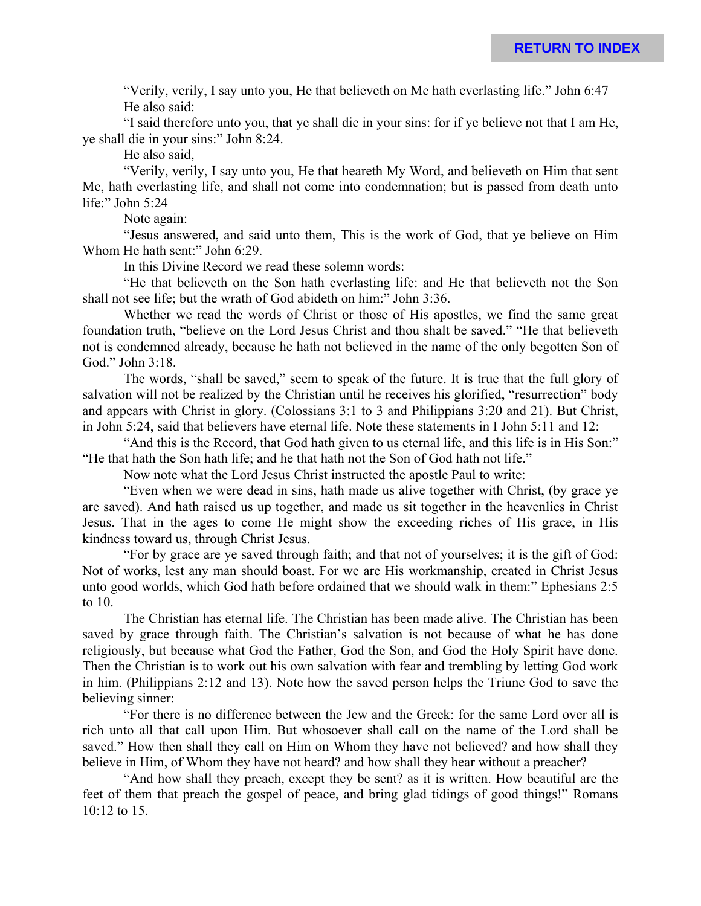"Verily, verily, I say unto you, He that believeth on Me hath everlasting life." John 6:47
He also said:

"I said therefore unto you, that ye shall die in your sins: for if ye believe not that I am He, ye shall die in your sins:" John 8:24.

He also said,

"Verily, verily, I say unto you, He that heareth My Word, and believeth on Him that sent Me, hath everlasting life, and shall not come into condemnation; but is passed from death unto life:" John 5:24

Note again:

"Jesus answered, and said unto them, This is the work of God, that ye believe on Him Whom He hath sent:" John 6:29.

In this Divine Record we read these solemn words:

"He that believeth on the Son hath everlasting life: and He that believeth not the Son shall not see life; but the wrath of God abideth on him:" John 3:36.

Whether we read the words of Christ or those of His apostles, we find the same great foundation truth, "believe on the Lord Jesus Christ and thou shalt be saved." "He that believeth not is condemned already, because he hath not believed in the name of the only begotten Son of God." John 3:18.

The words, "shall be saved," seem to speak of the future. It is true that the full glory of salvation will not be realized by the Christian until he receives his glorified, "resurrection" body and appears with Christ in glory. (Colossians 3:1 to 3 and Philippians 3:20 and 21). But Christ, in John 5:24, said that believers have eternal life. Note these statements in I John 5:11 and 12:

"And this is the Record, that God hath given to us eternal life, and this life is in His Son:" "He that hath the Son hath life; and he that hath not the Son of God hath not life."

Now note what the Lord Jesus Christ instructed the apostle Paul to write:

"Even when we were dead in sins, hath made us alive together with Christ, (by grace ye are saved). And hath raised us up together, and made us sit together in the heavenlies in Christ Jesus. That in the ages to come He might show the exceeding riches of His grace, in His kindness toward us, through Christ Jesus.

"For by grace are ye saved through faith; and that not of yourselves; it is the gift of God: Not of works, lest any man should boast. For we are His workmanship, created in Christ Jesus unto good worlds, which God hath before ordained that we should walk in them:" Ephesians 2:5 to 10.

The Christian has eternal life. The Christian has been made alive. The Christian has been saved by grace through faith. The Christian's salvation is not because of what he has done religiously, but because what God the Father, God the Son, and God the Holy Spirit have done. Then the Christian is to work out his own salvation with fear and trembling by letting God work in him. (Philippians 2:12 and 13). Note how the saved person helps the Triune God to save the believing sinner:

"For there is no difference between the Jew and the Greek: for the same Lord over all is rich unto all that call upon Him. But whosoever shall call on the name of the Lord shall be saved." How then shall they call on Him on Whom they have not believed? and how shall they believe in Him, of Whom they have not heard? and how shall they hear without a preacher?

"And how shall they preach, except they be sent? as it is written. How beautiful are the feet of them that preach the gospel of peace, and bring glad tidings of good things!" Romans 10:12 to 15.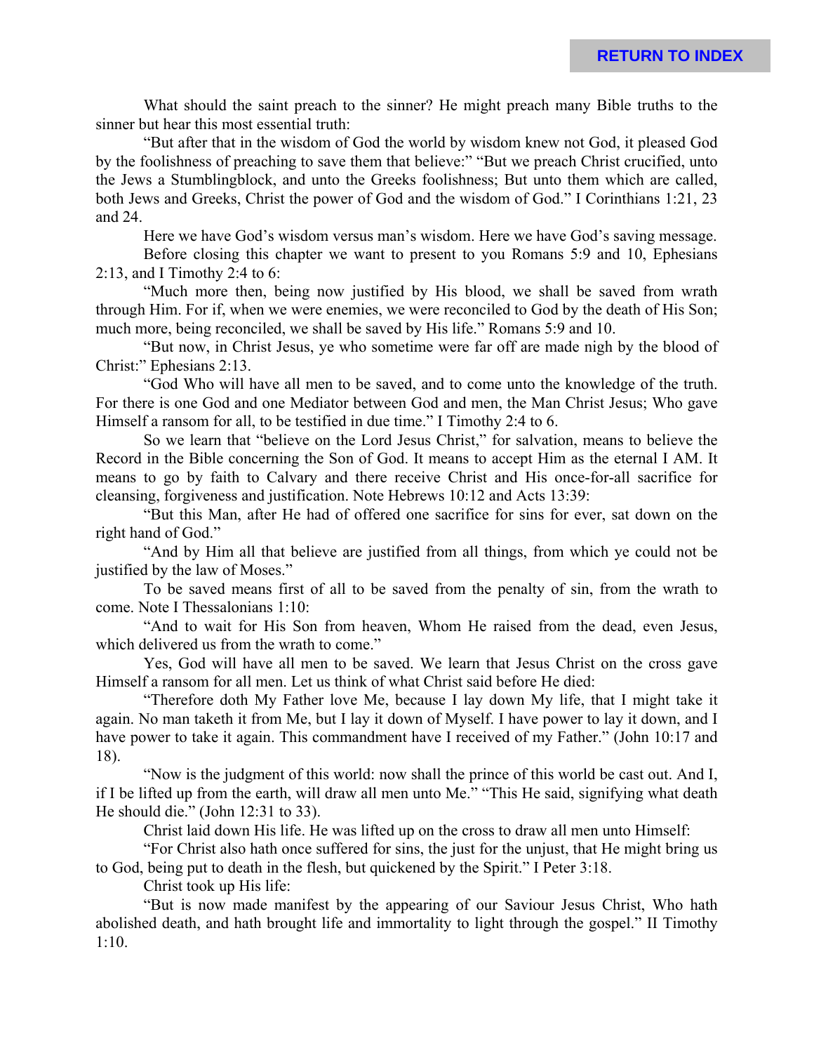What should the saint preach to the sinner? He might preach many Bible truths to the sinner but hear this most essential truth:

"But after that in the wisdom of God the world by wisdom knew not God, it pleased God by the foolishness of preaching to save them that believe:" "But we preach Christ crucified, unto the Jews a Stumblingblock, and unto the Greeks foolishness; But unto them which are called, both Jews and Greeks, Christ the power of God and the wisdom of God." I Corinthians 1:21, 23 and 24.

Here we have God's wisdom versus man's wisdom. Here we have God's saving message.

Before closing this chapter we want to present to you Romans 5:9 and 10, Ephesians 2:13, and I Timothy 2:4 to 6:

"Much more then, being now justified by His blood, we shall be saved from wrath through Him. For if, when we were enemies, we were reconciled to God by the death of His Son; much more, being reconciled, we shall be saved by His life." Romans 5:9 and 10.

"But now, in Christ Jesus, ye who sometime were far off are made nigh by the blood of Christ:" Ephesians 2:13.

"God Who will have all men to be saved, and to come unto the knowledge of the truth. For there is one God and one Mediator between God and men, the Man Christ Jesus; Who gave Himself a ransom for all, to be testified in due time." I Timothy 2:4 to 6.

So we learn that "believe on the Lord Jesus Christ," for salvation, means to believe the Record in the Bible concerning the Son of God. It means to accept Him as the eternal I AM. It means to go by faith to Calvary and there receive Christ and His once-for-all sacrifice for cleansing, forgiveness and justification. Note Hebrews 10:12 and Acts 13:39:

"But this Man, after He had offered one sacrifice for sins for ever, sat down on the right hand of God."

"And by Him all that believe are justified from all things, from which ye could not be justified by the law of Moses."

To be saved means first of all to be saved from the penalty of sin, from the wrath to come. Note I Thessalonians 1:10:

"And to wait for His Son from heaven, Whom He raised from the dead, even Jesus, which delivered us from the wrath to come."

Yes, God will have all men to be saved. We learn that Jesus Christ on the cross gave Himself a ransom for all men. Let us think of what Christ said before He died:

"Therefore doth My Father love Me, because I lay down My life, that I might take it again. No man taketh it from Me, but I lay it down of Myself. I have power to lay it down, and I have power to take it again. This commandment have I received of my Father." (John 10:17 and 18).

"Now is the judgment of this world: now shall the prince of this world be cast out. And I, if I be lifted up from the earth, will draw all men unto Me." "This He said, signifying what death He should die." (John 12:31 to 33).

Christ laid down His life. He was lifted up on the cross to draw all men unto Himself:

"For Christ also hath once suffered for sins, the just for the unjust, that He might bring us to God, being put to death in the flesh, but quickened by the Spirit." I Peter 3:18.

Christ took up His life:

"But is now made manifest by the appearing of our Saviour Jesus Christ, Who hath abolished death, and hath brought life and immortality to light through the gospel." II Timothy 1:10.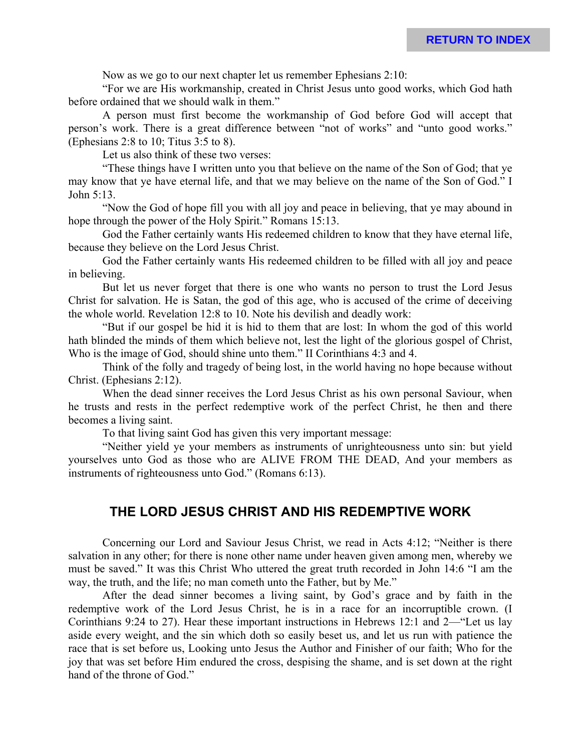Now as we go to our next chapter let us remember Ephesians 2:10:

"For we are His workmanship, created in Christ Jesus unto good works, which God hath before ordained that we should walk in them."

A person must first become the workmanship of God before God will accept that person's work. There is a great difference between "not of works" and "unto good works." (Ephesians 2:8 to 10; Titus 3:5 to 8).

Let us also think of these two verses:

"These things have I written unto you that believe on the name of the Son of God; that ye may know that ye have eternal life, and that we may believe on the name of the Son of God." I John 5:13.

"Now the God of hope fill you with all joy and peace in believing, that ye may abound in hope through the power of the Holy Spirit." Romans 15:13.

God the Father certainly wants His redeemed children to know that they have eternal life, because they believe on the Lord Jesus Christ.

God the Father certainly wants His redeemed children to be filled with all joy and peace in believing.

But let us never forget that there is one who wants no person to trust the Lord Jesus Christ for salvation. He is Satan, the god of this age, who is accused of the crime of deceiving the whole world. Revelation 12:8 to 10. Note his devilish and deadly work:

"But if our gospel be hid it is hid to them that are lost: In whom the god of this world hath blinded the minds of them which believe not, lest the light of the glorious gospel of Christ, Who is the image of God, should shine unto them." II Corinthians 4:3 and 4.

Think of the folly and tragedy of being lost, in the world having no hope because without Christ. (Ephesians 2:12).

When the dead sinner receives the Lord Jesus Christ as his own personal Saviour, when he trusts and rests in the perfect redemptive work of the perfect Christ, he then and there becomes a living saint.

To that living saint God has given this very important message:

"Neither yield ye your members as instruments of unrighteousness unto sin: but yield yourselves unto God as those who are ALIVE FROM THE DEAD, And your members as instruments of righteousness unto God." (Romans 6:13).

## THE LORD JESUS CHRIST AND HIS REDEMPTIVE WORK

Concerning our Lord and Saviour Jesus Christ, we read in Acts 4:12; "Neither is there salvation in any other; for there is none other name under heaven given among men, whereby we must be saved." It was this Christ Who uttered the great truth recorded in John 14:6 "I am the way, the truth, and the life; no man cometh unto the Father, but by Me."

After the dead sinner becomes a living saint, by God's grace and by faith in the redemptive work of the Lord Jesus Christ, he is in a race for an incorruptible crown. (I Corinthians 9:24 to 27). Hear these important instructions in Hebrews 12:1 and 2—"Let us lay aside every weight, and the sin which doth so easily beset us, and let us run with patience the race that is set before us, Looking unto Jesus the Author and Finisher of our faith; Who for the joy that was set before Him endured the cross, despising the shame, and is set down at the right hand of the throne of God."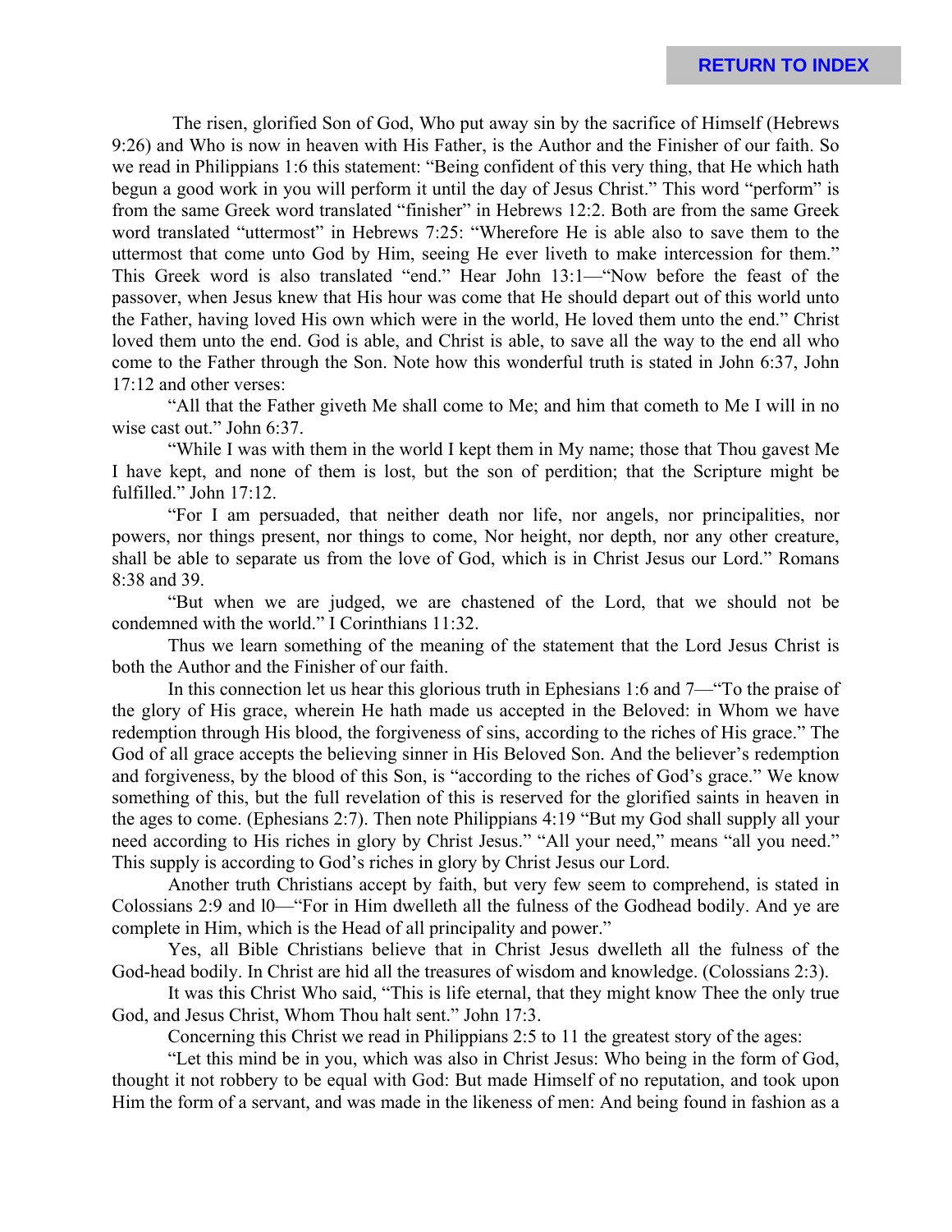The risen, glorified Son of God, Who put away sin by the sacrifice of Himself (Hebrews 9:26) and Who is now in heaven with His Father, is the Author and the Finisher of our faith. So we read in Philippians 1:6 this statement: "Being confident of this very thing, that He which hath begun a good work in you will perform it until the day of Jesus Christ." This word "perform" is from the same Greek word translated "finisher" in Hebrews 12:2. Both are from the same Greek word translated "uttermost" in Hebrews 7:25: "Wherefore He is able also to save them to the uttermost that come unto God by Him, seeing He ever liveth to make intercession for them." This Greek word is also translated "end." Hear John 13:1—"Now before the feast of the passover, when Jesus knew that His hour was come that He should depart out of this world unto the Father, having loved His own which were in the world, He loved them unto the end." Christ loved them unto the end. God is able, and Christ is able, to save all the way to the end all who come to the Father through the Son. Note how this wonderful truth is stated in John 6:37, John 17:12 and other verses:

"All that the Father giveth Me shall come to Me; and him that cometh to Me I will in no wise cast out." John 6:37.

"While I was with them in the world I kept them in My name; those that Thou gavest Me I have kept, and none of them is lost, but the son of perdition; that the Scripture might be fulfilled." John 17:12.

"For I am persuaded, that neither death nor life, nor angels, nor principalities, nor powers, nor things present, nor things to come, Nor height, nor depth, nor any other creature, shall be able to separate us from the love of God, which is in Christ Jesus our Lord." Romans 8:38 and 39.

"But when we are judged, we are chastened of the Lord, that we should not be condemned with the world." I Corinthians 11:32.

Thus we learn something of the meaning of the statement that the Lord Jesus Christ is both the Author and the Finisher of our faith.

In this connection let us hear this glorious truth in Ephesians 1:6 and 7—"To the praise of the glory of His grace, wherein He hath made us accepted in the Beloved: in Whom we have redemption through His blood, the forgiveness of sins, according to the riches of His grace." The God of all grace accepts the believing sinner in His Beloved Son. And the believer's redemption and forgiveness, by the blood of this Son, is "according to the riches of God's grace." We know something of this, but the full revelation of this is reserved for the glorified saints in heaven in the ages to come. (Ephesians 2:7). Then note Philippians 4:19 "But my God shall supply all your need according to His riches in glory by Christ Jesus." "All your need," means "all you need." This supply is according to God's riches in glory by Christ Jesus our Lord.

Another truth Christians accept by faith, but very few seem to comprehend, is stated in Colossians 2:9 and l0—"For in Him dwelleth all the fulness of the Godhead bodily. And ye are complete in Him, which is the Head of all principality and power."

Yes, all Bible Christians believe that in Christ Jesus dwelleth all the fulness of the God-head bodily. In Christ are hid all the treasures of wisdom and knowledge. (Colossians 2:3).

It was this Christ Who said, "This is life eternal, that they might know Thee the only true God, and Jesus Christ, Whom Thou halt sent." John 17:3.

Concerning this Christ we read in Philippians 2:5 to 11 the greatest story of the ages:

"Let this mind be in you, which was also in Christ Jesus: Who being in the form of God, thought it not robbery to be equal with God: But made Himself of no reputation, and took upon Him the form of a servant, and was made in the likeness of men: And being found in fashion as a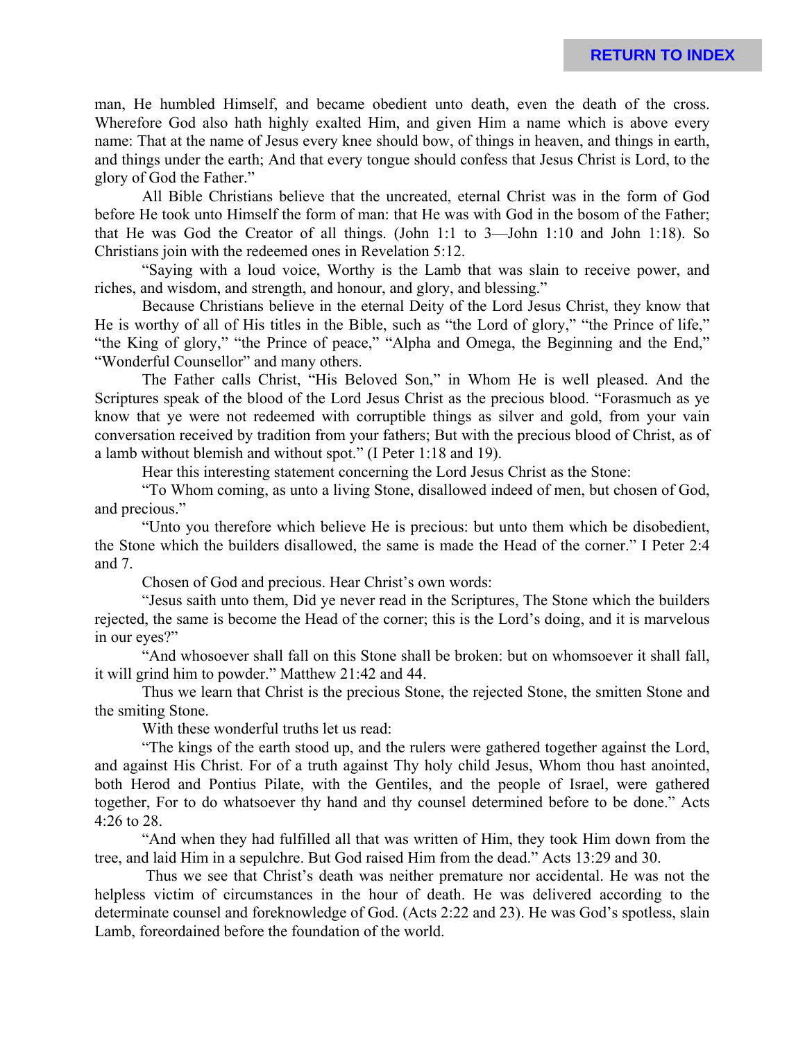man, He humbled Himself, and became obedient unto death, even the death of the cross. Wherefore God also hath highly exalted Him, and given Him a name which is above every name: That at the name of Jesus every knee should bow, of things in heaven, and things in earth, and things under the earth; And that every tongue should confess that Jesus Christ is Lord, to the glory of God the Father."

All Bible Christians believe that the uncreated, eternal Christ was in the form of God before He took unto Himself the form of man: that He was with God in the bosom of the Father; that He was God the Creator of all things. (John 1:1 to 3—John 1:10 and John 1:18). So Christians join with the redeemed ones in Revelation 5:12.

"Saying with a loud voice, Worthy is the Lamb that was slain to receive power, and riches, and wisdom, and strength, and honour, and glory, and blessing."

Because Christians believe in the eternal Deity of the Lord Jesus Christ, they know that He is worthy of all of His titles in the Bible, such as "the Lord of glory," "the Prince of life," "the King of glory," "the Prince of peace," "Alpha and Omega, the Beginning and the End," "Wonderful Counsellor" and many others.

The Father calls Christ, "His Beloved Son," in Whom He is well pleased. And the Scriptures speak of the blood of the Lord Jesus Christ as the precious blood. "Forasmuch as ye know that ye were not redeemed with corruptible things as silver and gold, from your vain conversation received by tradition from your fathers; But with the precious blood of Christ, as of a lamb without blemish and without spot." (I Peter 1:18 and 19).

Hear this interesting statement concerning the Lord Jesus Christ as the Stone:

"To Whom coming, as unto a living Stone, disallowed indeed of men, but chosen of God, and precious."

"Unto you therefore which believe He is precious: but unto them which be disobedient, the Stone which the builders disallowed, the same is made the Head of the corner." I Peter 2:4 and 7.

Chosen of God and precious. Hear Christ's own words:

"Jesus saith unto them, Did ye never read in the Scriptures, The Stone which the builders rejected, the same is become the Head of the corner; this is the Lord's doing, and it is marvelous in our eyes?"

"And whosoever shall fall on this Stone shall be broken: but on whomsoever it shall fall, it will grind him to powder." Matthew 21:42 and 44.

Thus we learn that Christ is the precious Stone, the rejected Stone, the smitten Stone and the smiting Stone.

With these wonderful truths let us read:

"The kings of the earth stood up, and the rulers were gathered together against the Lord, and against His Christ. For of a truth against Thy holy child Jesus, Whom thou hast anointed, both Herod and Pontius Pilate, with the Gentiles, and the people of Israel, were gathered together, For to do whatsoever thy hand and thy counsel determined before to be done." Acts 4:26 to 28.

"And when they had fulfilled all that was written of Him, they took Him down from the tree, and laid Him in a sepulchre. But God raised Him from the dead." Acts 13:29 and 30.

Thus we see that Christ's death was neither premature nor accidental. He was not the helpless victim of circumstances in the hour of death. He was delivered according to the determinate counsel and foreknowledge of God. (Acts 2:22 and 23). He was God's spotless, slain Lamb, foreordained before the foundation of the world.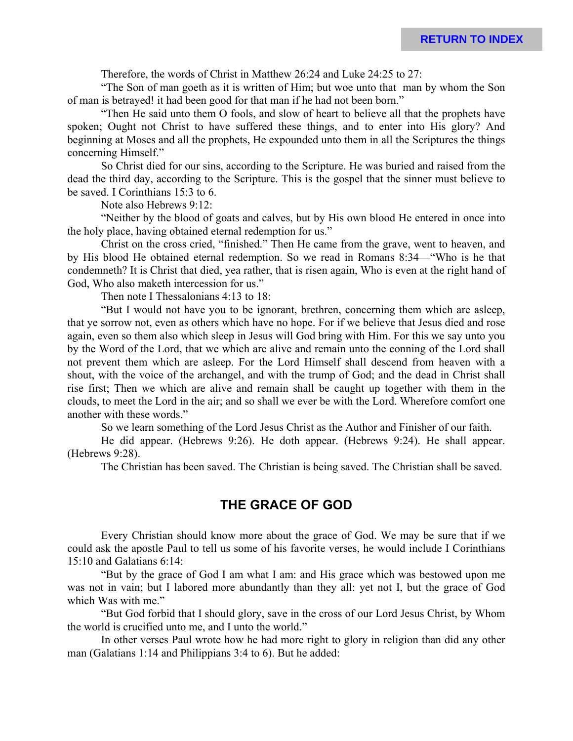Therefore, the words of Christ in Matthew 26:24 and Luke 24:25 to 27:

"The Son of man goeth as it is written of Him; but woe unto that man by whom the Son of man is betrayed! it had been good for that man if he had not been born."

"Then He said unto them O fools, and slow of heart to believe all that the prophets have spoken; Ought not Christ to have suffered these things, and to enter into His glory? And beginning at Moses and all the prophets, He expounded unto them in all the Scriptures the things concerning Himself."

So Christ died for our sins, according to the Scripture. He was buried and raised from the dead the third day, according to the Scripture. This is the gospel that the sinner must believe to be saved. I Corinthians 15:3 to 6.

Note also Hebrews 9:12:

"Neither by the blood of goats and calves, but by His own blood He entered in once into the holy place, having obtained eternal redemption for us."

Christ on the cross cried, "finished." Then He came from the grave, went to heaven, and by His blood He obtained eternal redemption. So we read in Romans 8:34—"Who is he that condemneth? It is Christ that died, yea rather, that is risen again, Who is even at the right hand of God, Who also maketh intercession for us."

Then note I Thessalonians 4:13 to 18:

"But I would not have you to be ignorant, brethren, concerning them which are asleep, that ye sorrow not, even as others which have no hope. For if we believe that Jesus died and rose again, even so them also which sleep in Jesus will God bring with Him. For this we say unto you by the Word of the Lord, that we which are alive and remain unto the conning of the Lord shall not prevent them which are asleep. For the Lord Himself shall descend from heaven with a shout, with the voice of the archangel, and with the trump of God; and the dead in Christ shall rise first; Then we which are alive and remain shall be caught up together with them in the clouds, to meet the Lord in the air; and so shall we ever be with the Lord. Wherefore comfort one another with these words."

So we learn something of the Lord Jesus Christ as the Author and Finisher of our faith.

He did appear. (Hebrews 9:26). He doth appear. (Hebrews 9:24). He shall appear. (Hebrews 9:28).

The Christian has been saved. The Christian is being saved. The Christian shall be saved.

## THE GRACE OF GOD

Every Christian should know more about the grace of God. We may be sure that if we could ask the apostle Paul to tell us some of his favorite verses, he would include I Corinthians 15:10 and Galatians 6:14:

"But by the grace of God I am what I am: and His grace which was bestowed upon me was not in vain; but I labored more abundantly than they all: yet not I, but the grace of God which Was with me."

"But God forbid that I should glory, save in the cross of our Lord Jesus Christ, by Whom the world is crucified unto me, and I unto the world."

In other verses Paul wrote how he had more right to glory in religion than did any other man (Galatians 1:14 and Philippians 3:4 to 6). But he added: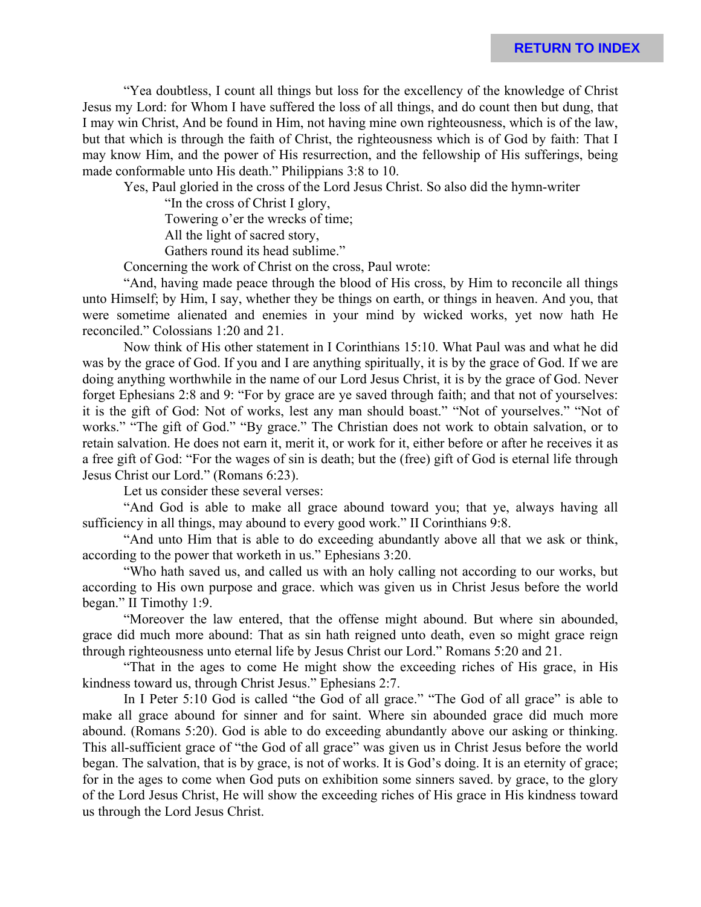"Yea doubtless, I count all things but loss for the excellency of the knowledge of Christ Jesus my Lord: for Whom I have suffered the loss of all things, and do count then but dung, that I may win Christ, And be found in Him, not having mine own righteousness, which is of the law, but that which is through the faith of Christ, the righteousness which is of God by faith: That I may know Him, and the power of His resurrection, and the fellowship of His sufferings, being made conformable unto His death." Philippians 3:8 to 10.

Yes, Paul gloried in the cross of the Lord Jesus Christ. So also did the hymn-writer

> "In the cross of Christ I glory,
> Towering o'er the wrecks of time;
> All the light of sacred story,
> Gathers round its head sublime."

Concerning the work of Christ on the cross, Paul wrote:

"And, having made peace through the blood of His cross, by Him to reconcile all things unto Himself; by Him, I say, whether they be things on earth, or things in heaven. And you, that were sometime alienated and enemies in your mind by wicked works, yet now hath He reconciled." Colossians 1:20 and 21.

Now think of His other statement in I Corinthians 15:10. What Paul was and what he did was by the grace of God. If you and I are anything spiritually, it is by the grace of God. If we are doing anything worthwhile in the name of our Lord Jesus Christ, it is by the grace of God. Never forget Ephesians 2:8 and 9: "For by grace are ye saved through faith; and that not of yourselves: it is the gift of God: Not of works, lest any man should boast." "Not of yourselves." "Not of works." "The gift of God." "By grace." The Christian does not work to obtain salvation, or to retain salvation. He does not earn it, merit it, or work for it, either before or after he receives it as a free gift of God: "For the wages of sin is death; but the (free) gift of God is eternal life through Jesus Christ our Lord." (Romans 6:23).

Let us consider these several verses:

"And God is able to make all grace abound toward you; that ye, always having all sufficiency in all things, may abound to every good work." II Corinthians 9:8.

"And unto Him that is able to do exceeding abundantly above all that we ask or think, according to the power that worketh in us." Ephesians 3:20.

"Who hath saved us, and called us with an holy calling not according to our works, but according to His own purpose and grace. which was given us in Christ Jesus before the world began." II Timothy 1:9.

"Moreover the law entered, that the offense might abound. But where sin abounded, grace did much more abound: That as sin hath reigned unto death, even so might grace reign through righteousness unto eternal life by Jesus Christ our Lord." Romans 5:20 and 21.

"That in the ages to come He might show the exceeding riches of His grace, in His kindness toward us, through Christ Jesus." Ephesians 2:7.

In I Peter 5:10 God is called "the God of all grace." "The God of all grace" is able to make all grace abound for sinner and for saint. Where sin abounded grace did much more abound. (Romans 5:20). God is able to do exceeding abundantly above our asking or thinking. This all-sufficient grace of "the God of all grace" was given us in Christ Jesus before the world began. The salvation, that is by grace, is not of works. It is God's doing. It is an eternity of grace; for in the ages to come when God puts on exhibition some sinners saved. by grace, to the glory of the Lord Jesus Christ, He will show the exceeding riches of His grace in His kindness toward us through the Lord Jesus Christ.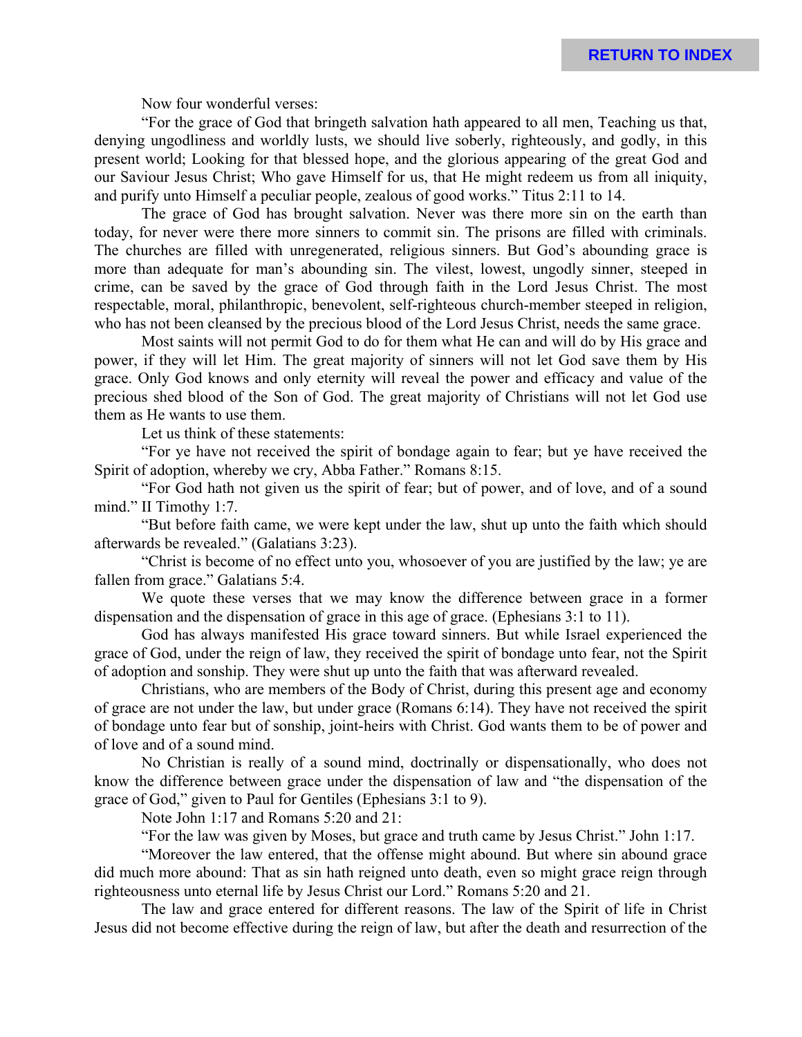Now four wonderful verses:

"For the grace of God that bringeth salvation hath appeared to all men, Teaching us that, denying ungodliness and worldly lusts, we should live soberly, righteously, and godly, in this present world; Looking for that blessed hope, and the glorious appearing of the great God and our Saviour Jesus Christ; Who gave Himself for us, that He might redeem us from all iniquity, and purify unto Himself a peculiar people, zealous of good works." Titus 2:11 to 14.

The grace of God has brought salvation. Never was there more sin on the earth than today, for never were there more sinners to commit sin. The prisons are filled with criminals. The churches are filled with unregenerated, religious sinners. But God's abounding grace is more than adequate for man's abounding sin. The vilest, lowest, ungodly sinner, steeped in crime, can be saved by the grace of God through faith in the Lord Jesus Christ. The most respectable, moral, philanthropic, benevolent, self-righteous church-member steeped in religion, who has not been cleansed by the precious blood of the Lord Jesus Christ, needs the same grace.

Most saints will not permit God to do for them what He can and will do by His grace and power, if they will let Him. The great majority of sinners will not let God save them by His grace. Only God knows and only eternity will reveal the power and efficacy and value of the precious shed blood of the Son of God. The great majority of Christians will not let God use them as He wants to use them.

Let us think of these statements:

"For ye have not received the spirit of bondage again to fear; but ye have received the Spirit of adoption, whereby we cry, Abba Father." Romans 8:15.

"For God hath not given us the spirit of fear; but of power, and of love, and of a sound mind." II Timothy 1:7.

"But before faith came, we were kept under the law, shut up unto the faith which should afterwards be revealed." (Galatians 3:23).

"Christ is become of no effect unto you, whosoever of you are justified by the law; ye are fallen from grace." Galatians 5:4.

We quote these verses that we may know the difference between grace in a former dispensation and the dispensation of grace in this age of grace. (Ephesians 3:1 to 11).

God has always manifested His grace toward sinners. But while Israel experienced the grace of God, under the reign of law, they received the spirit of bondage unto fear, not the Spirit of adoption and sonship. They were shut up unto the faith that was afterward revealed.

Christians, who are members of the Body of Christ, during this present age and economy of grace are not under the law, but under grace (Romans 6:14). They have not received the spirit of bondage unto fear but of sonship, joint-heirs with Christ. God wants them to be of power and of love and of a sound mind.

No Christian is really of a sound mind, doctrinally or dispensationally, who does not know the difference between grace under the dispensation of law and "the dispensation of the grace of God," given to Paul for Gentiles (Ephesians 3:1 to 9).

Note John 1:17 and Romans 5:20 and 21:

"For the law was given by Moses, but grace and truth came by Jesus Christ." John 1:17.

"Moreover the law entered, that the offense might abound. But where sin abound grace did much more abound: That as sin hath reigned unto death, even so might grace reign through righteousness unto eternal life by Jesus Christ our Lord." Romans 5:20 and 21.

The law and grace entered for different reasons. The law of the Spirit of life in Christ Jesus did not become effective during the reign of law, but after the death and resurrection of the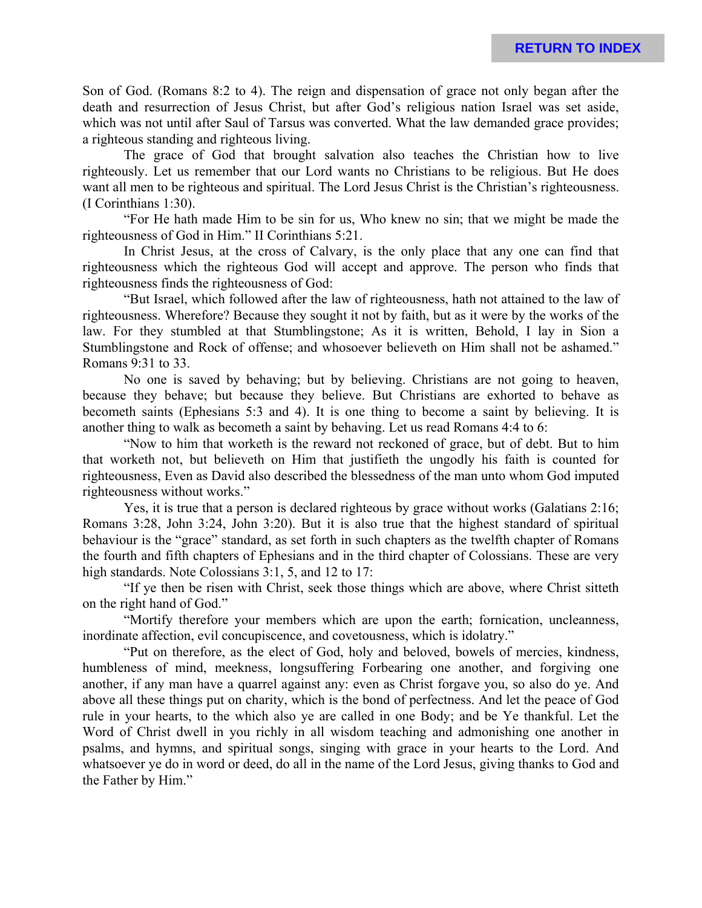Son of God. (Romans 8:2 to 4). The reign and dispensation of grace not only began after the death and resurrection of Jesus Christ, but after God's religious nation Israel was set aside, which was not until after Saul of Tarsus was converted. What the law demanded grace provides; a righteous standing and righteous living.

The grace of God that brought salvation also teaches the Christian how to live righteously. Let us remember that our Lord wants no Christians to be religious. But He does want all men to be righteous and spiritual. The Lord Jesus Christ is the Christian's righteousness. (I Corinthians 1:30).

"For He hath made Him to be sin for us, Who knew no sin; that we might be made the righteousness of God in Him." II Corinthians 5:21.

In Christ Jesus, at the cross of Calvary, is the only place that any one can find that righteousness which the righteous God will accept and approve. The person who finds that righteousness finds the righteousness of God:

"But Israel, which followed after the law of righteousness, hath not attained to the law of righteousness. Wherefore? Because they sought it not by faith, but as it were by the works of the law. For they stumbled at that Stumblingstone; As it is written, Behold, I lay in Sion a Stumblingstone and Rock of offense; and whosoever believeth on Him shall not be ashamed." Romans 9:31 to 33.

No one is saved by behaving; but by believing. Christians are not going to heaven, because they behave; but because they believe. But Christians are exhorted to behave as becometh saints (Ephesians 5:3 and 4). It is one thing to become a saint by believing. It is another thing to walk as becometh a saint by behaving. Let us read Romans 4:4 to 6:

"Now to him that worketh is the reward not reckoned of grace, but of debt. But to him that worketh not, but believeth on Him that justifieth the ungodly his faith is counted for righteousness, Even as David also described the blessedness of the man unto whom God imputed righteousness without works."

Yes, it is true that a person is declared righteous by grace without works (Galatians 2:16; Romans 3:28, John 3:24, John 3:20). But it is also true that the highest standard of spiritual behaviour is the "grace" standard, as set forth in such chapters as the twelfth chapter of Romans the fourth and fifth chapters of Ephesians and in the third chapter of Colossians. These are very high standards. Note Colossians 3:1, 5, and 12 to 17:

"If ye then be risen with Christ, seek those things which are above, where Christ sitteth on the right hand of God."

"Mortify therefore your members which are upon the earth; fornication, uncleanness, inordinate affection, evil concupiscence, and covetousness, which is idolatry."

"Put on therefore, as the elect of God, holy and beloved, bowels of mercies, kindness, humbleness of mind, meekness, longsuffering Forbearing one another, and forgiving one another, if any man have a quarrel against any: even as Christ forgave you, so also do ye. And above all these things put on charity, which is the bond of perfectness. And let the peace of God rule in your hearts, to the which also ye are called in one Body; and be Ye thankful. Let the Word of Christ dwell in you richly in all wisdom teaching and admonishing one another in psalms, and hymns, and spiritual songs, singing with grace in your hearts to the Lord. And whatsoever ye do in word or deed, do all in the name of the Lord Jesus, giving thanks to God and the Father by Him."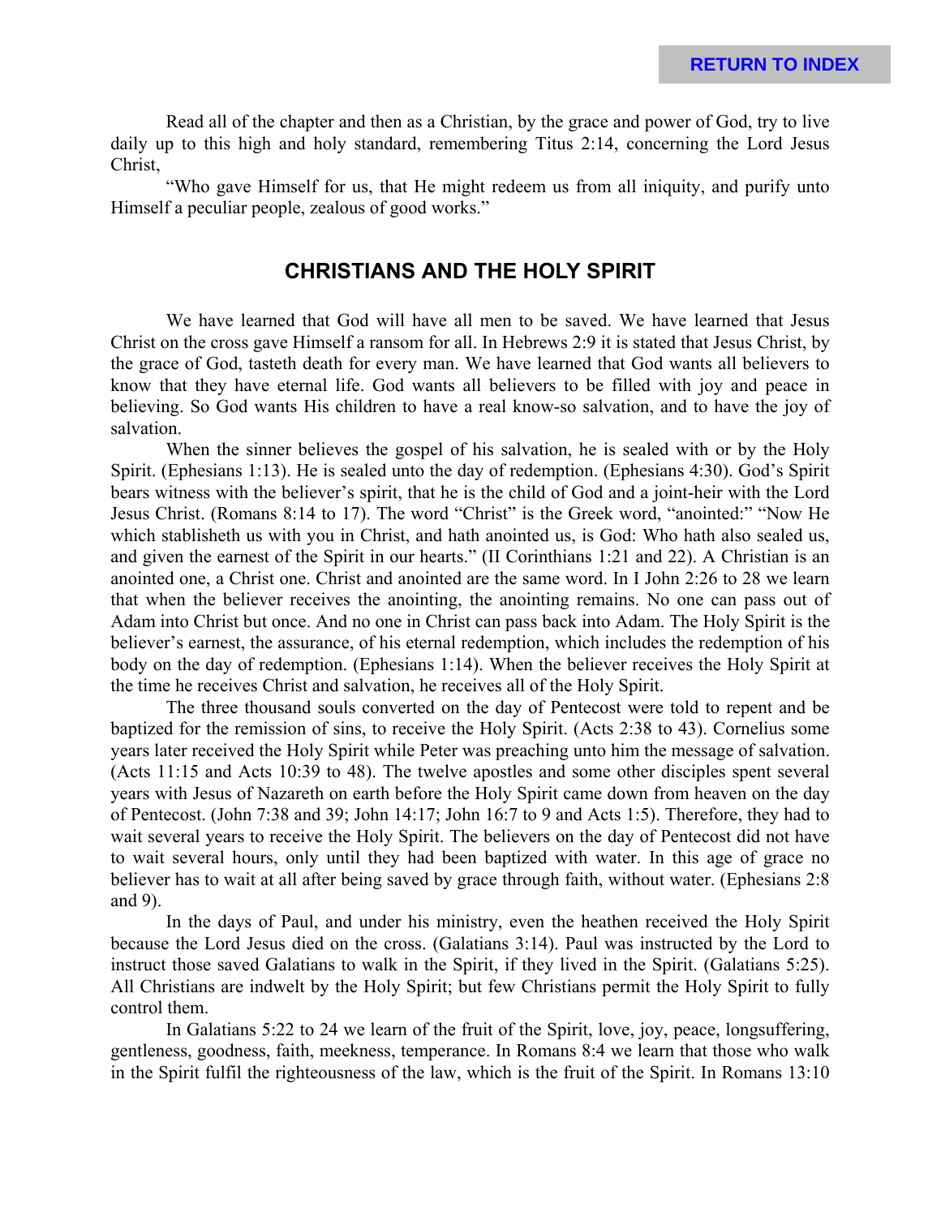Read all of the chapter and then as a Christian, by the grace and power of God, try to live daily up to this high and holy standard, remembering Titus 2:14, concerning the Lord Jesus Christ,

"Who gave Himself for us, that He might redeem us from all iniquity, and purify unto Himself a peculiar people, zealous of good works."

## CHRISTIANS AND THE HOLY SPIRIT

We have learned that God will have all men to be saved. We have learned that Jesus Christ on the cross gave Himself a ransom for all. In Hebrews 2:9 it is stated that Jesus Christ, by the grace of God, tasteth death for every man. We have learned that God wants all believers to know that they have eternal life. God wants all believers to be filled with joy and peace in believing. So God wants His children to have a real know-so salvation, and to have the joy of salvation.

When the sinner believes the gospel of his salvation, he is sealed with or by the Holy Spirit. (Ephesians 1:13). He is sealed unto the day of redemption. (Ephesians 4:30). God's Spirit bears witness with the believer's spirit, that he is the child of God and a joint-heir with the Lord Jesus Christ. (Romans 8:14 to 17). The word "Christ" is the Greek word, "anointed:" "Now He which stablisheth us with you in Christ, and hath anointed us, is God: Who hath also sealed us, and given the earnest of the Spirit in our hearts." (II Corinthians 1:21 and 22). A Christian is an anointed one, a Christ one. Christ and anointed are the same word. In I John 2:26 to 28 we learn that when the believer receives the anointing, the anointing remains. No one can pass out of Adam into Christ but once. And no one in Christ can pass back into Adam. The Holy Spirit is the believer's earnest, the assurance, of his eternal redemption, which includes the redemption of his body on the day of redemption. (Ephesians 1:14). When the believer receives the Holy Spirit at the time he receives Christ and salvation, he receives all of the Holy Spirit.

The three thousand souls converted on the day of Pentecost were told to repent and be baptized for the remission of sins, to receive the Holy Spirit. (Acts 2:38 to 43). Cornelius some years later received the Holy Spirit while Peter was preaching unto him the message of salvation. (Acts 11:15 and Acts 10:39 to 48). The twelve apostles and some other disciples spent several years with Jesus of Nazareth on earth before the Holy Spirit came down from heaven on the day of Pentecost. (John 7:38 and 39; John 14:17; John 16:7 to 9 and Acts 1:5). Therefore, they had to wait several years to receive the Holy Spirit. The believers on the day of Pentecost did not have to wait several hours, only until they had been baptized with water. In this age of grace no believer has to wait at all after being saved by grace through faith, without water. (Ephesians 2:8 and 9).

In the days of Paul, and under his ministry, even the heathen received the Holy Spirit because the Lord Jesus died on the cross. (Galatians 3:14). Paul was instructed by the Lord to instruct those saved Galatians to walk in the Spirit, if they lived in the Spirit. (Galatians 5:25). All Christians are indwelt by the Holy Spirit; but few Christians permit the Holy Spirit to fully control them.

In Galatians 5:22 to 24 we learn of the fruit of the Spirit, love, joy, peace, longsuffering, gentleness, goodness, faith, meekness, temperance. In Romans 8:4 we learn that those who walk in the Spirit fulfil the righteousness of the law, which is the fruit of the Spirit. In Romans 13:10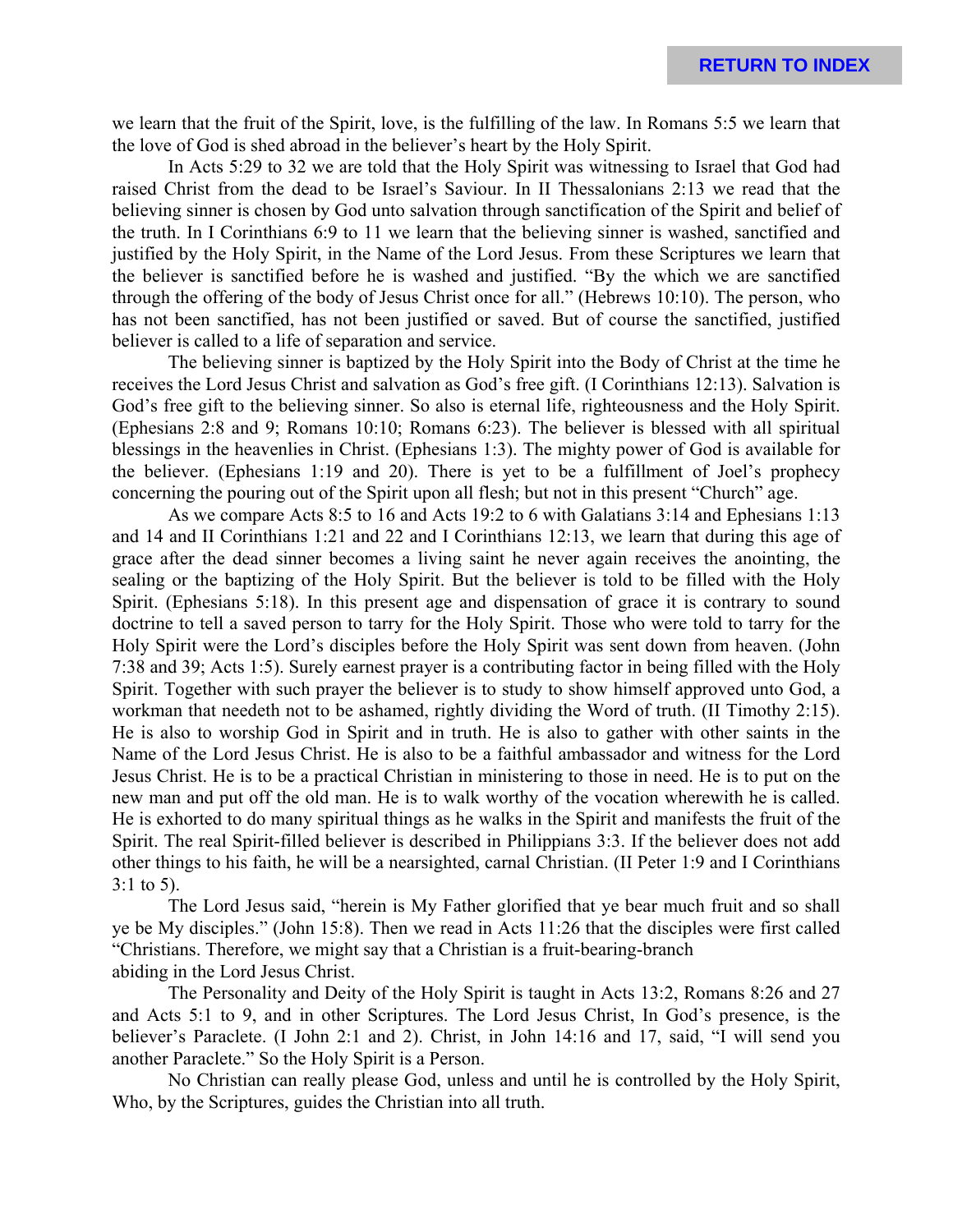we learn that the fruit of the Spirit, love, is the fulfilling of the law. In Romans 5:5 we learn that the love of God is shed abroad in the believer's heart by the Holy Spirit.

In Acts 5:29 to 32 we are told that the Holy Spirit was witnessing to Israel that God had raised Christ from the dead to be Israel's Saviour. In II Thessalonians 2:13 we read that the believing sinner is chosen by God unto salvation through sanctification of the Spirit and belief of the truth. In I Corinthians 6:9 to 11 we learn that the believing sinner is washed, sanctified and justified by the Holy Spirit, in the Name of the Lord Jesus. From these Scriptures we learn that the believer is sanctified before he is washed and justified. "By the which we are sanctified through the offering of the body of Jesus Christ once for all." (Hebrews 10:10). The person, who has not been sanctified, has not been justified or saved. But of course the sanctified, justified believer is called to a life of separation and service.

The believing sinner is baptized by the Holy Spirit into the Body of Christ at the time he receives the Lord Jesus Christ and salvation as God's free gift. (I Corinthians 12:13). Salvation is God's free gift to the believing sinner. So also is eternal life, righteousness and the Holy Spirit. (Ephesians 2:8 and 9; Romans 10:10; Romans 6:23). The believer is blessed with all spiritual blessings in the heavenlies in Christ. (Ephesians 1:3). The mighty power of God is available for the believer. (Ephesians 1:19 and 20). There is yet to be a fulfillment of Joel's prophecy concerning the pouring out of the Spirit upon all flesh; but not in this present "Church" age.

As we compare Acts 8:5 to 16 and Acts 19:2 to 6 with Galatians 3:14 and Ephesians 1:13 and 14 and II Corinthians 1:21 and 22 and I Corinthians 12:13, we learn that during this age of grace after the dead sinner becomes a living saint he never again receives the anointing, the sealing or the baptizing of the Holy Spirit. But the believer is told to be filled with the Holy Spirit. (Ephesians 5:18). In this present age and dispensation of grace it is contrary to sound doctrine to tell a saved person to tarry for the Holy Spirit. Those who were told to tarry for the Holy Spirit were the Lord's disciples before the Holy Spirit was sent down from heaven. (John 7:38 and 39; Acts 1:5). Surely earnest prayer is a contributing factor in being filled with the Holy Spirit. Together with such prayer the believer is to study to show himself approved unto God, a workman that needeth not to be ashamed, rightly dividing the Word of truth. (II Timothy 2:15). He is also to worship God in Spirit and in truth. He is also to gather with other saints in the Name of the Lord Jesus Christ. He is also to be a faithful ambassador and witness for the Lord Jesus Christ. He is to be a practical Christian in ministering to those in need. He is to put on the new man and put off the old man. He is to walk worthy of the vocation wherewith he is called. He is exhorted to do many spiritual things as he walks in the Spirit and manifests the fruit of the Spirit. The real Spirit-filled believer is described in Philippians 3:3. If the believer does not add other things to his faith, he will be a nearsighted, carnal Christian. (II Peter 1:9 and I Corinthians 3:1 to 5).

The Lord Jesus said, "herein is My Father glorified that ye bear much fruit and so shall ye be My disciples." (John 15:8). Then we read in Acts 11:26 that the disciples were first called "Christians. Therefore, we might say that a Christian is a fruit-bearing-branch abiding in the Lord Jesus Christ.

The Personality and Deity of the Holy Spirit is taught in Acts 13:2, Romans 8:26 and 27 and Acts 5:1 to 9, and in other Scriptures. The Lord Jesus Christ, In God's presence, is the believer's Paraclete. (I John 2:1 and 2). Christ, in John 14:16 and 17, said, "I will send you another Paraclete." So the Holy Spirit is a Person.

No Christian can really please God, unless and until he is controlled by the Holy Spirit, Who, by the Scriptures, guides the Christian into all truth.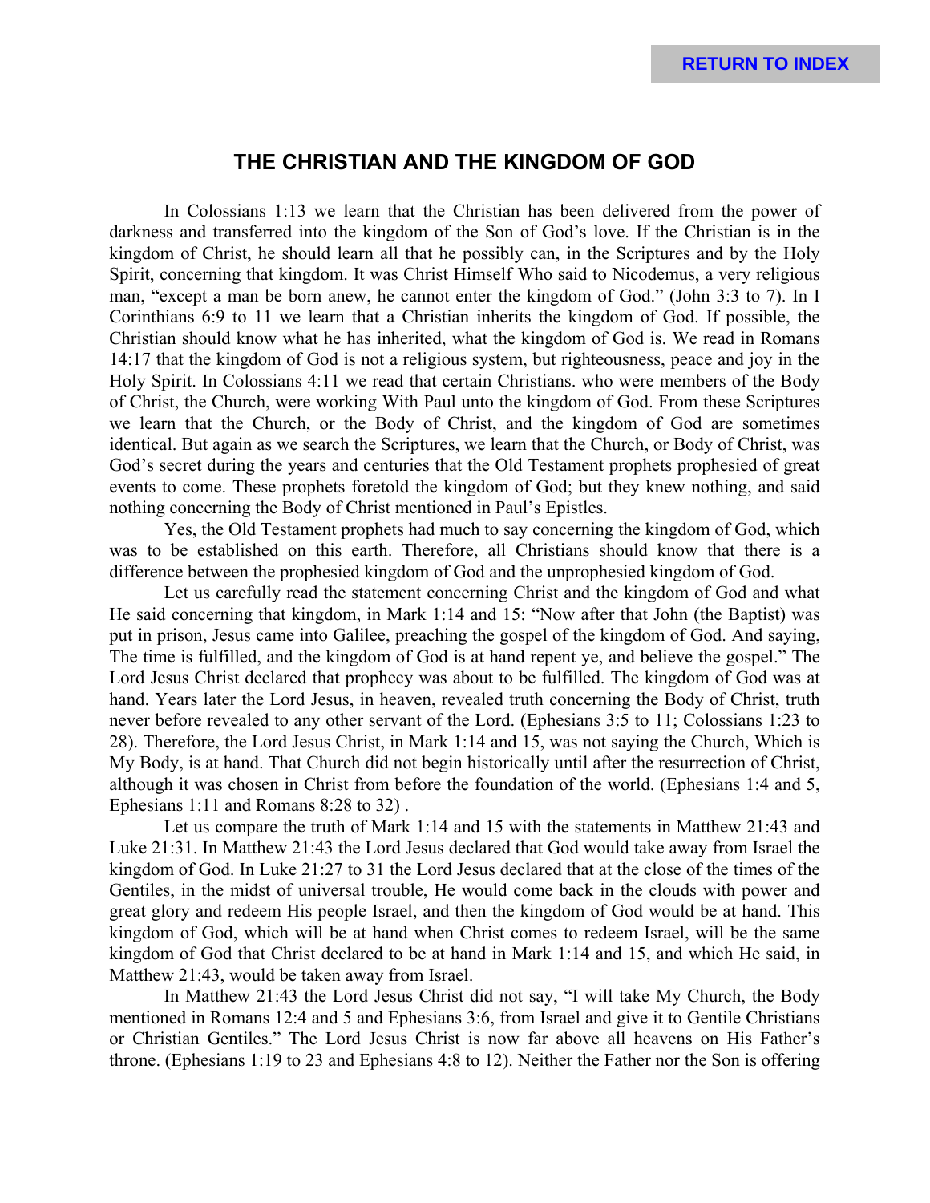## THE CHRISTIAN AND THE KINGDOM OF GOD

In Colossians 1:13 we learn that the Christian has been delivered from the power of darkness and transferred into the kingdom of the Son of God's love. If the Christian is in the kingdom of Christ, he should learn all that he possibly can, in the Scriptures and by the Holy Spirit, concerning that kingdom. It was Christ Himself Who said to Nicodemus, a very religious man, "except a man be born anew, he cannot enter the kingdom of God." (John 3:3 to 7). In I Corinthians 6:9 to 11 we learn that a Christian inherits the kingdom of God. If possible, the Christian should know what he has inherited, what the kingdom of God is. We read in Romans 14:17 that the kingdom of God is not a religious system, but righteousness, peace and joy in the Holy Spirit. In Colossians 4:11 we read that certain Christians. who were members of the Body of Christ, the Church, were working With Paul unto the kingdom of God. From these Scriptures we learn that the Church, or the Body of Christ, and the kingdom of God are sometimes identical. But again as we search the Scriptures, we learn that the Church, or Body of Christ, was God's secret during the years and centuries that the Old Testament prophets prophesied of great events to come. These prophets foretold the kingdom of God; but they knew nothing, and said nothing concerning the Body of Christ mentioned in Paul's Epistles.

Yes, the Old Testament prophets had much to say concerning the kingdom of God, which was to be established on this earth. Therefore, all Christians should know that there is a difference between the prophesied kingdom of God and the unprophesied kingdom of God.

Let us carefully read the statement concerning Christ and the kingdom of God and what He said concerning that kingdom, in Mark 1:14 and 15: "Now after that John (the Baptist) was put in prison, Jesus came into Galilee, preaching the gospel of the kingdom of God. And saying, The time is fulfilled, and the kingdom of God is at hand repent ye, and believe the gospel." The Lord Jesus Christ declared that prophecy was about to be fulfilled. The kingdom of God was at hand. Years later the Lord Jesus, in heaven, revealed truth concerning the Body of Christ, truth never before revealed to any other servant of the Lord. (Ephesians 3:5 to 11; Colossians 1:23 to 28). Therefore, the Lord Jesus Christ, in Mark 1:14 and 15, was not saying the Church, Which is My Body, is at hand. That Church did not begin historically until after the resurrection of Christ, although it was chosen in Christ from before the foundation of the world. (Ephesians 1:4 and 5, Ephesians 1:11 and Romans 8:28 to 32) .

Let us compare the truth of Mark 1:14 and 15 with the statements in Matthew 21:43 and Luke 21:31. In Matthew 21:43 the Lord Jesus declared that God would take away from Israel the kingdom of God. In Luke 21:27 to 31 the Lord Jesus declared that at the close of the times of the Gentiles, in the midst of universal trouble, He would come back in the clouds with power and great glory and redeem His people Israel, and then the kingdom of God would be at hand. This kingdom of God, which will be at hand when Christ comes to redeem Israel, will be the same kingdom of God that Christ declared to be at hand in Mark 1:14 and 15, and which He said, in Matthew 21:43, would be taken away from Israel.

In Matthew 21:43 the Lord Jesus Christ did not say, "I will take My Church, the Body mentioned in Romans 12:4 and 5 and Ephesians 3:6, from Israel and give it to Gentile Christians or Christian Gentiles." The Lord Jesus Christ is now far above all heavens on His Father's throne. (Ephesians 1:19 to 23 and Ephesians 4:8 to 12). Neither the Father nor the Son is offering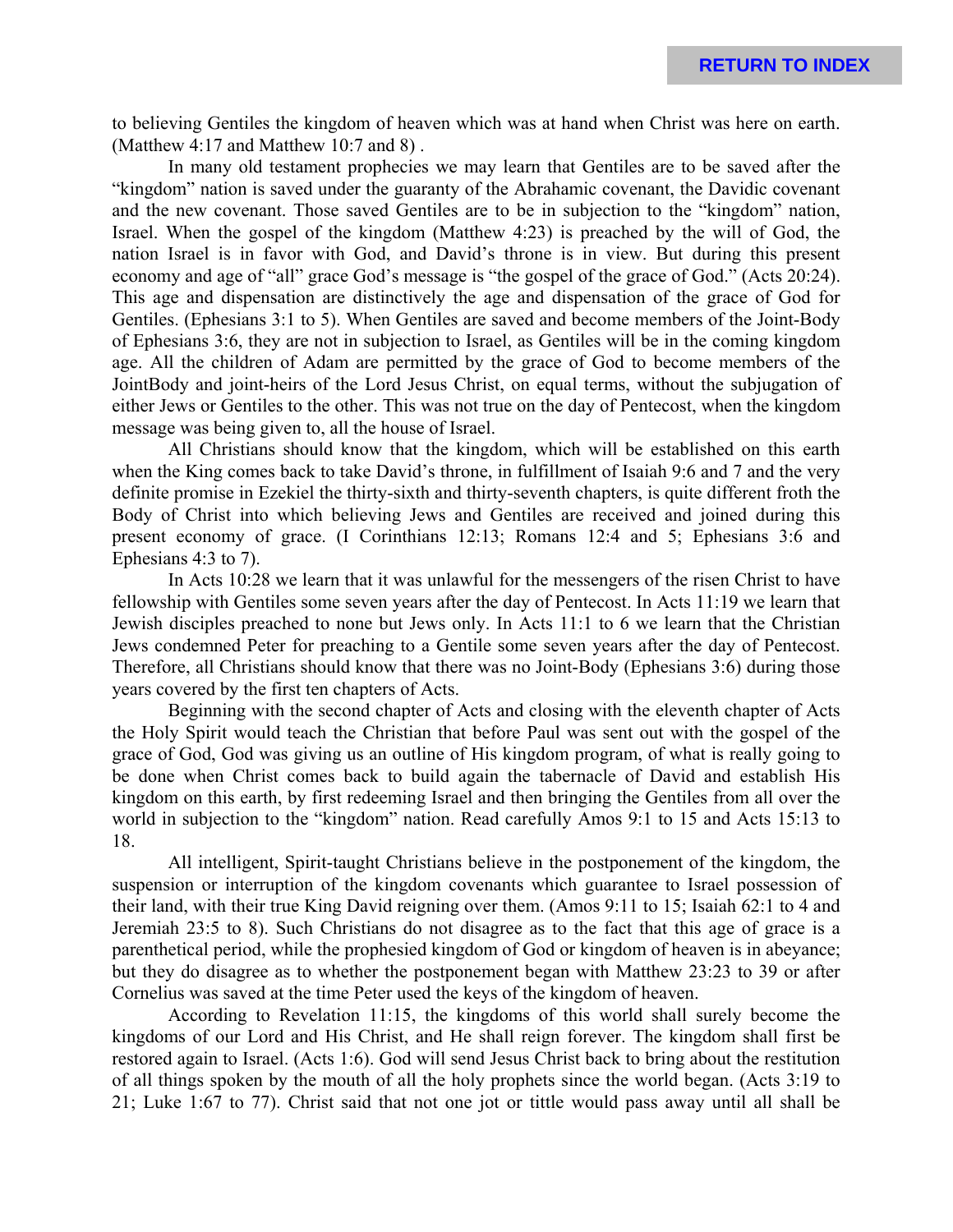to believing Gentiles the kingdom of heaven which was at hand when Christ was here on earth. (Matthew 4:17 and Matthew 10:7 and 8) .

In many old testament prophecies we may learn that Gentiles are to be saved after the "kingdom" nation is saved under the guaranty of the Abrahamic covenant, the Davidic covenant and the new covenant. Those saved Gentiles are to be in subjection to the "kingdom" nation, Israel. When the gospel of the kingdom (Matthew 4:23) is preached by the will of God, the nation Israel is in favor with God, and David's throne is in view. But during this present economy and age of "all" grace God's message is "the gospel of the grace of God." (Acts 20:24). This age and dispensation are distinctively the age and dispensation of the grace of God for Gentiles. (Ephesians 3:1 to 5). When Gentiles are saved and become members of the Joint-Body of Ephesians 3:6, they are not in subjection to Israel, as Gentiles will be in the coming kingdom age. All the children of Adam are permitted by the grace of God to become members of the JointBody and joint-heirs of the Lord Jesus Christ, on equal terms, without the subjugation of either Jews or Gentiles to the other. This was not true on the day of Pentecost, when the kingdom message was being given to, all the house of Israel.

All Christians should know that the kingdom, which will be established on this earth when the King comes back to take David's throne, in fulfillment of Isaiah 9:6 and 7 and the very definite promise in Ezekiel the thirty-sixth and thirty-seventh chapters, is quite different froth the Body of Christ into which believing Jews and Gentiles are received and joined during this present economy of grace. (I Corinthians 12:13; Romans 12:4 and 5; Ephesians 3:6 and Ephesians 4:3 to 7).

In Acts 10:28 we learn that it was unlawful for the messengers of the risen Christ to have fellowship with Gentiles some seven years after the day of Pentecost. In Acts 11:19 we learn that Jewish disciples preached to none but Jews only. In Acts 11:1 to 6 we learn that the Christian Jews condemned Peter for preaching to a Gentile some seven years after the day of Pentecost. Therefore, all Christians should know that there was no Joint-Body (Ephesians 3:6) during those years covered by the first ten chapters of Acts.

Beginning with the second chapter of Acts and closing with the eleventh chapter of Acts the Holy Spirit would teach the Christian that before Paul was sent out with the gospel of the grace of God, God was giving us an outline of His kingdom program, of what is really going to be done when Christ comes back to build again the tabernacle of David and establish His kingdom on this earth, by first redeeming Israel and then bringing the Gentiles from all over the world in subjection to the "kingdom" nation. Read carefully Amos 9:1 to 15 and Acts 15:13 to 18.

All intelligent, Spirit-taught Christians believe in the postponement of the kingdom, the suspension or interruption of the kingdom covenants which guarantee to Israel possession of their land, with their true King David reigning over them. (Amos 9:11 to 15; Isaiah 62:1 to 4 and Jeremiah 23:5 to 8). Such Christians do not disagree as to the fact that this age of grace is a parenthetical period, while the prophesied kingdom of God or kingdom of heaven is in abeyance; but they do disagree as to whether the postponement began with Matthew 23:23 to 39 or after Cornelius was saved at the time Peter used the keys of the kingdom of heaven.

According to Revelation 11:15, the kingdoms of this world shall surely become the kingdoms of our Lord and His Christ, and He shall reign forever. The kingdom shall first be restored again to Israel. (Acts 1:6). God will send Jesus Christ back to bring about the restitution of all things spoken by the mouth of all the holy prophets since the world began. (Acts 3:19 to 21; Luke 1:67 to 77). Christ said that not one jot or tittle would pass away until all shall be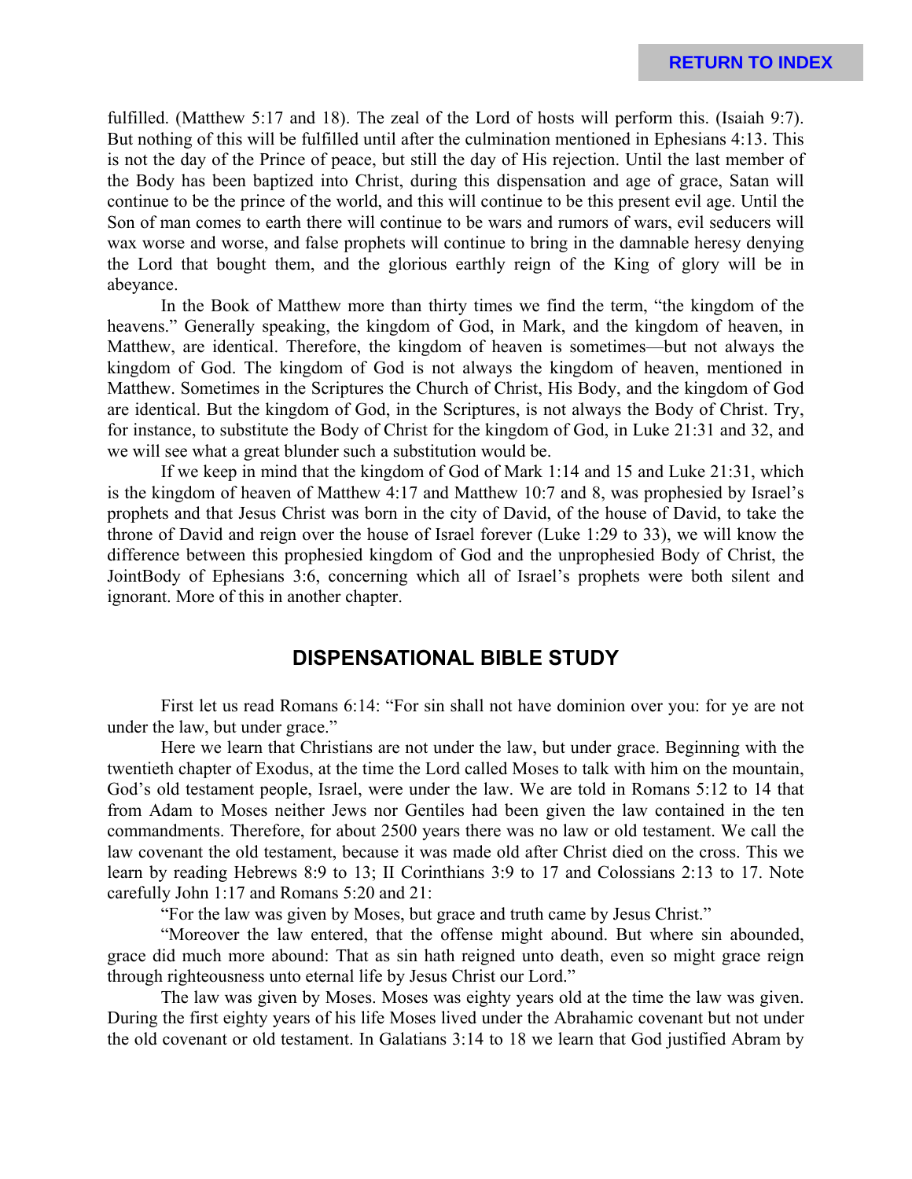fulfilled. (Matthew 5:17 and 18). The zeal of the Lord of hosts will perform this. (Isaiah 9:7). But nothing of this will be fulfilled until after the culmination mentioned in Ephesians 4:13. This is not the day of the Prince of peace, but still the day of His rejection. Until the last member of the Body has been baptized into Christ, during this dispensation and age of grace, Satan will continue to be the prince of the world, and this will continue to be this present evil age. Until the Son of man comes to earth there will continue to be wars and rumors of wars, evil seducers will wax worse and worse, and false prophets will continue to bring in the damnable heresy denying the Lord that bought them, and the glorious earthly reign of the King of glory will be in abeyance.

In the Book of Matthew more than thirty times we find the term, "the kingdom of the heavens." Generally speaking, the kingdom of God, in Mark, and the kingdom of heaven, in Matthew, are identical. Therefore, the kingdom of heaven is sometimes—but not always the kingdom of God. The kingdom of God is not always the kingdom of heaven, mentioned in Matthew. Sometimes in the Scriptures the Church of Christ, His Body, and the kingdom of God are identical. But the kingdom of God, in the Scriptures, is not always the Body of Christ. Try, for instance, to substitute the Body of Christ for the kingdom of God, in Luke 21:31 and 32, and we will see what a great blunder such a substitution would be.

If we keep in mind that the kingdom of God of Mark 1:14 and 15 and Luke 21:31, which is the kingdom of heaven of Matthew 4:17 and Matthew 10:7 and 8, was prophesied by Israel's prophets and that Jesus Christ was born in the city of David, of the house of David, to take the throne of David and reign over the house of Israel forever (Luke 1:29 to 33), we will know the difference between this prophesied kingdom of God and the unprophesied Body of Christ, the JointBody of Ephesians 3:6, concerning which all of Israel's prophets were both silent and ignorant. More of this in another chapter.

## DISPENSATIONAL BIBLE STUDY

First let us read Romans 6:14: "For sin shall not have dominion over you: for ye are not under the law, but under grace."

Here we learn that Christians are not under the law, but under grace. Beginning with the twentieth chapter of Exodus, at the time the Lord called Moses to talk with him on the mountain, God's old testament people, Israel, were under the law. We are told in Romans 5:12 to 14 that from Adam to Moses neither Jews nor Gentiles had been given the law contained in the ten commandments. Therefore, for about 2500 years there was no law or old testament. We call the law covenant the old testament, because it was made old after Christ died on the cross. This we learn by reading Hebrews 8:9 to 13; II Corinthians 3:9 to 17 and Colossians 2:13 to 17. Note carefully John 1:17 and Romans 5:20 and 21:

"For the law was given by Moses, but grace and truth came by Jesus Christ."

"Moreover the law entered, that the offense might abound. But where sin abounded, grace did much more abound: That as sin hath reigned unto death, even so might grace reign through righteousness unto eternal life by Jesus Christ our Lord."

The law was given by Moses. Moses was eighty years old at the time the law was given. During the first eighty years of his life Moses lived under the Abrahamic covenant but not under the old covenant or old testament. In Galatians 3:14 to 18 we learn that God justified Abram by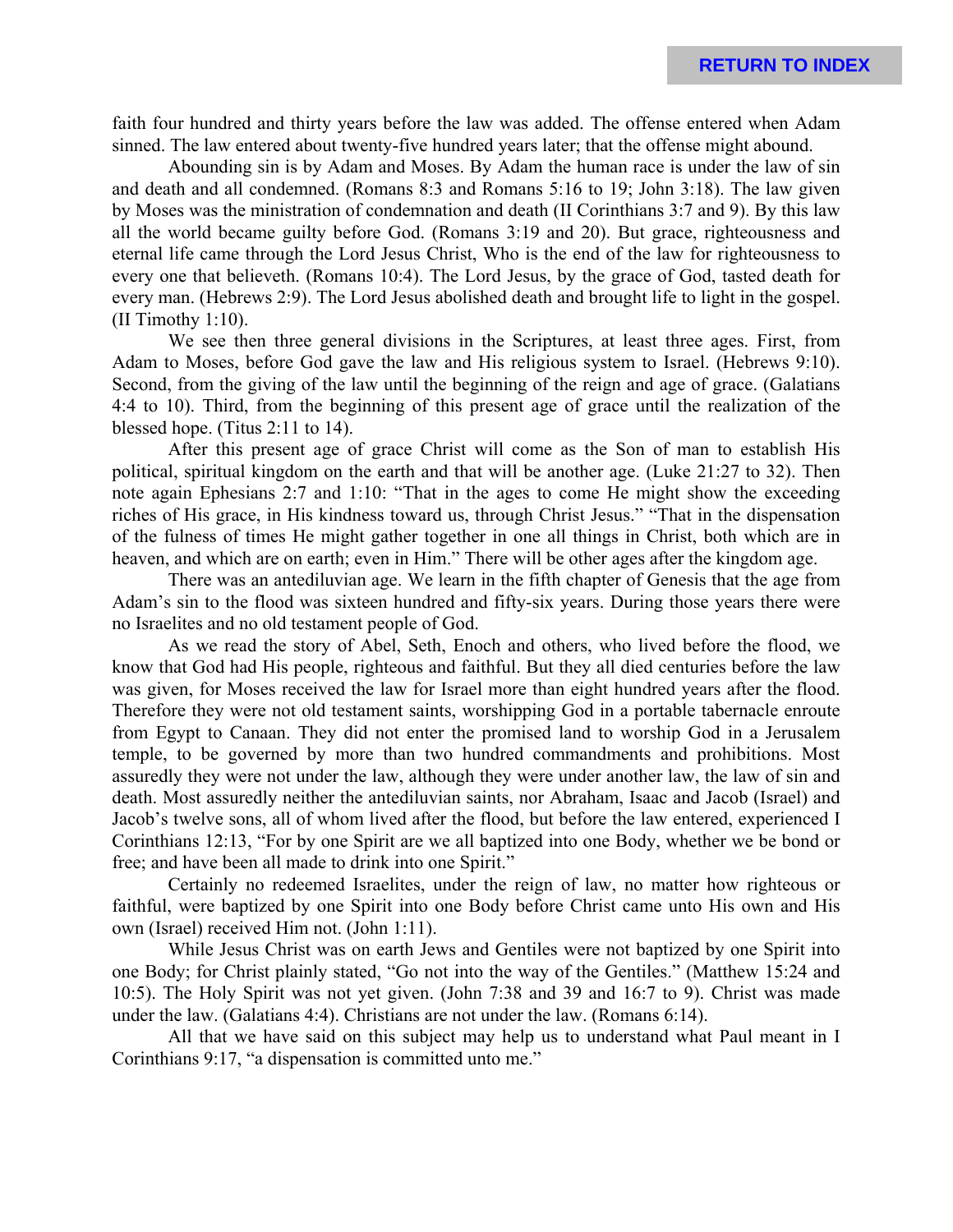faith four hundred and thirty years before the law was added. The offense entered when Adam sinned. The law entered about twenty-five hundred years later; that the offense might abound.

Abounding sin is by Adam and Moses. By Adam the human race is under the law of sin and death and all condemned. (Romans 8:3 and Romans 5:16 to 19; John 3:18). The law given by Moses was the ministration of condemnation and death (II Corinthians 3:7 and 9). By this law all the world became guilty before God. (Romans 3:19 and 20). But grace, righteousness and eternal life came through the Lord Jesus Christ, Who is the end of the law for righteousness to every one that believeth. (Romans 10:4). The Lord Jesus, by the grace of God, tasted death for every man. (Hebrews 2:9). The Lord Jesus abolished death and brought life to light in the gospel. (II Timothy 1:10).

We see then three general divisions in the Scriptures, at least three ages. First, from Adam to Moses, before God gave the law and His religious system to Israel. (Hebrews 9:10). Second, from the giving of the law until the beginning of the reign and age of grace. (Galatians 4:4 to 10). Third, from the beginning of this present age of grace until the realization of the blessed hope. (Titus 2:11 to 14).

After this present age of grace Christ will come as the Son of man to establish His political, spiritual kingdom on the earth and that will be another age. (Luke 21:27 to 32). Then note again Ephesians 2:7 and 1:10: "That in the ages to come He might show the exceeding riches of His grace, in His kindness toward us, through Christ Jesus." "That in the dispensation of the fulness of times He might gather together in one all things in Christ, both which are in heaven, and which are on earth; even in Him." There will be other ages after the kingdom age.

There was an antediluvian age. We learn in the fifth chapter of Genesis that the age from Adam's sin to the flood was sixteen hundred and fifty-six years. During those years there were no Israelites and no old testament people of God.

As we read the story of Abel, Seth, Enoch and others, who lived before the flood, we know that God had His people, righteous and faithful. But they all died centuries before the law was given, for Moses received the law for Israel more than eight hundred years after the flood. Therefore they were not old testament saints, worshipping God in a portable tabernacle enroute from Egypt to Canaan. They did not enter the promised land to worship God in a Jerusalem temple, to be governed by more than two hundred commandments and prohibitions. Most assuredly they were not under the law, although they were under another law, the law of sin and death. Most assuredly neither the antediluvian saints, nor Abraham, Isaac and Jacob (Israel) and Jacob's twelve sons, all of whom lived after the flood, but before the law entered, experienced I Corinthians 12:13, "For by one Spirit are we all baptized into one Body, whether we be bond or free; and have been all made to drink into one Spirit."

Certainly no redeemed Israelites, under the reign of law, no matter how righteous or faithful, were baptized by one Spirit into one Body before Christ came unto His own and His own (Israel) received Him not. (John 1:11).

While Jesus Christ was on earth Jews and Gentiles were not baptized by one Spirit into one Body; for Christ plainly stated, "Go not into the way of the Gentiles." (Matthew 15:24 and 10:5). The Holy Spirit was not yet given. (John 7:38 and 39 and 16:7 to 9). Christ was made under the law. (Galatians 4:4). Christians are not under the law. (Romans 6:14).

All that we have said on this subject may help us to understand what Paul meant in I Corinthians 9:17, "a dispensation is committed unto me."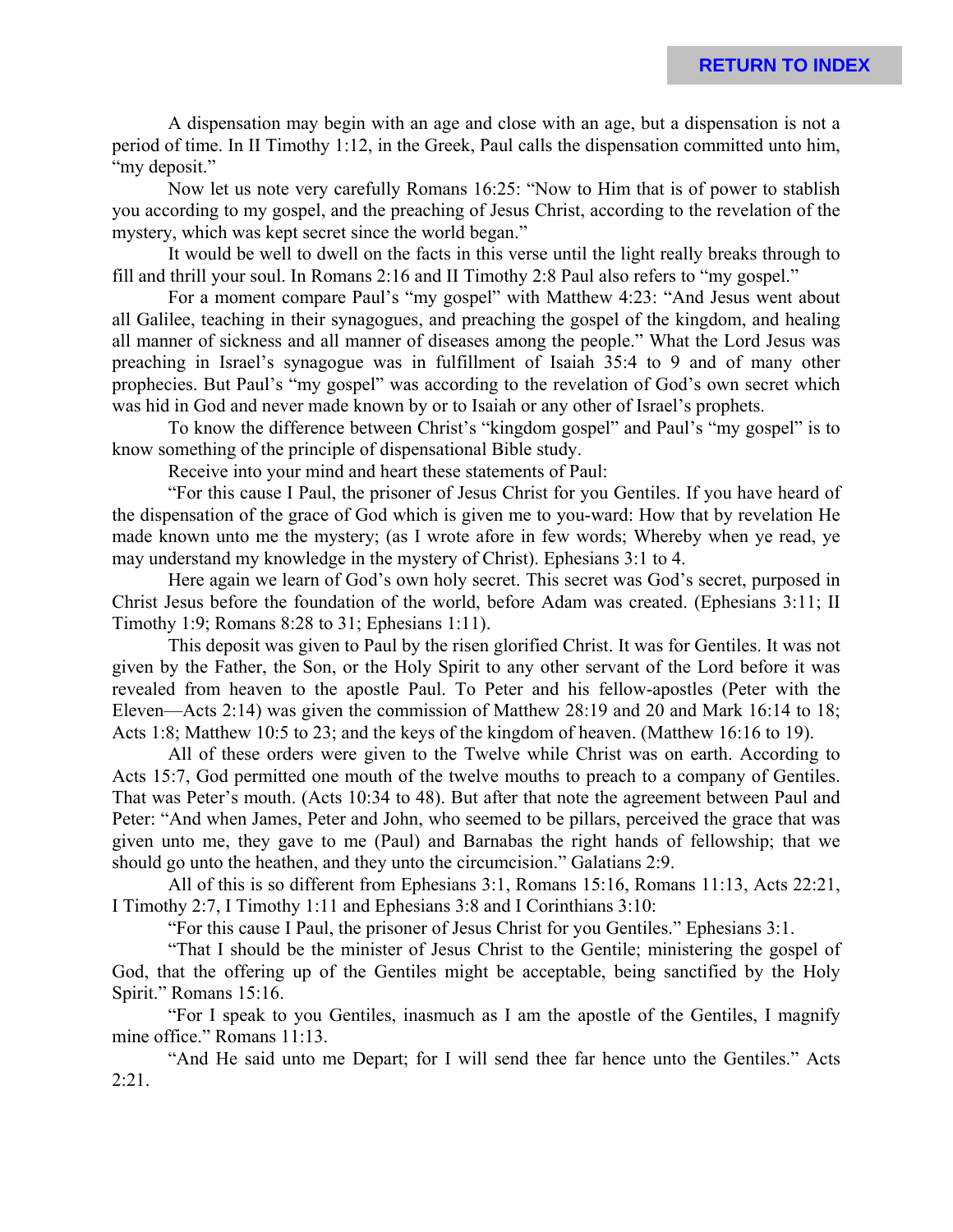A dispensation may begin with an age and close with an age, but a dispensation is not a period of time. In II Timothy 1:12, in the Greek, Paul calls the dispensation committed unto him, "my deposit."

Now let us note very carefully Romans 16:25: "Now to Him that is of power to stablish you according to my gospel, and the preaching of Jesus Christ, according to the revelation of the mystery, which was kept secret since the world began."

It would be well to dwell on the facts in this verse until the light really breaks through to fill and thrill your soul. In Romans 2:16 and II Timothy 2:8 Paul also refers to "my gospel."

For a moment compare Paul's "my gospel" with Matthew 4:23: "And Jesus went about all Galilee, teaching in their synagogues, and preaching the gospel of the kingdom, and healing all manner of sickness and all manner of diseases among the people." What the Lord Jesus was preaching in Israel's synagogue was in fulfillment of Isaiah 35:4 to 9 and of many other prophecies. But Paul's "my gospel" was according to the revelation of God's own secret which was hid in God and never made known by or to Isaiah or any other of Israel's prophets.

To know the difference between Christ's "kingdom gospel" and Paul's "my gospel" is to know something of the principle of dispensational Bible study.

Receive into your mind and heart these statements of Paul:

"For this cause I Paul, the prisoner of Jesus Christ for you Gentiles. If you have heard of the dispensation of the grace of God which is given me to you-ward: How that by revelation He made known unto me the mystery; (as I wrote afore in few words; Whereby when ye read, ye may understand my knowledge in the mystery of Christ). Ephesians 3:1 to 4.

Here again we learn of God's own holy secret. This secret was God's secret, purposed in Christ Jesus before the foundation of the world, before Adam was created. (Ephesians 3:11; II Timothy 1:9; Romans 8:28 to 31; Ephesians 1:11).

This deposit was given to Paul by the risen glorified Christ. It was for Gentiles. It was not given by the Father, the Son, or the Holy Spirit to any other servant of the Lord before it was revealed from heaven to the apostle Paul. To Peter and his fellow-apostles (Peter with the Eleven—Acts 2:14) was given the commission of Matthew 28:19 and 20 and Mark 16:14 to 18; Acts 1:8; Matthew 10:5 to 23; and the keys of the kingdom of heaven. (Matthew 16:16 to 19).

All of these orders were given to the Twelve while Christ was on earth. According to Acts 15:7, God permitted one mouth of the twelve mouths to preach to a company of Gentiles. That was Peter's mouth. (Acts 10:34 to 48). But after that note the agreement between Paul and Peter: "And when James, Peter and John, who seemed to be pillars, perceived the grace that was given unto me, they gave to me (Paul) and Barnabas the right hands of fellowship; that we should go unto the heathen, and they unto the circumcision." Galatians 2:9.

All of this is so different from Ephesians 3:1, Romans 15:16, Romans 11:13, Acts 22:21, I Timothy 2:7, I Timothy 1:11 and Ephesians 3:8 and I Corinthians 3:10:

"For this cause I Paul, the prisoner of Jesus Christ for you Gentiles." Ephesians 3:1.

"That I should be the minister of Jesus Christ to the Gentile; ministering the gospel of God, that the offering up of the Gentiles might be acceptable, being sanctified by the Holy Spirit." Romans 15:16.

"For I speak to you Gentiles, inasmuch as I am the apostle of the Gentiles, I magnify mine office." Romans 11:13.

"And He said unto me Depart; for I will send thee far hence unto the Gentiles." Acts 2:21.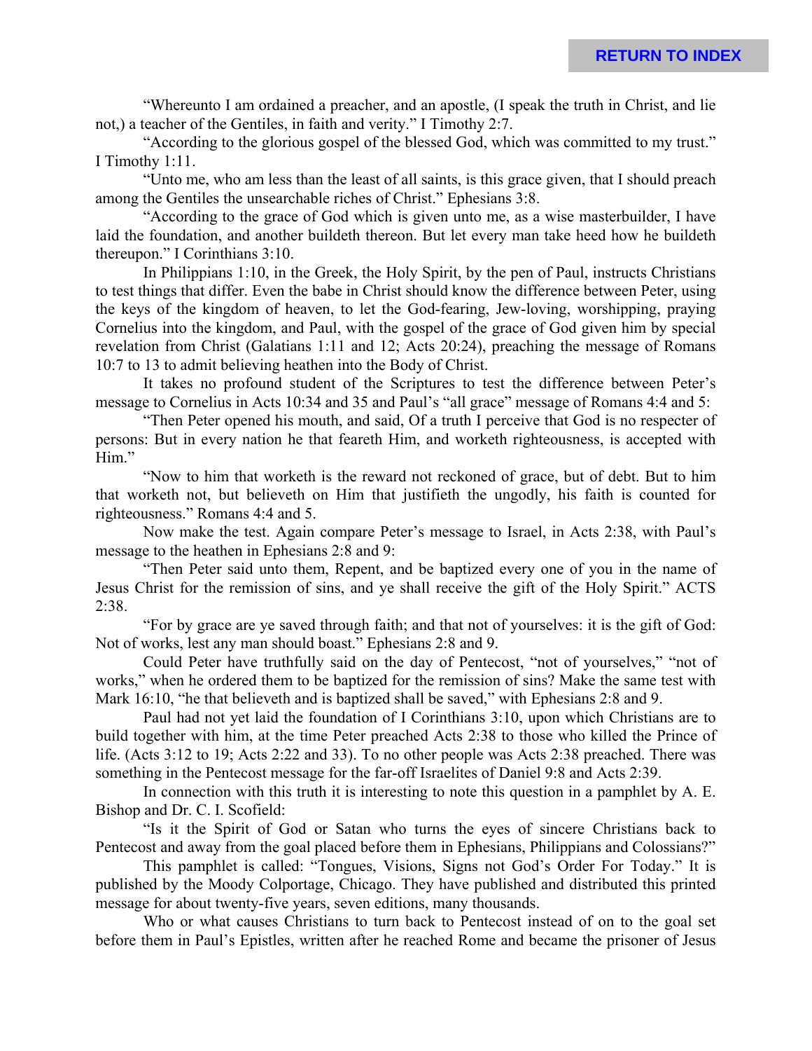"Whereunto I am ordained a preacher, and an apostle, (I speak the truth in Christ, and lie not,) a teacher of the Gentiles, in faith and verity." I Timothy 2:7.

"According to the glorious gospel of the blessed God, which was committed to my trust." I Timothy 1:11.

"Unto me, who am less than the least of all saints, is this grace given, that I should preach among the Gentiles the unsearchable riches of Christ." Ephesians 3:8.

"According to the grace of God which is given unto me, as a wise masterbuilder, I have laid the foundation, and another buildeth thereon. But let every man take heed how he buildeth thereupon." I Corinthians 3:10.

In Philippians 1:10, in the Greek, the Holy Spirit, by the pen of Paul, instructs Christians to test things that differ. Even the babe in Christ should know the difference between Peter, using the keys of the kingdom of heaven, to let the God-fearing, Jew-loving, worshipping, praying Cornelius into the kingdom, and Paul, with the gospel of the grace of God given him by special revelation from Christ (Galatians 1:11 and 12; Acts 20:24), preaching the message of Romans 10:7 to 13 to admit believing heathen into the Body of Christ.

It takes no profound student of the Scriptures to test the difference between Peter's message to Cornelius in Acts 10:34 and 35 and Paul's "all grace" message of Romans 4:4 and 5:

"Then Peter opened his mouth, and said, Of a truth I perceive that God is no respecter of persons: But in every nation he that feareth Him, and worketh righteousness, is accepted with Him."

"Now to him that worketh is the reward not reckoned of grace, but of debt. But to him that worketh not, but believeth on Him that justifieth the ungodly, his faith is counted for righteousness." Romans 4:4 and 5.

Now make the test. Again compare Peter's message to Israel, in Acts 2:38, with Paul's message to the heathen in Ephesians 2:8 and 9:

"Then Peter said unto them, Repent, and be baptized every one of you in the name of Jesus Christ for the remission of sins, and ye shall receive the gift of the Holy Spirit." ACTS 2:38.

"For by grace are ye saved through faith; and that not of yourselves: it is the gift of God: Not of works, lest any man should boast." Ephesians 2:8 and 9.

Could Peter have truthfully said on the day of Pentecost, "not of yourselves," "not of works," when he ordered them to be baptized for the remission of sins? Make the same test with Mark 16:10, "he that believeth and is baptized shall be saved," with Ephesians 2:8 and 9.

Paul had not yet laid the foundation of I Corinthians 3:10, upon which Christians are to build together with him, at the time Peter preached Acts 2:38 to those who killed the Prince of life. (Acts 3:12 to 19; Acts 2:22 and 33). To no other people was Acts 2:38 preached. There was something in the Pentecost message for the far-off Israelites of Daniel 9:8 and Acts 2:39.

In connection with this truth it is interesting to note this question in a pamphlet by A. E. Bishop and Dr. C. I. Scofield:

"Is it the Spirit of God or Satan who turns the eyes of sincere Christians back to Pentecost and away from the goal placed before them in Ephesians, Philippians and Colossians?"

This pamphlet is called: "Tongues, Visions, Signs not God's Order For Today." It is published by the Moody Colportage, Chicago. They have published and distributed this printed message for about twenty-five years, seven editions, many thousands.

Who or what causes Christians to turn back to Pentecost instead of on to the goal set before them in Paul's Epistles, written after he reached Rome and became the prisoner of Jesus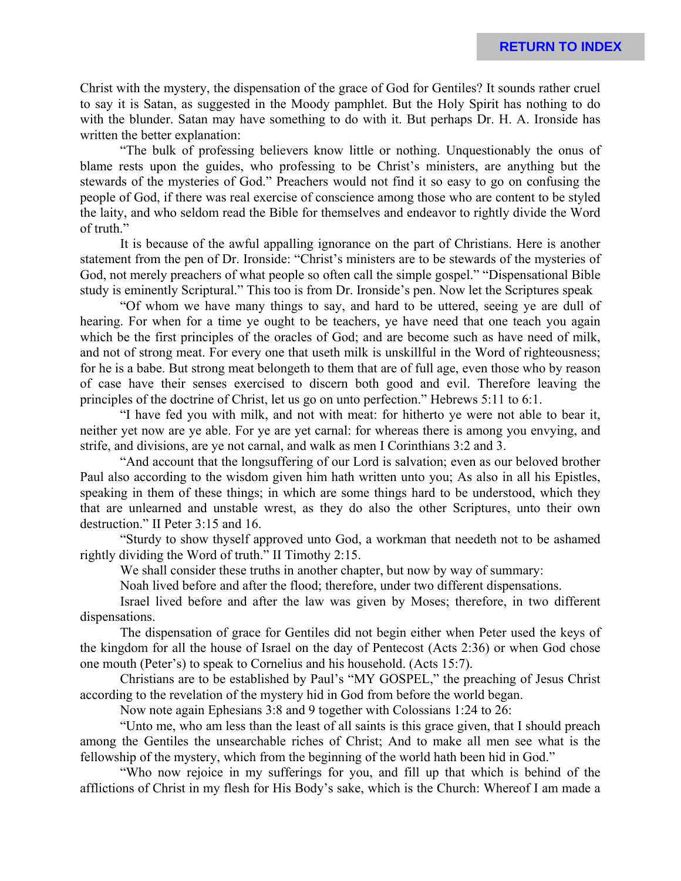Christ with the mystery, the dispensation of the grace of God for Gentiles? It sounds rather cruel to say it is Satan, as suggested in the Moody pamphlet. But the Holy Spirit has nothing to do with the blunder. Satan may have something to do with it. But perhaps Dr. H. A. Ironside has written the better explanation:

"The bulk of professing believers know little or nothing. Unquestionably the onus of blame rests upon the guides, who professing to be Christ's ministers, are anything but the stewards of the mysteries of God." Preachers would not find it so easy to go on confusing the people of God, if there was real exercise of conscience among those who are content to be styled the laity, and who seldom read the Bible for themselves and endeavor to rightly divide the Word of truth."

It is because of the awful appalling ignorance on the part of Christians. Here is another statement from the pen of Dr. Ironside: "Christ's ministers are to be stewards of the mysteries of God, not merely preachers of what people so often call the simple gospel." "Dispensational Bible study is eminently Scriptural." This too is from Dr. Ironside's pen. Now let the Scriptures speak

"Of whom we have many things to say, and hard to be uttered, seeing ye are dull of hearing. For when for a time ye ought to be teachers, ye have need that one teach you again which be the first principles of the oracles of God; and are become such as have need of milk, and not of strong meat. For every one that useth milk is unskillful in the Word of righteousness; for he is a babe. But strong meat belongeth to them that are of full age, even those who by reason of case have their senses exercised to discern both good and evil. Therefore leaving the principles of the doctrine of Christ, let us go on unto perfection." Hebrews 5:11 to 6:1.

"I have fed you with milk, and not with meat: for hitherto ye were not able to bear it, neither yet now are ye able. For ye are yet carnal: for whereas there is among you envying, and strife, and divisions, are ye not carnal, and walk as men I Corinthians 3:2 and 3.

"And account that the longsuffering of our Lord is salvation; even as our beloved brother Paul also according to the wisdom given him hath written unto you; As also in all his Epistles, speaking in them of these things; in which are some things hard to be understood, which they that are unlearned and unstable wrest, as they do also the other Scriptures, unto their own destruction." II Peter 3:15 and 16.

"Sturdy to show thyself approved unto God, a workman that needeth not to be ashamed rightly dividing the Word of truth." II Timothy 2:15.

We shall consider these truths in another chapter, but now by way of summary:

Noah lived before and after the flood; therefore, under two different dispensations.

Israel lived before and after the law was given by Moses; therefore, in two different dispensations.

The dispensation of grace for Gentiles did not begin either when Peter used the keys of the kingdom for all the house of Israel on the day of Pentecost (Acts 2:36) or when God chose one mouth (Peter's) to speak to Cornelius and his household. (Acts 15:7).

Christians are to be established by Paul's "MY GOSPEL," the preaching of Jesus Christ according to the revelation of the mystery hid in God from before the world began.

Now note again Ephesians 3:8 and 9 together with Colossians 1:24 to 26:

"Unto me, who am less than the least of all saints is this grace given, that I should preach among the Gentiles the unsearchable riches of Christ; And to make all men see what is the fellowship of the mystery, which from the beginning of the world hath been hid in God."

"Who now rejoice in my sufferings for you, and fill up that which is behind of the afflictions of Christ in my flesh for His Body's sake, which is the Church: Whereof I am made a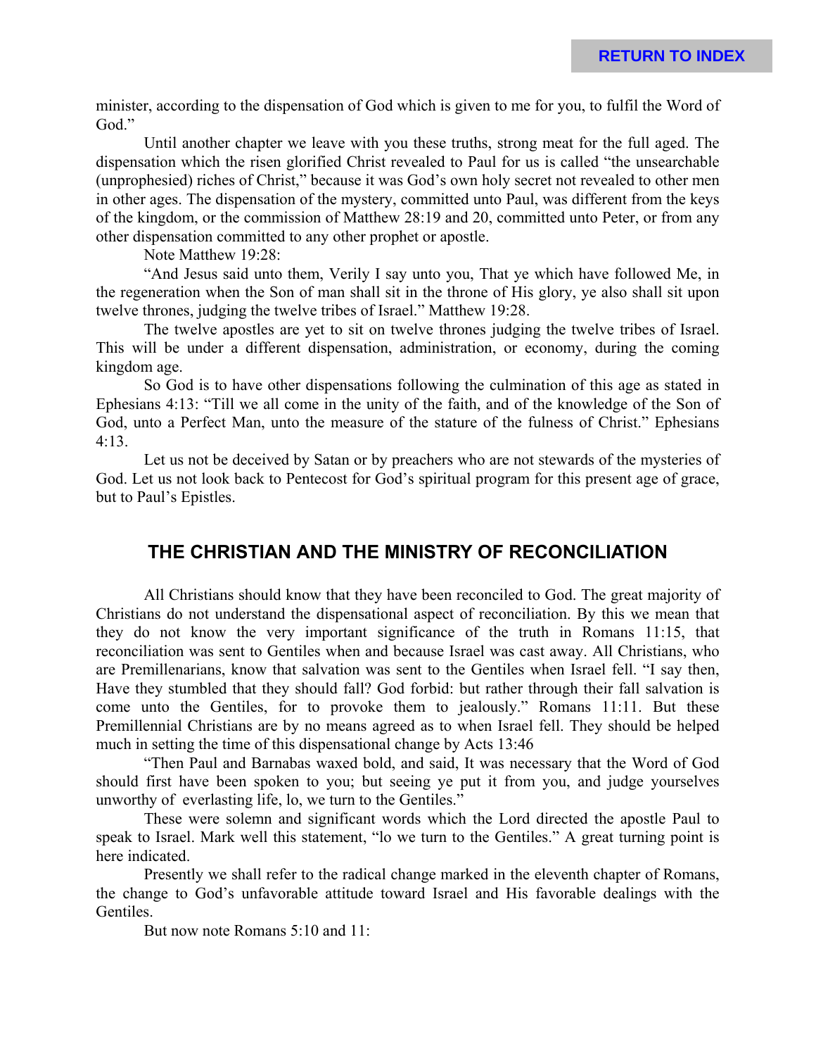minister, according to the dispensation of God which is given to me for you, to fulfil the Word of God."

Until another chapter we leave with you these truths, strong meat for the full aged. The dispensation which the risen glorified Christ revealed to Paul for us is called "the unsearchable (unprophesied) riches of Christ," because it was God's own holy secret not revealed to other men in other ages. The dispensation of the mystery, committed unto Paul, was different from the keys of the kingdom, or the commission of Matthew 28:19 and 20, committed unto Peter, or from any other dispensation committed to any other prophet or apostle.

Note Matthew 19:28:

"And Jesus said unto them, Verily I say unto you, That ye which have followed Me, in the regeneration when the Son of man shall sit in the throne of His glory, ye also shall sit upon twelve thrones, judging the twelve tribes of Israel." Matthew 19:28.

The twelve apostles are yet to sit on twelve thrones judging the twelve tribes of Israel. This will be under a different dispensation, administration, or economy, during the coming kingdom age.

So God is to have other dispensations following the culmination of this age as stated in Ephesians 4:13: "Till we all come in the unity of the faith, and of the knowledge of the Son of God, unto a Perfect Man, unto the measure of the stature of the fulness of Christ." Ephesians 4:13.

Let us not be deceived by Satan or by preachers who are not stewards of the mysteries of God. Let us not look back to Pentecost for God's spiritual program for this present age of grace, but to Paul's Epistles.

## THE CHRISTIAN AND THE MINISTRY OF RECONCILIATION

All Christians should know that they have been reconciled to God. The great majority of Christians do not understand the dispensational aspect of reconciliation. By this we mean that they do not know the very important significance of the truth in Romans 11:15, that reconciliation was sent to Gentiles when and because Israel was cast away. All Christians, who are Premillenarians, know that salvation was sent to the Gentiles when Israel fell. "I say then, Have they stumbled that they should fall? God forbid: but rather through their fall salvation is come unto the Gentiles, for to provoke them to jealously." Romans 11:11. But these Premillennial Christians are by no means agreed as to when Israel fell. They should be helped much in setting the time of this dispensational change by Acts 13:46

"Then Paul and Barnabas waxed bold, and said, It was necessary that the Word of God should first have been spoken to you; but seeing ye put it from you, and judge yourselves unworthy of everlasting life, lo, we turn to the Gentiles."

These were solemn and significant words which the Lord directed the apostle Paul to speak to Israel. Mark well this statement, "lo we turn to the Gentiles." A great turning point is here indicated.

Presently we shall refer to the radical change marked in the eleventh chapter of Romans, the change to God's unfavorable attitude toward Israel and His favorable dealings with the Gentiles.

But now note Romans 5:10 and 11: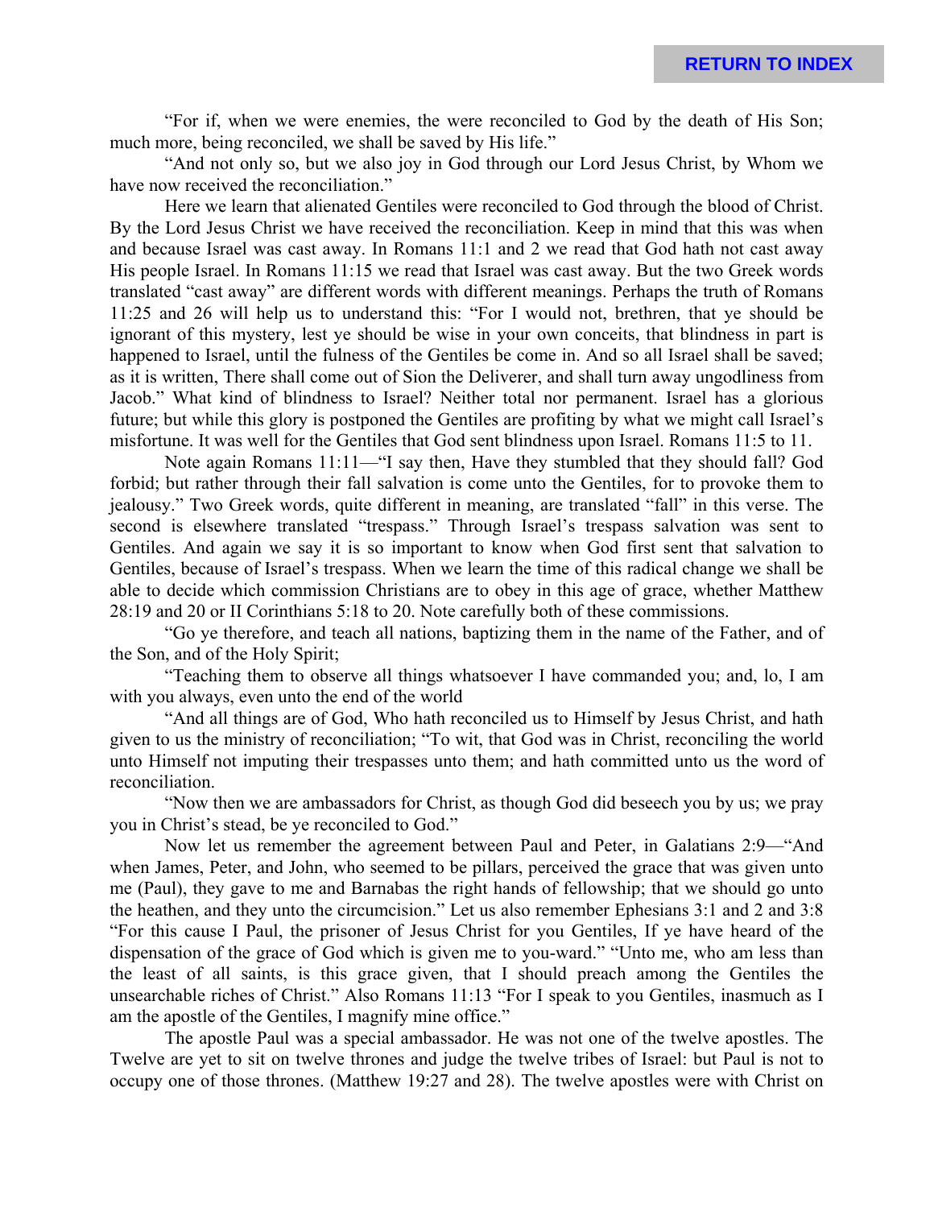"For if, when we were enemies, the were reconciled to God by the death of His Son; much more, being reconciled, we shall be saved by His life."

"And not only so, but we also joy in God through our Lord Jesus Christ, by Whom we have now received the reconciliation."

Here we learn that alienated Gentiles were reconciled to God through the blood of Christ. By the Lord Jesus Christ we have received the reconciliation. Keep in mind that this was when and because Israel was cast away. In Romans 11:1 and 2 we read that God hath not cast away His people Israel. In Romans 11:15 we read that Israel was cast away. But the two Greek words translated "cast away" are different words with different meanings. Perhaps the truth of Romans 11:25 and 26 will help us to understand this: "For I would not, brethren, that ye should be ignorant of this mystery, lest ye should be wise in your own conceits, that blindness in part is happened to Israel, until the fulness of the Gentiles be come in. And so all Israel shall be saved; as it is written, There shall come out of Sion the Deliverer, and shall turn away ungodliness from Jacob." What kind of blindness to Israel? Neither total nor permanent. Israel has a glorious future; but while this glory is postponed the Gentiles are profiting by what we might call Israel's misfortune. It was well for the Gentiles that God sent blindness upon Israel. Romans 11:5 to 11.

Note again Romans 11:11—"I say then, Have they stumbled that they should fall? God forbid; but rather through their fall salvation is come unto the Gentiles, for to provoke them to jealousy." Two Greek words, quite different in meaning, are translated "fall" in this verse. The second is elsewhere translated "trespass." Through Israel's trespass salvation was sent to Gentiles. And again we say it is so important to know when God first sent that salvation to Gentiles, because of Israel's trespass. When we learn the time of this radical change we shall be able to decide which commission Christians are to obey in this age of grace, whether Matthew 28:19 and 20 or II Corinthians 5:18 to 20. Note carefully both of these commissions.

"Go ye therefore, and teach all nations, baptizing them in the name of the Father, and of the Son, and of the Holy Spirit;

"Teaching them to observe all things whatsoever I have commanded you; and, lo, I am with you always, even unto the end of the world

"And all things are of God, Who hath reconciled us to Himself by Jesus Christ, and hath given to us the ministry of reconciliation; "To wit, that God was in Christ, reconciling the world unto Himself not imputing their trespasses unto them; and hath committed unto us the word of reconciliation.

"Now then we are ambassadors for Christ, as though God did beseech you by us; we pray you in Christ's stead, be ye reconciled to God."

Now let us remember the agreement between Paul and Peter, in Galatians 2:9—"And when James, Peter, and John, who seemed to be pillars, perceived the grace that was given unto me (Paul), they gave to me and Barnabas the right hands of fellowship; that we should go unto the heathen, and they unto the circumcision." Let us also remember Ephesians 3:1 and 2 and 3:8 "For this cause I Paul, the prisoner of Jesus Christ for you Gentiles, If ye have heard of the dispensation of the grace of God which is given me to you-ward." "Unto me, who am less than the least of all saints, is this grace given, that I should preach among the Gentiles the unsearchable riches of Christ." Also Romans 11:13 "For I speak to you Gentiles, inasmuch as I am the apostle of the Gentiles, I magnify mine office."

The apostle Paul was a special ambassador. He was not one of the twelve apostles. The Twelve are yet to sit on twelve thrones and judge the twelve tribes of Israel: but Paul is not to occupy one of those thrones. (Matthew 19:27 and 28). The twelve apostles were with Christ on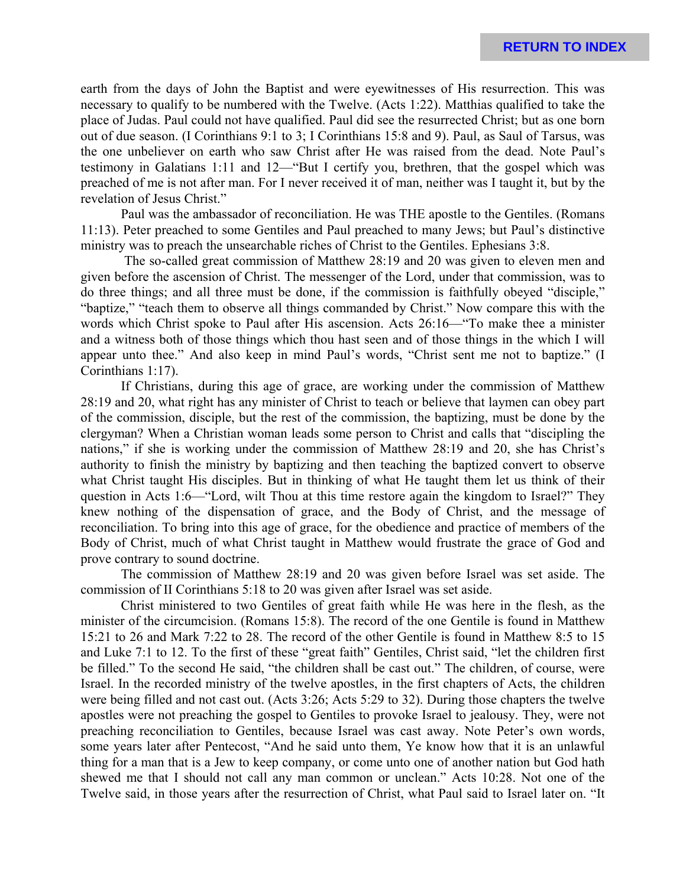earth from the days of John the Baptist and were eyewitnesses of His resurrection. This was necessary to qualify to be numbered with the Twelve. (Acts 1:22). Matthias qualified to take the place of Judas. Paul could not have qualified. Paul did see the resurrected Christ; but as one born out of due season. (I Corinthians 9:1 to 3; I Corinthians 15:8 and 9). Paul, as Saul of Tarsus, was the one unbeliever on earth who saw Christ after He was raised from the dead. Note Paul's testimony in Galatians 1:11 and 12—"But I certify you, brethren, that the gospel which was preached of me is not after man. For I never received it of man, neither was I taught it, but by the revelation of Jesus Christ."

Paul was the ambassador of reconciliation. He was THE apostle to the Gentiles. (Romans 11:13). Peter preached to some Gentiles and Paul preached to many Jews; but Paul's distinctive ministry was to preach the unsearchable riches of Christ to the Gentiles. Ephesians 3:8.

The so-called great commission of Matthew 28:19 and 20 was given to eleven men and given before the ascension of Christ. The messenger of the Lord, under that commission, was to do three things; and all three must be done, if the commission is faithfully obeyed "disciple," "baptize," "teach them to observe all things commanded by Christ." Now compare this with the words which Christ spoke to Paul after His ascension. Acts 26:16—"To make thee a minister and a witness both of those things which thou hast seen and of those things in the which I will appear unto thee." And also keep in mind Paul's words, "Christ sent me not to baptize." (I Corinthians 1:17).

If Christians, during this age of grace, are working under the commission of Matthew 28:19 and 20, what right has any minister of Christ to teach or believe that laymen can obey part of the commission, disciple, but the rest of the commission, the baptizing, must be done by the clergyman? When a Christian woman leads some person to Christ and calls that "discipling the nations," if she is working under the commission of Matthew 28:19 and 20, she has Christ's authority to finish the ministry by baptizing and then teaching the baptized convert to observe what Christ taught His disciples. But in thinking of what He taught them let us think of their question in Acts 1:6—"Lord, wilt Thou at this time restore again the kingdom to Israel?" They knew nothing of the dispensation of grace, and the Body of Christ, and the message of reconciliation. To bring into this age of grace, for the obedience and practice of members of the Body of Christ, much of what Christ taught in Matthew would frustrate the grace of God and prove contrary to sound doctrine.

The commission of Matthew 28:19 and 20 was given before Israel was set aside. The commission of II Corinthians 5:18 to 20 was given after Israel was set aside.

Christ ministered to two Gentiles of great faith while He was here in the flesh, as the minister of the circumcision. (Romans 15:8). The record of the one Gentile is found in Matthew 15:21 to 26 and Mark 7:22 to 28. The record of the other Gentile is found in Matthew 8:5 to 15 and Luke 7:1 to 12. To the first of these "great faith" Gentiles, Christ said, "let the children first be filled." To the second He said, "the children shall be cast out." The children, of course, were Israel. In the recorded ministry of the twelve apostles, in the first chapters of Acts, the children were being filled and not cast out. (Acts 3:26; Acts 5:29 to 32). During those chapters the twelve apostles were not preaching the gospel to Gentiles to provoke Israel to jealousy. They, were not preaching reconciliation to Gentiles, because Israel was cast away. Note Peter's own words, some years later after Pentecost, "And he said unto them, Ye know how that it is an unlawful thing for a man that is a Jew to keep company, or come unto one of another nation but God hath shewed me that I should not call any man common or unclean." Acts 10:28. Not one of the Twelve said, in those years after the resurrection of Christ, what Paul said to Israel later on. "It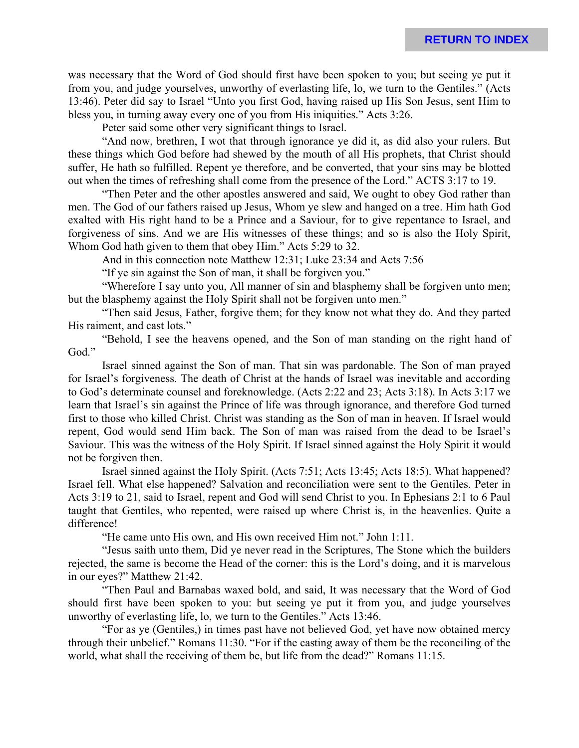was necessary that the Word of God should first have been spoken to you; but seeing ye put it from you, and judge yourselves, unworthy of everlasting life, lo, we turn to the Gentiles." (Acts 13:46). Peter did say to Israel "Unto you first God, having raised up His Son Jesus, sent Him to bless you, in turning away every one of you from His iniquities." Acts 3:26.

Peter said some other very significant things to Israel.

"And now, brethren, I wot that through ignorance ye did it, as did also your rulers. But these things which God before had shewed by the mouth of all His prophets, that Christ should suffer, He hath so fulfilled. Repent ye therefore, and be converted, that your sins may be blotted out when the times of refreshing shall come from the presence of the Lord." ACTS 3:17 to 19.

"Then Peter and the other apostles answered and said, We ought to obey God rather than men. The God of our fathers raised up Jesus, Whom ye slew and hanged on a tree. Him hath God exalted with His right hand to be a Prince and a Saviour, for to give repentance to Israel, and forgiveness of sins. And we are His witnesses of these things; and so is also the Holy Spirit, Whom God hath given to them that obey Him." Acts 5:29 to 32.

And in this connection note Matthew 12:31; Luke 23:34 and Acts 7:56

"If ye sin against the Son of man, it shall be forgiven you."

"Wherefore I say unto you, All manner of sin and blasphemy shall be forgiven unto men; but the blasphemy against the Holy Spirit shall not be forgiven unto men."

"Then said Jesus, Father, forgive them; for they know not what they do. And they parted His raiment, and cast lots."

"Behold, I see the heavens opened, and the Son of man standing on the right hand of God."

Israel sinned against the Son of man. That sin was pardonable. The Son of man prayed for Israel's forgiveness. The death of Christ at the hands of Israel was inevitable and according to God's determinate counsel and foreknowledge. (Acts 2:22 and 23; Acts 3:18). In Acts 3:17 we learn that Israel's sin against the Prince of life was through ignorance, and therefore God turned first to those who killed Christ. Christ was standing as the Son of man in heaven. If Israel would repent, God would send Him back. The Son of man was raised from the dead to be Israel's Saviour. This was the witness of the Holy Spirit. If Israel sinned against the Holy Spirit it would not be forgiven then.

Israel sinned against the Holy Spirit. (Acts 7:51; Acts 13:45; Acts 18:5). What happened? Israel fell. What else happened? Salvation and reconciliation were sent to the Gentiles. Peter in Acts 3:19 to 21, said to Israel, repent and God will send Christ to you. In Ephesians 2:1 to 6 Paul taught that Gentiles, who repented, were raised up where Christ is, in the heavenlies. Quite a difference!

"He came unto His own, and His own received Him not." John 1:11.

"Jesus saith unto them, Did ye never read in the Scriptures, The Stone which the builders rejected, the same is become the Head of the corner: this is the Lord's doing, and it is marvelous in our eyes?" Matthew 21:42.

"Then Paul and Barnabas waxed bold, and said, It was necessary that the Word of God should first have been spoken to you: but seeing ye put it from you, and judge yourselves unworthy of everlasting life, lo, we turn to the Gentiles." Acts 13:46.

"For as ye (Gentiles,) in times past have not believed God, yet have now obtained mercy through their unbelief." Romans 11:30. "For if the casting away of them be the reconciling of the world, what shall the receiving of them be, but life from the dead?" Romans 11:15.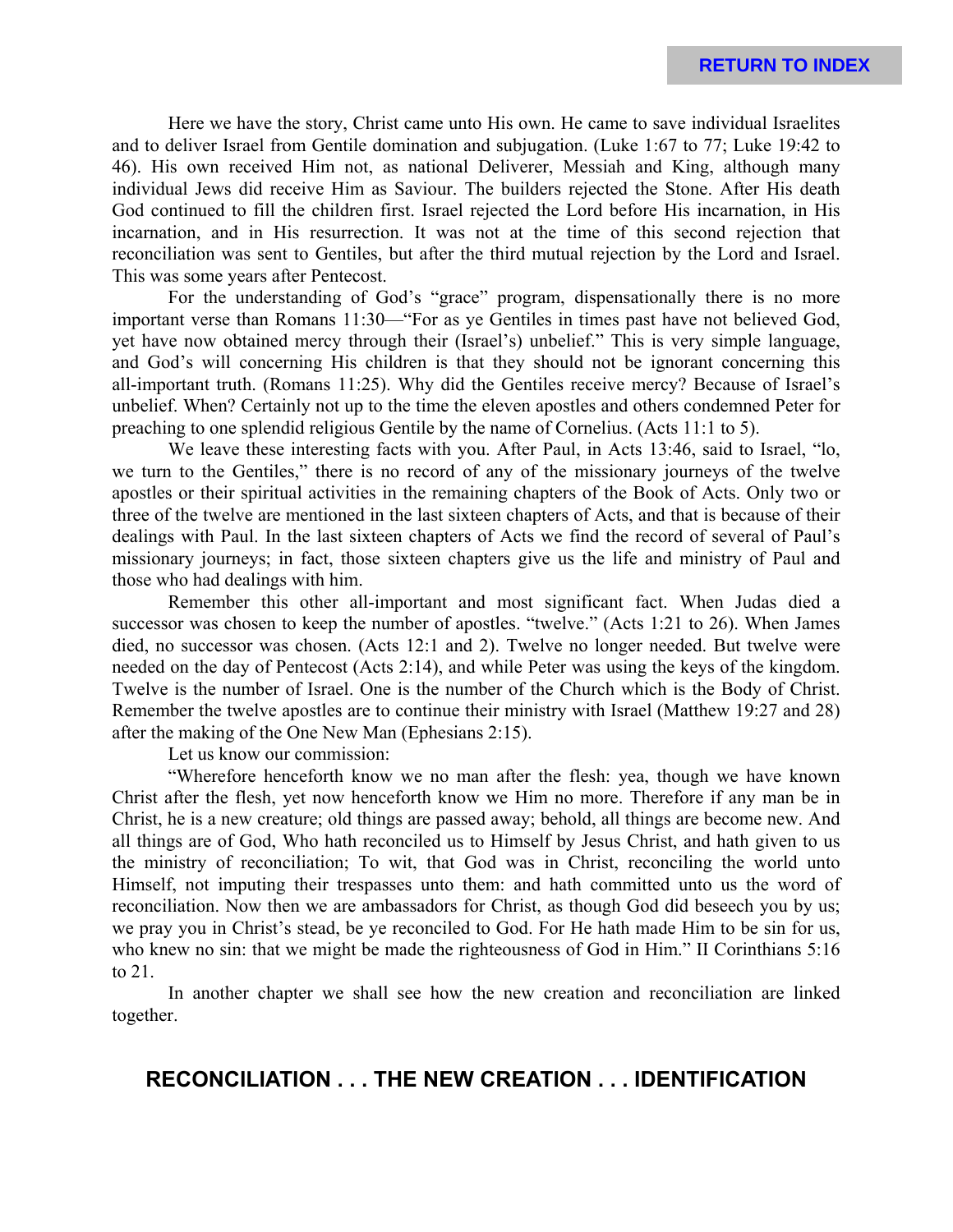Here we have the story, Christ came unto His own. He came to save individual Israelites and to deliver Israel from Gentile domination and subjugation. (Luke 1:67 to 77; Luke 19:42 to 46). His own received Him not, as national Deliverer, Messiah and King, although many individual Jews did receive Him as Saviour. The builders rejected the Stone. After His death God continued to fill the children first. Israel rejected the Lord before His incarnation, in His incarnation, and in His resurrection. It was not at the time of this second rejection that reconciliation was sent to Gentiles, but after the third mutual rejection by the Lord and Israel. This was some years after Pentecost.

For the understanding of God's "grace" program, dispensationally there is no more important verse than Romans 11:30—"For as ye Gentiles in times past have not believed God, yet have now obtained mercy through their (Israel's) unbelief." This is very simple language, and God's will concerning His children is that they should not be ignorant concerning this all-important truth. (Romans 11:25). Why did the Gentiles receive mercy? Because of Israel's unbelief. When? Certainly not up to the time the eleven apostles and others condemned Peter for preaching to one splendid religious Gentile by the name of Cornelius. (Acts 11:1 to 5).

We leave these interesting facts with you. After Paul, in Acts 13:46, said to Israel, "lo, we turn to the Gentiles," there is no record of any of the missionary journeys of the twelve apostles or their spiritual activities in the remaining chapters of the Book of Acts. Only two or three of the twelve are mentioned in the last sixteen chapters of Acts, and that is because of their dealings with Paul. In the last sixteen chapters of Acts we find the record of several of Paul's missionary journeys; in fact, those sixteen chapters give us the life and ministry of Paul and those who had dealings with him.

Remember this other all-important and most significant fact. When Judas died a successor was chosen to keep the number of apostles. "twelve." (Acts 1:21 to 26). When James died, no successor was chosen. (Acts 12:1 and 2). Twelve no longer needed. But twelve were needed on the day of Pentecost (Acts 2:14), and while Peter was using the keys of the kingdom. Twelve is the number of Israel. One is the number of the Church which is the Body of Christ. Remember the twelve apostles are to continue their ministry with Israel (Matthew 19:27 and 28) after the making of the One New Man (Ephesians 2:15).

Let us know our commission:

"Wherefore henceforth know we no man after the flesh: yea, though we have known Christ after the flesh, yet now henceforth know we Him no more. Therefore if any man be in Christ, he is a new creature; old things are passed away; behold, all things are become new. And all things are of God, Who hath reconciled us to Himself by Jesus Christ, and hath given to us the ministry of reconciliation; To wit, that God was in Christ, reconciling the world unto Himself, not imputing their trespasses unto them: and hath committed unto us the word of reconciliation. Now then we are ambassadors for Christ, as though God did beseech you by us; we pray you in Christ's stead, be ye reconciled to God. For He hath made Him to be sin for us, who knew no sin: that we might be made the righteousness of God in Him." II Corinthians 5:16 to 21.

In another chapter we shall see how the new creation and reconciliation are linked together.

## RECONCILIATION . . . THE NEW CREATION . . . IDENTIFICATION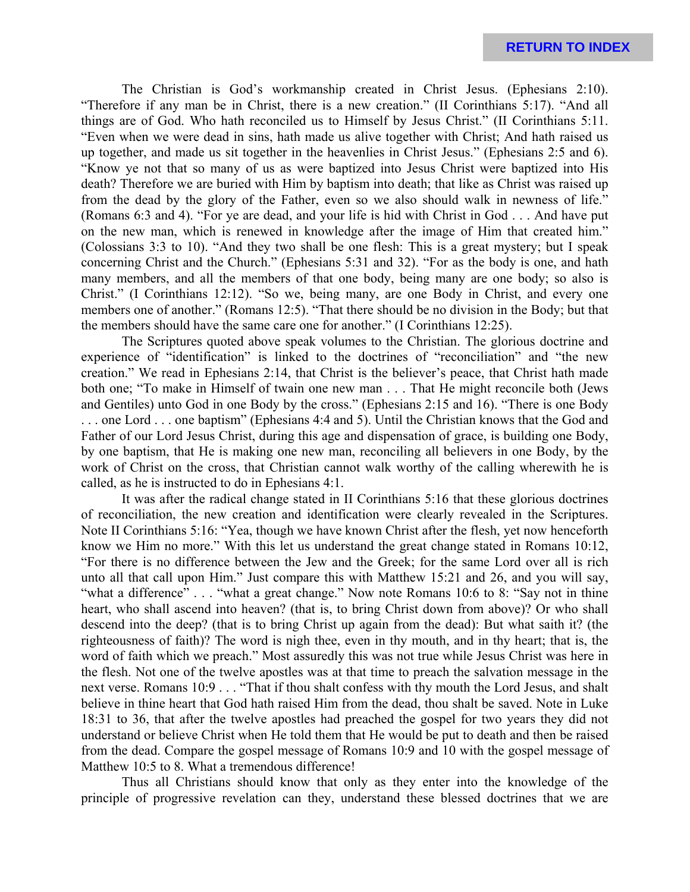The Christian is God's workmanship created in Christ Jesus. (Ephesians 2:10). "Therefore if any man be in Christ, there is a new creation." (II Corinthians 5:17). "And all things are of God. Who hath reconciled us to Himself by Jesus Christ." (II Corinthians 5:11. "Even when we were dead in sins, hath made us alive together with Christ; And hath raised us up together, and made us sit together in the heavenlies in Christ Jesus." (Ephesians 2:5 and 6). "Know ye not that so many of us as were baptized into Jesus Christ were baptized into His death? Therefore we are buried with Him by baptism into death; that like as Christ was raised up from the dead by the glory of the Father, even so we also should walk in newness of life." (Romans 6:3 and 4). "For ye are dead, and your life is hid with Christ in God . . . And have put on the new man, which is renewed in knowledge after the image of Him that created him." (Colossians 3:3 to 10). "And they two shall be one flesh: This is a great mystery; but I speak concerning Christ and the Church." (Ephesians 5:31 and 32). "For as the body is one, and hath many members, and all the members of that one body, being many are one body; so also is Christ." (I Corinthians 12:12). "So we, being many, are one Body in Christ, and every one members one of another." (Romans 12:5). "That there should be no division in the Body; but that the members should have the same care one for another." (I Corinthians 12:25).

The Scriptures quoted above speak volumes to the Christian. The glorious doctrine and experience of "identification" is linked to the doctrines of "reconciliation" and "the new creation." We read in Ephesians 2:14, that Christ is the believer's peace, that Christ hath made both one; "To make in Himself of twain one new man . . . That He might reconcile both (Jews and Gentiles) unto God in one Body by the cross." (Ephesians 2:15 and 16). "There is one Body . . . one Lord . . . one baptism" (Ephesians 4:4 and 5). Until the Christian knows that the God and Father of our Lord Jesus Christ, during this age and dispensation of grace, is building one Body, by one baptism, that He is making one new man, reconciling all believers in one Body, by the work of Christ on the cross, that Christian cannot walk worthy of the calling wherewith he is called, as he is instructed to do in Ephesians 4:1.

It was after the radical change stated in II Corinthians 5:16 that these glorious doctrines of reconciliation, the new creation and identification were clearly revealed in the Scriptures. Note II Corinthians 5:16: "Yea, though we have known Christ after the flesh, yet now henceforth know we Him no more." With this let us understand the great change stated in Romans 10:12, "For there is no difference between the Jew and the Greek; for the same Lord over all is rich unto all that call upon Him." Just compare this with Matthew 15:21 and 26, and you will say, "what a difference" . . . "what a great change." Now note Romans 10:6 to 8: "Say not in thine heart, who shall ascend into heaven? (that is, to bring Christ down from above)? Or who shall descend into the deep? (that is to bring Christ up again from the dead): But what saith it? (the righteousness of faith)? The word is nigh thee, even in thy mouth, and in thy heart; that is, the word of faith which we preach." Most assuredly this was not true while Jesus Christ was here in the flesh. Not one of the twelve apostles was at that time to preach the salvation message in the next verse. Romans 10:9 . . . "That if thou shalt confess with thy mouth the Lord Jesus, and shalt believe in thine heart that God hath raised Him from the dead, thou shalt be saved. Note in Luke 18:31 to 36, that after the twelve apostles had preached the gospel for two years they did not understand or believe Christ when He told them that He would be put to death and then be raised from the dead. Compare the gospel message of Romans 10:9 and 10 with the gospel message of Matthew 10:5 to 8. What a tremendous difference!

Thus all Christians should know that only as they enter into the knowledge of the principle of progressive revelation can they, understand these blessed doctrines that we are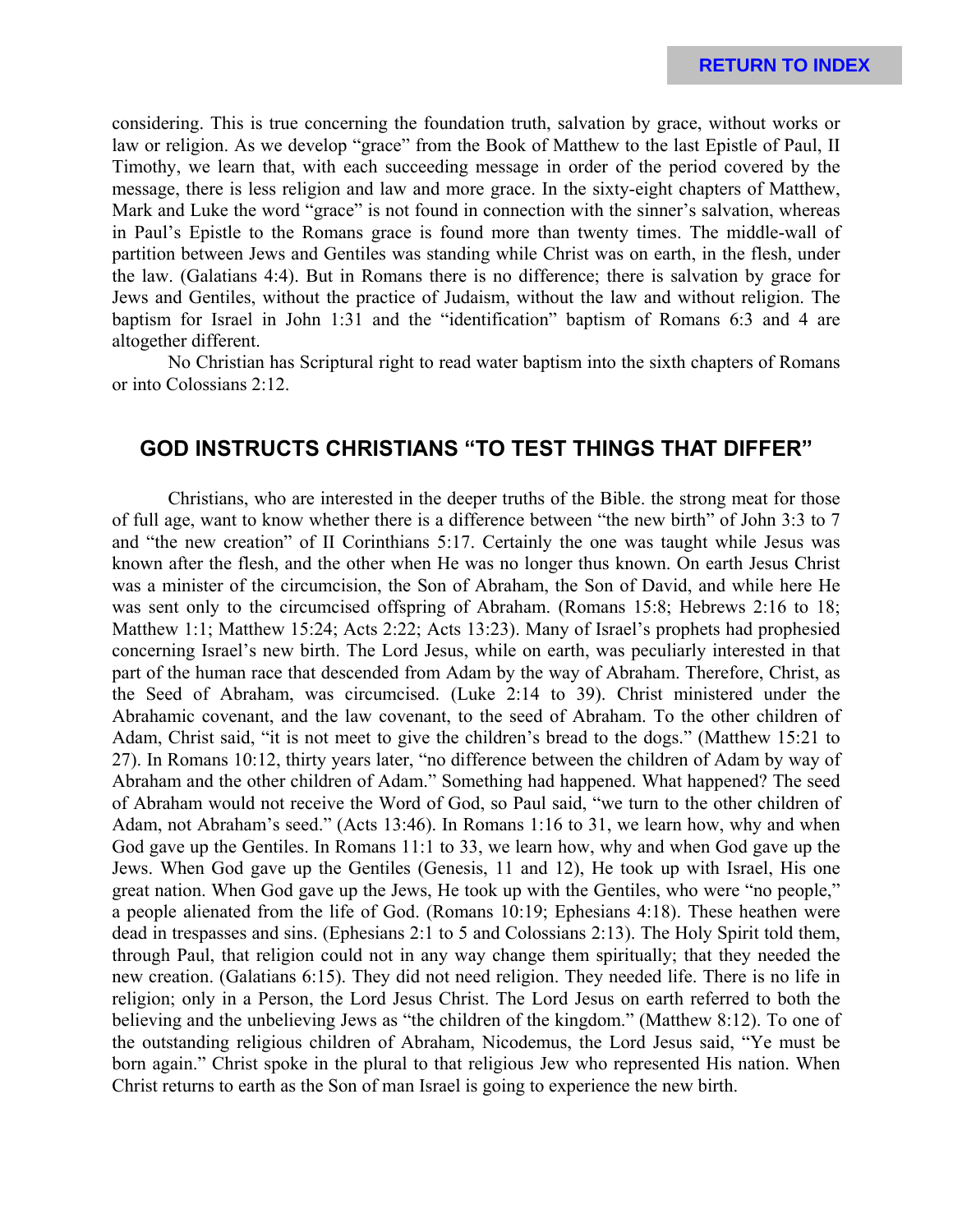considering. This is true concerning the foundation truth, salvation by grace, without works or law or religion. As we develop "grace" from the Book of Matthew to the last Epistle of Paul, II Timothy, we learn that, with each succeeding message in order of the period covered by the message, there is less religion and law and more grace. In the sixty-eight chapters of Matthew, Mark and Luke the word "grace" is not found in connection with the sinner's salvation, whereas in Paul's Epistle to the Romans grace is found more than twenty times. The middle-wall of partition between Jews and Gentiles was standing while Christ was on earth, in the flesh, under the law. (Galatians 4:4). But in Romans there is no difference; there is salvation by grace for Jews and Gentiles, without the practice of Judaism, without the law and without religion. The baptism for Israel in John 1:31 and the "identification" baptism of Romans 6:3 and 4 are altogether different.

No Christian has Scriptural right to read water baptism into the sixth chapters of Romans or into Colossians 2:12.

## GOD INSTRUCTS CHRISTIANS "TO TEST THINGS THAT DIFFER"

Christians, who are interested in the deeper truths of the Bible. the strong meat for those of full age, want to know whether there is a difference between "the new birth" of John 3:3 to 7 and "the new creation" of II Corinthians 5:17. Certainly the one was taught while Jesus was known after the flesh, and the other when He was no longer thus known. On earth Jesus Christ was a minister of the circumcision, the Son of Abraham, the Son of David, and while here He was sent only to the circumcised offspring of Abraham. (Romans 15:8; Hebrews 2:16 to 18; Matthew 1:1; Matthew 15:24; Acts 2:22; Acts 13:23). Many of Israel's prophets had prophesied concerning Israel's new birth. The Lord Jesus, while on earth, was peculiarly interested in that part of the human race that descended from Adam by the way of Abraham. Therefore, Christ, as the Seed of Abraham, was circumcised. (Luke 2:14 to 39). Christ ministered under the Abrahamic covenant, and the law covenant, to the seed of Abraham. To the other children of Adam, Christ said, "it is not meet to give the children's bread to the dogs." (Matthew 15:21 to 27). In Romans 10:12, thirty years later, "no difference between the children of Adam by way of Abraham and the other children of Adam." Something had happened. What happened? The seed of Abraham would not receive the Word of God, so Paul said, "we turn to the other children of Adam, not Abraham's seed." (Acts 13:46). In Romans 1:16 to 31, we learn how, why and when God gave up the Gentiles. In Romans 11:1 to 33, we learn how, why and when God gave up the Jews. When God gave up the Gentiles (Genesis, 11 and 12), He took up with Israel, His one great nation. When God gave up the Jews, He took up with the Gentiles, who were "no people," a people alienated from the life of God. (Romans 10:19; Ephesians 4:18). These heathen were dead in trespasses and sins. (Ephesians 2:1 to 5 and Colossians 2:13). The Holy Spirit told them, through Paul, that religion could not in any way change them spiritually; that they needed the new creation. (Galatians 6:15). They did not need religion. They needed life. There is no life in religion; only in a Person, the Lord Jesus Christ. The Lord Jesus on earth referred to both the believing and the unbelieving Jews as "the children of the kingdom." (Matthew 8:12). To one of the outstanding religious children of Abraham, Nicodemus, the Lord Jesus said, "Ye must be born again." Christ spoke in the plural to that religious Jew who represented His nation. When Christ returns to earth as the Son of man Israel is going to experience the new birth.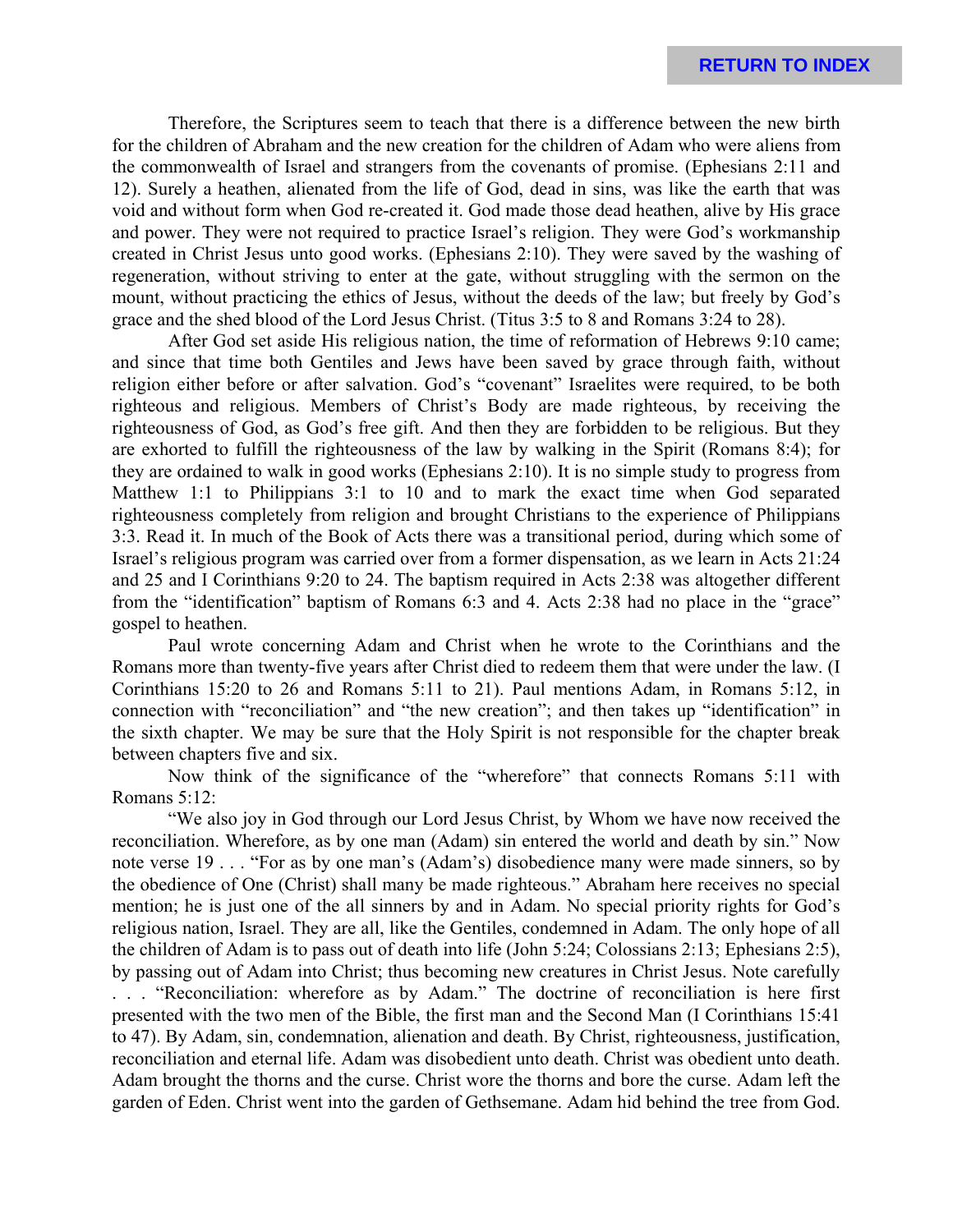Therefore, the Scriptures seem to teach that there is a difference between the new birth for the children of Abraham and the new creation for the children of Adam who were aliens from the commonwealth of Israel and strangers from the covenants of promise. (Ephesians 2:11 and 12). Surely a heathen, alienated from the life of God, dead in sins, was like the earth that was void and without form when God re-created it. God made those dead heathen, alive by His grace and power. They were not required to practice Israel's religion. They were God's workmanship created in Christ Jesus unto good works. (Ephesians 2:10). They were saved by the washing of regeneration, without striving to enter at the gate, without struggling with the sermon on the mount, without practicing the ethics of Jesus, without the deeds of the law; but freely by God's grace and the shed blood of the Lord Jesus Christ. (Titus 3:5 to 8 and Romans 3:24 to 28).

After God set aside His religious nation, the time of reformation of Hebrews 9:10 came; and since that time both Gentiles and Jews have been saved by grace through faith, without religion either before or after salvation. God's "covenant" Israelites were required, to be both righteous and religious. Members of Christ's Body are made righteous, by receiving the righteousness of God, as God's free gift. And then they are forbidden to be religious. But they are exhorted to fulfill the righteousness of the law by walking in the Spirit (Romans 8:4); for they are ordained to walk in good works (Ephesians 2:10). It is no simple study to progress from Matthew 1:1 to Philippians 3:1 to 10 and to mark the exact time when God separated righteousness completely from religion and brought Christians to the experience of Philippians 3:3. Read it. In much of the Book of Acts there was a transitional period, during which some of Israel's religious program was carried over from a former dispensation, as we learn in Acts 21:24 and 25 and I Corinthians 9:20 to 24. The baptism required in Acts 2:38 was altogether different from the "identification" baptism of Romans 6:3 and 4. Acts 2:38 had no place in the "grace" gospel to heathen.

Paul wrote concerning Adam and Christ when he wrote to the Corinthians and the Romans more than twenty-five years after Christ died to redeem them that were under the law. (I Corinthians 15:20 to 26 and Romans 5:11 to 21). Paul mentions Adam, in Romans 5:12, in connection with "reconciliation" and "the new creation"; and then takes up "identification" in the sixth chapter. We may be sure that the Holy Spirit is not responsible for the chapter break between chapters five and six.

Now think of the significance of the "wherefore" that connects Romans 5:11 with Romans 5:12:

"We also joy in God through our Lord Jesus Christ, by Whom we have now received the reconciliation. Wherefore, as by one man (Adam) sin entered the world and death by sin." Now note verse 19 . . . "For as by one man's (Adam's) disobedience many were made sinners, so by the obedience of One (Christ) shall many be made righteous." Abraham here receives no special mention; he is just one of the all sinners by and in Adam. No special priority rights for God's religious nation, Israel. They are all, like the Gentiles, condemned in Adam. The only hope of all the children of Adam is to pass out of death into life (John 5:24; Colossians 2:13; Ephesians 2:5), by passing out of Adam into Christ; thus becoming new creatures in Christ Jesus. Note carefully . . . "Reconciliation: wherefore as by Adam." The doctrine of reconciliation is here first presented with the two men of the Bible, the first man and the Second Man (I Corinthians 15:41 to 47). By Adam, sin, condemnation, alienation and death. By Christ, righteousness, justification, reconciliation and eternal life. Adam was disobedient unto death. Christ was obedient unto death. Adam brought the thorns and the curse. Christ wore the thorns and bore the curse. Adam left the garden of Eden. Christ went into the garden of Gethsemane. Adam hid behind the tree from God.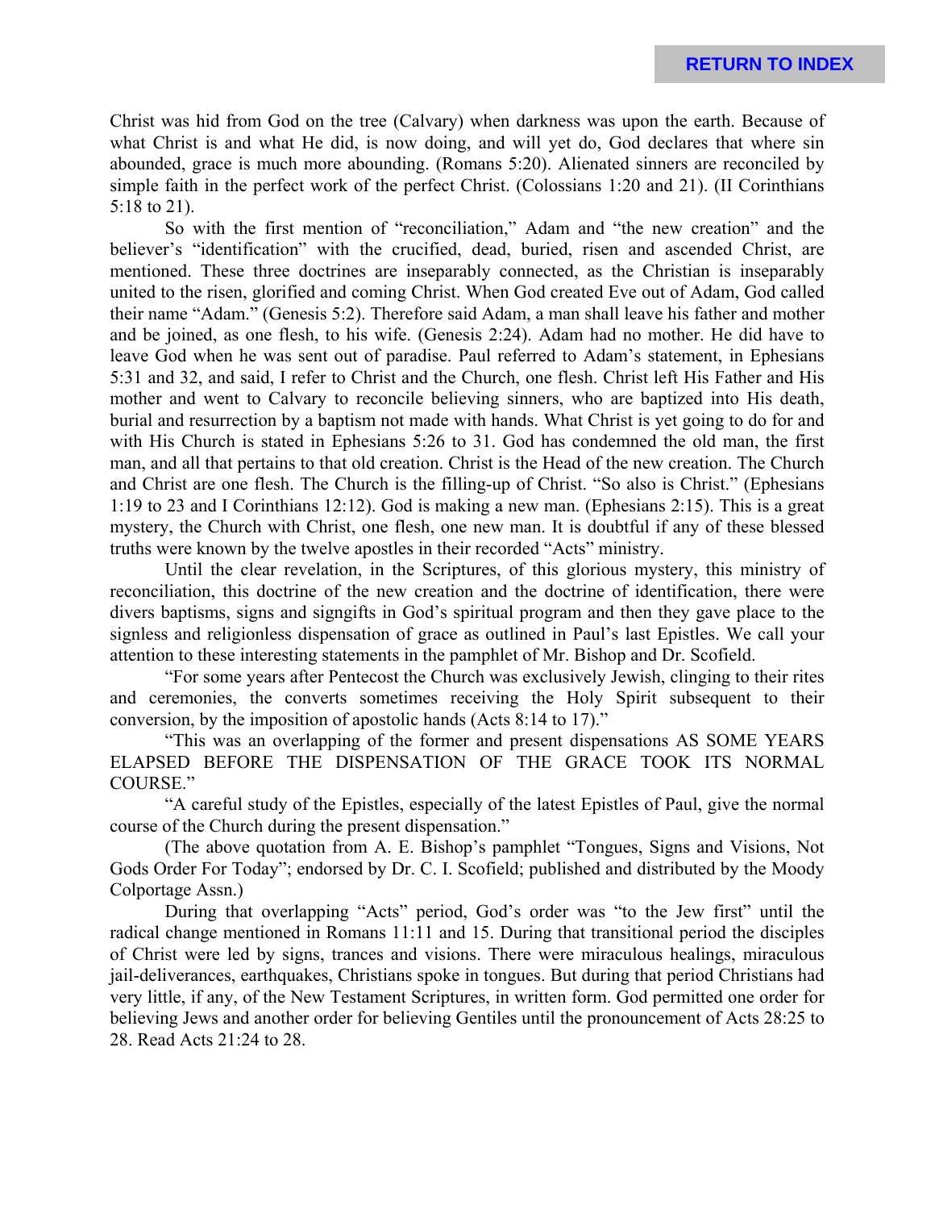Christ was hid from God on the tree (Calvary) when darkness was upon the earth. Because of what Christ is and what He did, is now doing, and will yet do, God declares that where sin abounded, grace is much more abounding. (Romans 5:20). Alienated sinners are reconciled by simple faith in the perfect work of the perfect Christ. (Colossians 1:20 and 21). (II Corinthians 5:18 to 21).

So with the first mention of "reconciliation," Adam and "the new creation" and the believer's "identification" with the crucified, dead, buried, risen and ascended Christ, are mentioned. These three doctrines are inseparably connected, as the Christian is inseparably united to the risen, glorified and coming Christ. When God created Eve out of Adam, God called their name "Adam." (Genesis 5:2). Therefore said Adam, a man shall leave his father and mother and be joined, as one flesh, to his wife. (Genesis 2:24). Adam had no mother. He did have to leave God when he was sent out of paradise. Paul referred to Adam's statement, in Ephesians 5:31 and 32, and said, I refer to Christ and the Church, one flesh. Christ left His Father and His mother and went to Calvary to reconcile believing sinners, who are baptized into His death, burial and resurrection by a baptism not made with hands. What Christ is yet going to do for and with His Church is stated in Ephesians 5:26 to 31. God has condemned the old man, the first man, and all that pertains to that old creation. Christ is the Head of the new creation. The Church and Christ are one flesh. The Church is the filling-up of Christ. "So also is Christ." (Ephesians 1:19 to 23 and I Corinthians 12:12). God is making a new man. (Ephesians 2:15). This is a great mystery, the Church with Christ, one flesh, one new man. It is doubtful if any of these blessed truths were known by the twelve apostles in their recorded "Acts" ministry.

Until the clear revelation, in the Scriptures, of this glorious mystery, this ministry of reconciliation, this doctrine of the new creation and the doctrine of identification, there were divers baptisms, signs and signgifts in God's spiritual program and then they gave place to the signless and religionless dispensation of grace as outlined in Paul's last Epistles. We call your attention to these interesting statements in the pamphlet of Mr. Bishop and Dr. Scofield.

"For some years after Pentecost the Church was exclusively Jewish, clinging to their rites and ceremonies, the converts sometimes receiving the Holy Spirit subsequent to their conversion, by the imposition of apostolic hands (Acts 8:14 to 17)."

"This was an overlapping of the former and present dispensations AS SOME YEARS ELAPSED BEFORE THE DISPENSATION OF THE GRACE TOOK ITS NORMAL COURSE."

"A careful study of the Epistles, especially of the latest Epistles of Paul, give the normal course of the Church during the present dispensation."

(The above quotation from A. E. Bishop's pamphlet "Tongues, Signs and Visions, Not Gods Order For Today"; endorsed by Dr. C. I. Scofield; published and distributed by the Moody Colportage Assn.)

During that overlapping "Acts" period, God's order was "to the Jew first" until the radical change mentioned in Romans 11:11 and 15. During that transitional period the disciples of Christ were led by signs, trances and visions. There were miraculous healings, miraculous jail-deliverances, earthquakes, Christians spoke in tongues. But during that period Christians had very little, if any, of the New Testament Scriptures, in written form. God permitted one order for believing Jews and another order for believing Gentiles until the pronouncement of Acts 28:25 to 28. Read Acts 21:24 to 28.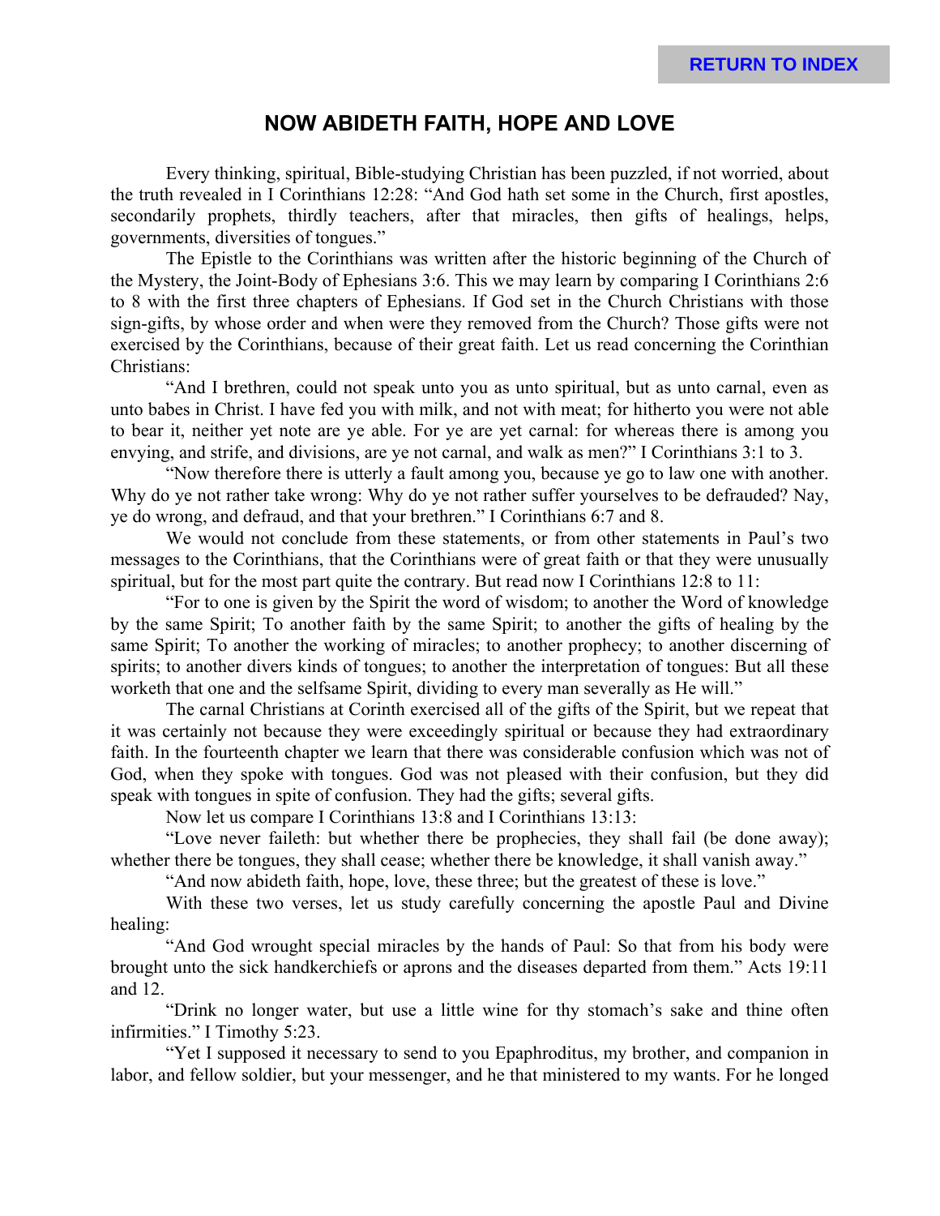## NOW ABIDETH FAITH, HOPE AND LOVE

Every thinking, spiritual, Bible-studying Christian has been puzzled, if not worried, about the truth revealed in I Corinthians 12:28: "And God hath set some in the Church, first apostles, secondarily prophets, thirdly teachers, after that miracles, then gifts of healings, helps, governments, diversities of tongues."

The Epistle to the Corinthians was written after the historic beginning of the Church of the Mystery, the Joint-Body of Ephesians 3:6. This we may learn by comparing I Corinthians 2:6 to 8 with the first three chapters of Ephesians. If God set in the Church Christians with those sign-gifts, by whose order and when were they removed from the Church? Those gifts were not exercised by the Corinthians, because of their great faith. Let us read concerning the Corinthian Christians:

"And I brethren, could not speak unto you as unto spiritual, but as unto carnal, even as unto babes in Christ. I have fed you with milk, and not with meat; for hitherto you were not able to bear it, neither yet note are ye able. For ye are yet carnal: for whereas there is among you envying, and strife, and divisions, are ye not carnal, and walk as men?" I Corinthians 3:1 to 3.

"Now therefore there is utterly a fault among you, because ye go to law one with another. Why do ye not rather take wrong: Why do ye not rather suffer yourselves to be defrauded? Nay, ye do wrong, and defraud, and that your brethren." I Corinthians 6:7 and 8.

We would not conclude from these statements, or from other statements in Paul's two messages to the Corinthians, that the Corinthians were of great faith or that they were unusually spiritual, but for the most part quite the contrary. But read now I Corinthians 12:8 to 11:

"For to one is given by the Spirit the word of wisdom; to another the Word of knowledge by the same Spirit; To another faith by the same Spirit; to another the gifts of healing by the same Spirit; To another the working of miracles; to another prophecy; to another discerning of spirits; to another divers kinds of tongues; to another the interpretation of tongues: But all these worketh that one and the selfsame Spirit, dividing to every man severally as He will."

The carnal Christians at Corinth exercised all of the gifts of the Spirit, but we repeat that it was certainly not because they were exceedingly spiritual or because they had extraordinary faith. In the fourteenth chapter we learn that there was considerable confusion which was not of God, when they spoke with tongues. God was not pleased with their confusion, but they did speak with tongues in spite of confusion. They had the gifts; several gifts.

Now let us compare I Corinthians 13:8 and I Corinthians 13:13:

"Love never faileth: but whether there be prophecies, they shall fail (be done away); whether there be tongues, they shall cease; whether there be knowledge, it shall vanish away."

"And now abideth faith, hope, love, these three; but the greatest of these is love."

With these two verses, let us study carefully concerning the apostle Paul and Divine healing:

"And God wrought special miracles by the hands of Paul: So that from his body were brought unto the sick handkerchiefs or aprons and the diseases departed from them." Acts 19:11 and 12.

"Drink no longer water, but use a little wine for thy stomach's sake and thine often infirmities." I Timothy 5:23.

"Yet I supposed it necessary to send to you Epaphroditus, my brother, and companion in labor, and fellow soldier, but your messenger, and he that ministered to my wants. For he longed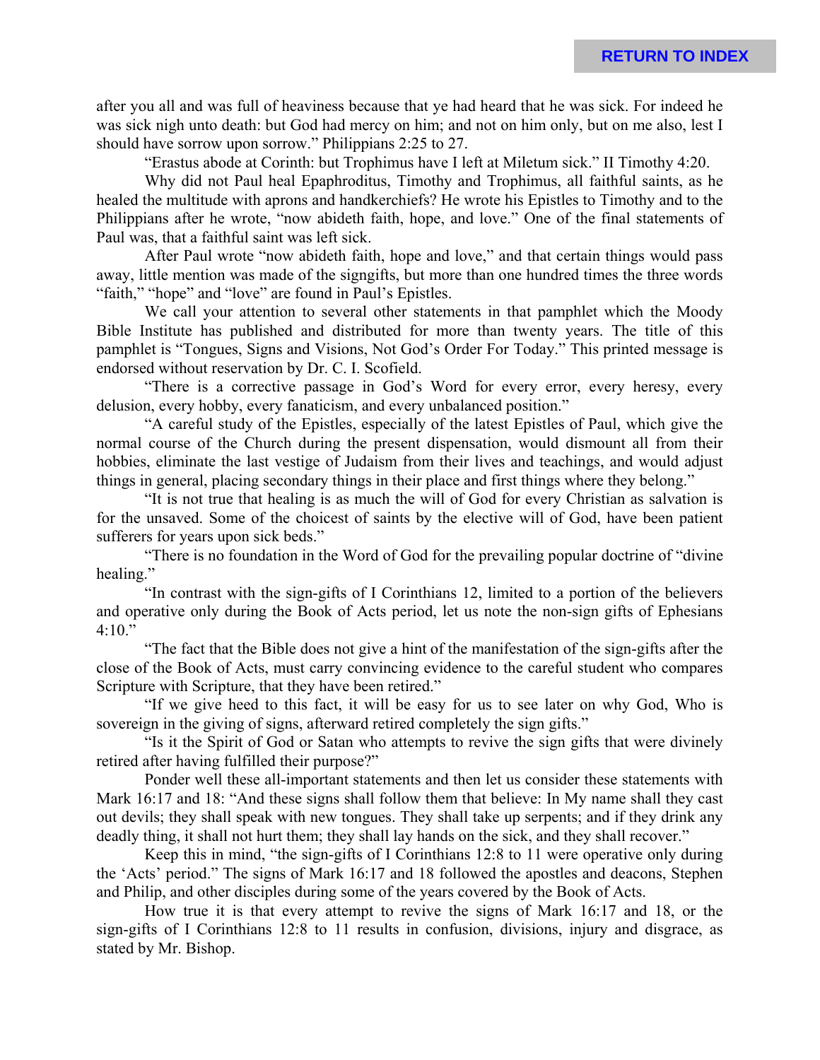after you all and was full of heaviness because that ye had heard that he was sick. For indeed he was sick nigh unto death: but God had mercy on him; and not on him only, but on me also, lest I should have sorrow upon sorrow." Philippians 2:25 to 27.

"Erastus abode at Corinth: but Trophimus have I left at Miletum sick." II Timothy 4:20.

Why did not Paul heal Epaphroditus, Timothy and Trophimus, all faithful saints, as he healed the multitude with aprons and handkerchiefs? He wrote his Epistles to Timothy and to the Philippians after he wrote, "now abideth faith, hope, and love." One of the final statements of Paul was, that a faithful saint was left sick.

After Paul wrote "now abideth faith, hope and love," and that certain things would pass away, little mention was made of the signgifts, but more than one hundred times the three words "faith," "hope" and "love" are found in Paul's Epistles.

We call your attention to several other statements in that pamphlet which the Moody Bible Institute has published and distributed for more than twenty years. The title of this pamphlet is "Tongues, Signs and Visions, Not God's Order For Today." This printed message is endorsed without reservation by Dr. C. I. Scofield.

"There is a corrective passage in God's Word for every error, every heresy, every delusion, every hobby, every fanaticism, and every unbalanced position."

"A careful study of the Epistles, especially of the latest Epistles of Paul, which give the normal course of the Church during the present dispensation, would dismount all from their hobbies, eliminate the last vestige of Judaism from their lives and teachings, and would adjust things in general, placing secondary things in their place and first things where they belong."

"It is not true that healing is as much the will of God for every Christian as salvation is for the unsaved. Some of the choicest of saints by the elective will of God, have been patient sufferers for years upon sick beds."

"There is no foundation in the Word of God for the prevailing popular doctrine of "divine healing."

"In contrast with the sign-gifts of I Corinthians 12, limited to a portion of the believers and operative only during the Book of Acts period, let us note the non-sign gifts of Ephesians 4:10."

"The fact that the Bible does not give a hint of the manifestation of the sign-gifts after the close of the Book of Acts, must carry convincing evidence to the careful student who compares Scripture with Scripture, that they have been retired."

"If we give heed to this fact, it will be easy for us to see later on why God, Who is sovereign in the giving of signs, afterward retired completely the sign gifts."

"Is it the Spirit of God or Satan who attempts to revive the sign gifts that were divinely retired after having fulfilled their purpose?"

Ponder well these all-important statements and then let us consider these statements with Mark 16:17 and 18: "And these signs shall follow them that believe: In My name shall they cast out devils; they shall speak with new tongues. They shall take up serpents; and if they drink any deadly thing, it shall not hurt them; they shall lay hands on the sick, and they shall recover."

Keep this in mind, "the sign-gifts of I Corinthians 12:8 to 11 were operative only during the 'Acts' period." The signs of Mark 16:17 and 18 followed the apostles and deacons, Stephen and Philip, and other disciples during some of the years covered by the Book of Acts.

How true it is that every attempt to revive the signs of Mark 16:17 and 18, or the sign-gifts of I Corinthians 12:8 to 11 results in confusion, divisions, injury and disgrace, as stated by Mr. Bishop.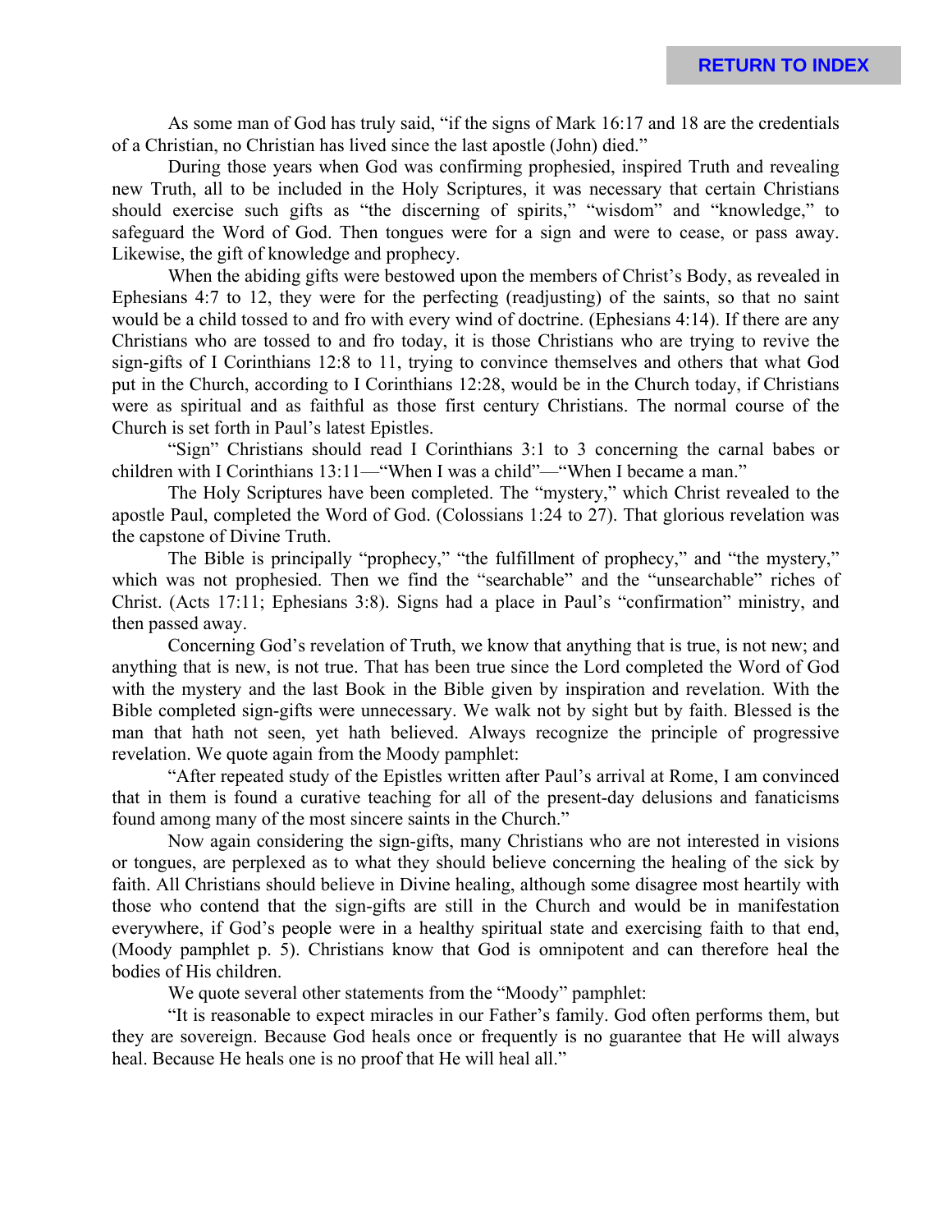As some man of God has truly said, “if the signs of Mark 16:17 and 18 are the credentials of a Christian, no Christian has lived since the last apostle (John) died.”

During those years when God was confirming prophesied, inspired Truth and revealing new Truth, all to be included in the Holy Scriptures, it was necessary that certain Christians should exercise such gifts as “the discerning of spirits,” “wisdom” and “knowledge,” to safeguard the Word of God. Then tongues were for a sign and were to cease, or pass away. Likewise, the gift of knowledge and prophecy.

When the abiding gifts were bestowed upon the members of Christ’s Body, as revealed in Ephesians 4:7 to 12, they were for the perfecting (readjusting) of the saints, so that no saint would be a child tossed to and fro with every wind of doctrine. (Ephesians 4:14). If there are any Christians who are tossed to and fro today, it is those Christians who are trying to revive the sign-gifts of I Corinthians 12:8 to 11, trying to convince themselves and others that what God put in the Church, according to I Corinthians 12:28, would be in the Church today, if Christians were as spiritual and as faithful as those first century Christians. The normal course of the Church is set forth in Paul’s latest Epistles.

“Sign” Christians should read I Corinthians 3:1 to 3 concerning the carnal babes or children with I Corinthians 13:11—“When I was a child”—“When I became a man.”

The Holy Scriptures have been completed. The “mystery,” which Christ revealed to the apostle Paul, completed the Word of God. (Colossians 1:24 to 27). That glorious revelation was the capstone of Divine Truth.

The Bible is principally “prophecy,” “the fulfillment of prophecy,” and “the mystery,” which was not prophesied. Then we find the “searchable” and the “unsearchable” riches of Christ. (Acts 17:11; Ephesians 3:8). Signs had a place in Paul’s “confirmation” ministry, and then passed away.

Concerning God’s revelation of Truth, we know that anything that is true, is not new; and anything that is new, is not true. That has been true since the Lord completed the Word of God with the mystery and the last Book in the Bible given by inspiration and revelation. With the Bible completed sign-gifts were unnecessary. We walk not by sight but by faith. Blessed is the man that hath not seen, yet hath believed. Always recognize the principle of progressive revelation. We quote again from the Moody pamphlet:

“After repeated study of the Epistles written after Paul’s arrival at Rome, I am convinced that in them is found a curative teaching for all of the present-day delusions and fanaticisms found among many of the most sincere saints in the Church.”

Now again considering the sign-gifts, many Christians who are not interested in visions or tongues, are perplexed as to what they should believe concerning the healing of the sick by faith. All Christians should believe in Divine healing, although some disagree most heartily with those who contend that the sign-gifts are still in the Church and would be in manifestation everywhere, if God’s people were in a healthy spiritual state and exercising faith to that end, (Moody pamphlet p. 5). Christians know that God is omnipotent and can therefore heal the bodies of His children.

We quote several other statements from the “Moody” pamphlet:

“It is reasonable to expect miracles in our Father’s family. God often performs them, but they are sovereign. Because God heals once or frequently is no guarantee that He will always heal. Because He heals one is no proof that He will heal all.”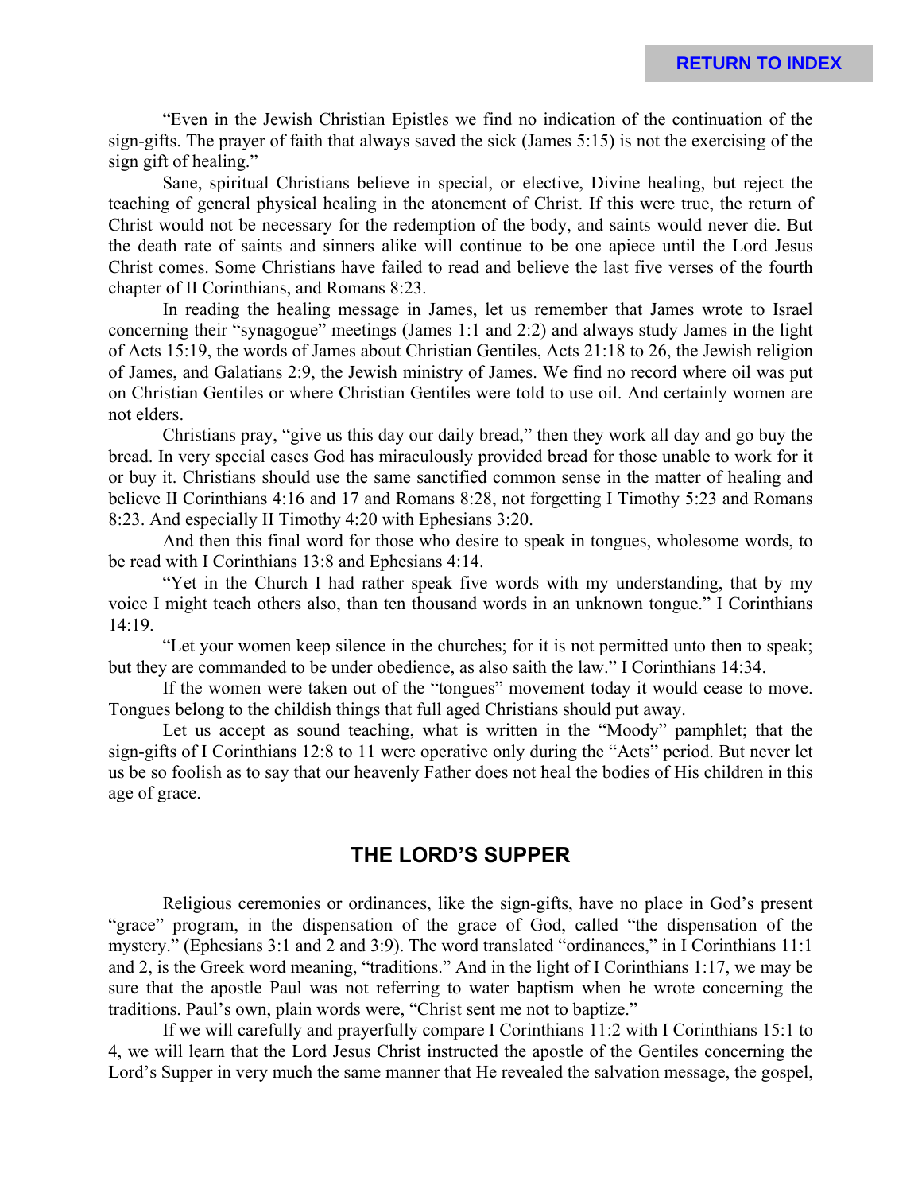"Even in the Jewish Christian Epistles we find no indication of the continuation of the sign-gifts. The prayer of faith that always saved the sick (James 5:15) is not the exercising of the sign gift of healing."

Sane, spiritual Christians believe in special, or elective, Divine healing, but reject the teaching of general physical healing in the atonement of Christ. If this were true, the return of Christ would not be necessary for the redemption of the body, and saints would never die. But the death rate of saints and sinners alike will continue to be one apiece until the Lord Jesus Christ comes. Some Christians have failed to read and believe the last five verses of the fourth chapter of II Corinthians, and Romans 8:23.

In reading the healing message in James, let us remember that James wrote to Israel concerning their "synagogue" meetings (James 1:1 and 2:2) and always study James in the light of Acts 15:19, the words of James about Christian Gentiles, Acts 21:18 to 26, the Jewish religion of James, and Galatians 2:9, the Jewish ministry of James. We find no record where oil was put on Christian Gentiles or where Christian Gentiles were told to use oil. And certainly women are not elders.

Christians pray, "give us this day our daily bread," then they work all day and go buy the bread. In very special cases God has miraculously provided bread for those unable to work for it or buy it. Christians should use the same sanctified common sense in the matter of healing and believe II Corinthians 4:16 and 17 and Romans 8:28, not forgetting I Timothy 5:23 and Romans 8:23. And especially II Timothy 4:20 with Ephesians 3:20.

And then this final word for those who desire to speak in tongues, wholesome words, to be read with I Corinthians 13:8 and Ephesians 4:14.

"Yet in the Church I had rather speak five words with my understanding, that by my voice I might teach others also, than ten thousand words in an unknown tongue." I Corinthians 14:19.

"Let your women keep silence in the churches; for it is not permitted unto then to speak; but they are commanded to be under obedience, as also saith the law." I Corinthians 14:34.

If the women were taken out of the "tongues" movement today it would cease to move. Tongues belong to the childish things that full aged Christians should put away.

Let us accept as sound teaching, what is written in the "Moody" pamphlet; that the sign-gifts of I Corinthians 12:8 to 11 were operative only during the "Acts" period. But never let us be so foolish as to say that our heavenly Father does not heal the bodies of His children in this age of grace.

## THE LORD'S SUPPER

Religious ceremonies or ordinances, like the sign-gifts, have no place in God's present "grace" program, in the dispensation of the grace of God, called "the dispensation of the mystery." (Ephesians 3:1 and 2 and 3:9). The word translated "ordinances," in I Corinthians 11:1 and 2, is the Greek word meaning, "traditions." And in the light of I Corinthians 1:17, we may be sure that the apostle Paul was not referring to water baptism when he wrote concerning the traditions. Paul's own, plain words were, "Christ sent me not to baptize."

If we will carefully and prayerfully compare I Corinthians 11:2 with I Corinthians 15:1 to 4, we will learn that the Lord Jesus Christ instructed the apostle of the Gentiles concerning the Lord's Supper in very much the same manner that He revealed the salvation message, the gospel,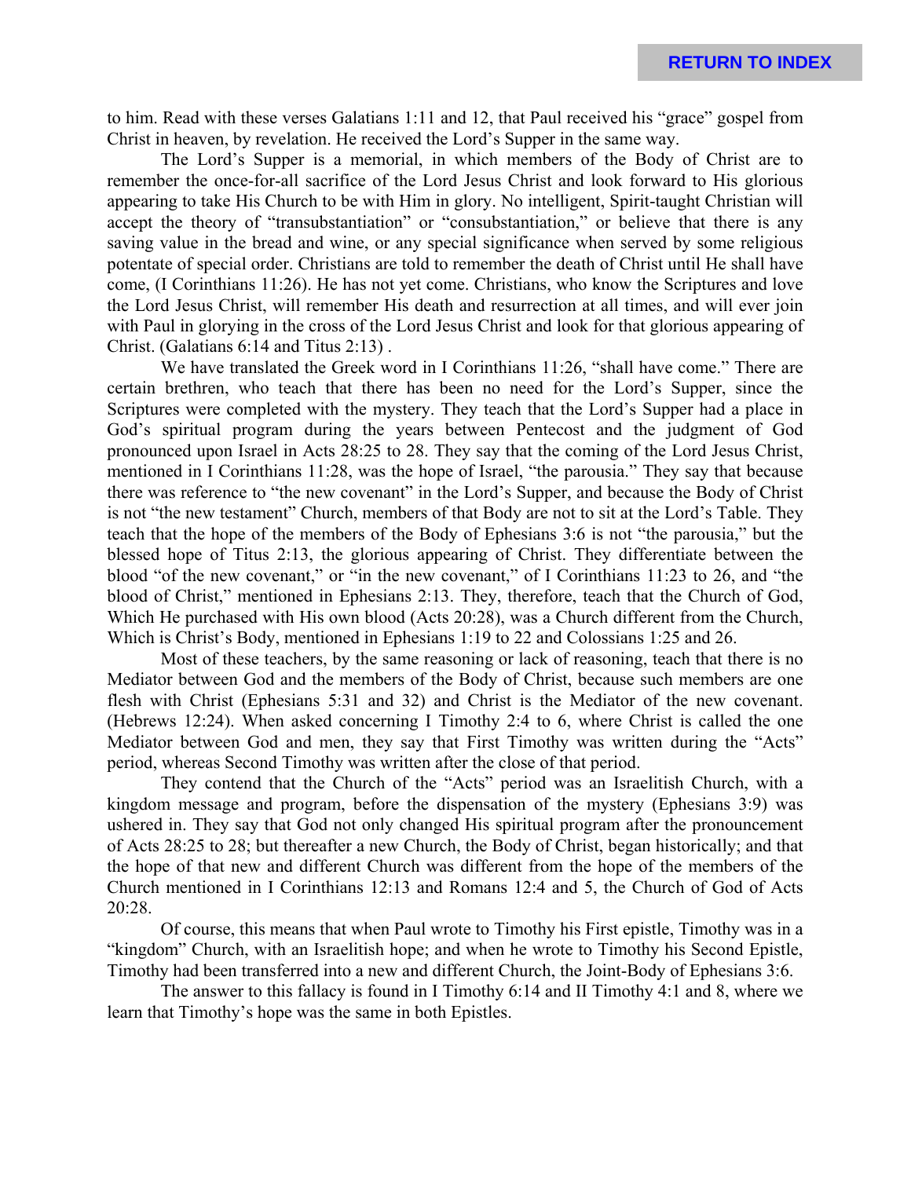to him. Read with these verses Galatians 1:11 and 12, that Paul received his "grace" gospel from Christ in heaven, by revelation. He received the Lord's Supper in the same way.

The Lord's Supper is a memorial, in which members of the Body of Christ are to remember the once-for-all sacrifice of the Lord Jesus Christ and look forward to His glorious appearing to take His Church to be with Him in glory. No intelligent, Spirit-taught Christian will accept the theory of "transubstantiation" or "consubstantiation," or believe that there is any saving value in the bread and wine, or any special significance when served by some religious potentate of special order. Christians are told to remember the death of Christ until He shall have come, (I Corinthians 11:26). He has not yet come. Christians, who know the Scriptures and love the Lord Jesus Christ, will remember His death and resurrection at all times, and will ever join with Paul in glorying in the cross of the Lord Jesus Christ and look for that glorious appearing of Christ. (Galatians 6:14 and Titus 2:13) .

We have translated the Greek word in I Corinthians 11:26, "shall have come." There are certain brethren, who teach that there has been no need for the Lord's Supper, since the Scriptures were completed with the mystery. They teach that the Lord's Supper had a place in God's spiritual program during the years between Pentecost and the judgment of God pronounced upon Israel in Acts 28:25 to 28. They say that the coming of the Lord Jesus Christ, mentioned in I Corinthians 11:28, was the hope of Israel, "the parousia." They say that because there was reference to "the new covenant" in the Lord's Supper, and because the Body of Christ is not "the new testament" Church, members of that Body are not to sit at the Lord's Table. They teach that the hope of the members of the Body of Ephesians 3:6 is not "the parousia," but the blessed hope of Titus 2:13, the glorious appearing of Christ. They differentiate between the blood "of the new covenant," or "in the new covenant," of I Corinthians 11:23 to 26, and "the blood of Christ," mentioned in Ephesians 2:13. They, therefore, teach that the Church of God, Which He purchased with His own blood (Acts 20:28), was a Church different from the Church, Which is Christ's Body, mentioned in Ephesians 1:19 to 22 and Colossians 1:25 and 26.

Most of these teachers, by the same reasoning or lack of reasoning, teach that there is no Mediator between God and the members of the Body of Christ, because such members are one flesh with Christ (Ephesians 5:31 and 32) and Christ is the Mediator of the new covenant. (Hebrews 12:24). When asked concerning I Timothy 2:4 to 6, where Christ is called the one Mediator between God and men, they say that First Timothy was written during the "Acts" period, whereas Second Timothy was written after the close of that period.

They contend that the Church of the "Acts" period was an Israelitish Church, with a kingdom message and program, before the dispensation of the mystery (Ephesians 3:9) was ushered in. They say that God not only changed His spiritual program after the pronouncement of Acts 28:25 to 28; but thereafter a new Church, the Body of Christ, began historically; and that the hope of that new and different Church was different from the hope of the members of the Church mentioned in I Corinthians 12:13 and Romans 12:4 and 5, the Church of God of Acts 20:28.

Of course, this means that when Paul wrote to Timothy his First epistle, Timothy was in a "kingdom" Church, with an Israelitish hope; and when he wrote to Timothy his Second Epistle, Timothy had been transferred into a new and different Church, the Joint-Body of Ephesians 3:6.

The answer to this fallacy is found in I Timothy 6:14 and II Timothy 4:1 and 8, where we learn that Timothy's hope was the same in both Epistles.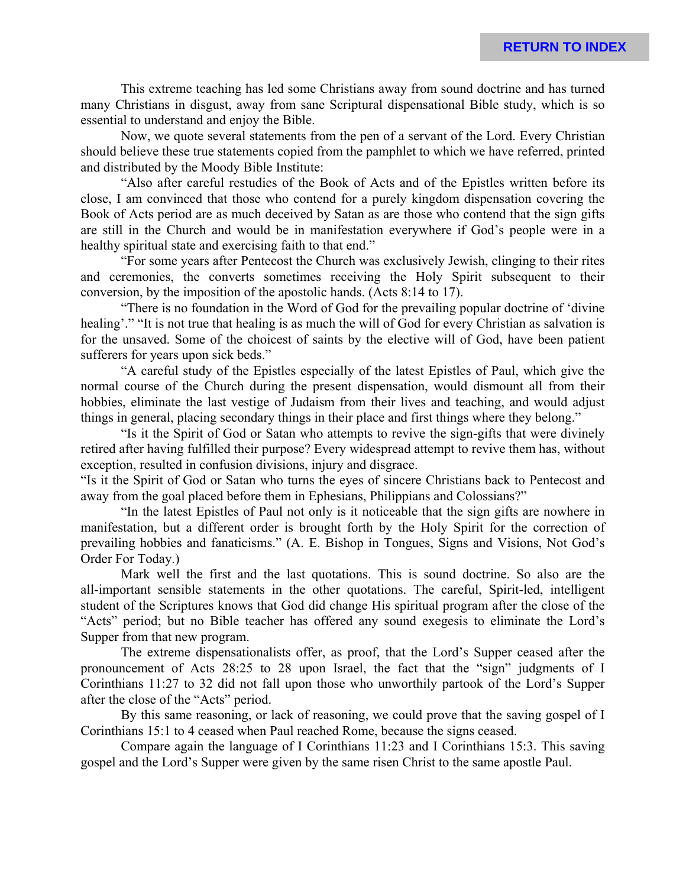This extreme teaching has led some Christians away from sound doctrine and has turned many Christians in disgust, away from sane Scriptural dispensational Bible study, which is so essential to understand and enjoy the Bible.

Now, we quote several statements from the pen of a servant of the Lord. Every Christian should believe these true statements copied from the pamphlet to which we have referred, printed and distributed by the Moody Bible Institute:

"Also after careful restudies of the Book of Acts and of the Epistles written before its close, I am convinced that those who contend for a purely kingdom dispensation covering the Book of Acts period are as much deceived by Satan as are those who contend that the sign gifts are still in the Church and would be in manifestation everywhere if God's people were in a healthy spiritual state and exercising faith to that end."

"For some years after Pentecost the Church was exclusively Jewish, clinging to their rites and ceremonies, the converts sometimes receiving the Holy Spirit subsequent to their conversion, by the imposition of the apostolic hands. (Acts 8:14 to 17).

"There is no foundation in the Word of God for the prevailing popular doctrine of 'divine healing'." "It is not true that healing is as much the will of God for every Christian as salvation is for the unsaved. Some of the choicest of saints by the elective will of God, have been patient sufferers for years upon sick beds."

"A careful study of the Epistles especially of the latest Epistles of Paul, which give the normal course of the Church during the present dispensation, would dismount all from their hobbies, eliminate the last vestige of Judaism from their lives and teaching, and would adjust things in general, placing secondary things in their place and first things where they belong."

"Is it the Spirit of God or Satan who attempts to revive the sign-gifts that were divinely retired after having fulfilled their purpose? Every widespread attempt to revive them has, without exception, resulted in confusion divisions, injury and disgrace.

"Is it the Spirit of God or Satan who turns the eyes of sincere Christians back to Pentecost and away from the goal placed before them in Ephesians, Philippians and Colossians?"

"In the latest Epistles of Paul not only is it noticeable that the sign gifts are nowhere in manifestation, but a different order is brought forth by the Holy Spirit for the correction of prevailing hobbies and fanaticisms." (A. E. Bishop in Tongues, Signs and Visions, Not God's Order For Today.)

Mark well the first and the last quotations. This is sound doctrine. So also are the all-important sensible statements in the other quotations. The careful, Spirit-led, intelligent student of the Scriptures knows that God did change His spiritual program after the close of the "Acts" period; but no Bible teacher has offered any sound exegesis to eliminate the Lord's Supper from that new program.

The extreme dispensationalists offer, as proof, that the Lord's Supper ceased after the pronouncement of Acts 28:25 to 28 upon Israel, the fact that the "sign" judgments of I Corinthians 11:27 to 32 did not fall upon those who unworthily partook of the Lord's Supper after the close of the "Acts" period.

By this same reasoning, or lack of reasoning, we could prove that the saving gospel of I Corinthians 15:1 to 4 ceased when Paul reached Rome, because the signs ceased.

Compare again the language of I Corinthians 11:23 and I Corinthians 15:3. This saving gospel and the Lord's Supper were given by the same risen Christ to the same apostle Paul.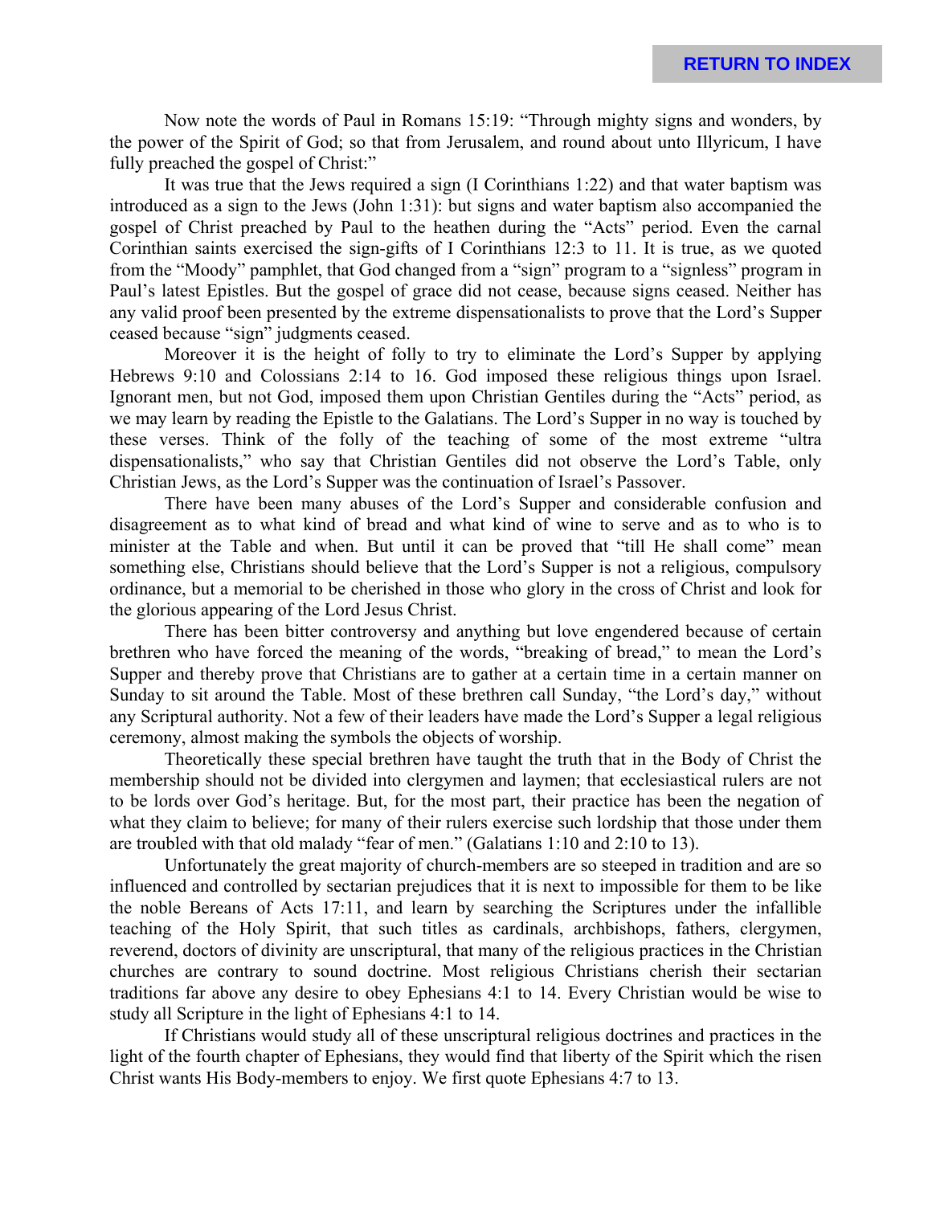Now note the words of Paul in Romans 15:19: "Through mighty signs and wonders, by the power of the Spirit of God; so that from Jerusalem, and round about unto Illyricum, I have fully preached the gospel of Christ:"

It was true that the Jews required a sign (I Corinthians 1:22) and that water baptism was introduced as a sign to the Jews (John 1:31): but signs and water baptism also accompanied the gospel of Christ preached by Paul to the heathen during the "Acts" period. Even the carnal Corinthian saints exercised the sign-gifts of I Corinthians 12:3 to 11. It is true, as we quoted from the "Moody" pamphlet, that God changed from a "sign" program to a "signless" program in Paul's latest Epistles. But the gospel of grace did not cease, because signs ceased. Neither has any valid proof been presented by the extreme dispensationalists to prove that the Lord's Supper ceased because "sign" judgments ceased.

Moreover it is the height of folly to try to eliminate the Lord's Supper by applying Hebrews 9:10 and Colossians 2:14 to 16. God imposed these religious things upon Israel. Ignorant men, but not God, imposed them upon Christian Gentiles during the "Acts" period, as we may learn by reading the Epistle to the Galatians. The Lord's Supper in no way is touched by these verses. Think of the folly of the teaching of some of the most extreme "ultra dispensationalists," who say that Christian Gentiles did not observe the Lord's Table, only Christian Jews, as the Lord's Supper was the continuation of Israel's Passover.

There have been many abuses of the Lord's Supper and considerable confusion and disagreement as to what kind of bread and what kind of wine to serve and as to who is to minister at the Table and when. But until it can be proved that "till He shall come" mean something else, Christians should believe that the Lord's Supper is not a religious, compulsory ordinance, but a memorial to be cherished in those who glory in the cross of Christ and look for the glorious appearing of the Lord Jesus Christ.

There has been bitter controversy and anything but love engendered because of certain brethren who have forced the meaning of the words, "breaking of bread," to mean the Lord's Supper and thereby prove that Christians are to gather at a certain time in a certain manner on Sunday to sit around the Table. Most of these brethren call Sunday, "the Lord's day," without any Scriptural authority. Not a few of their leaders have made the Lord's Supper a legal religious ceremony, almost making the symbols the objects of worship.

Theoretically these special brethren have taught the truth that in the Body of Christ the membership should not be divided into clergymen and laymen; that ecclesiastical rulers are not to be lords over God's heritage. But, for the most part, their practice has been the negation of what they claim to believe; for many of their rulers exercise such lordship that those under them are troubled with that old malady "fear of men." (Galatians 1:10 and 2:10 to 13).

Unfortunately the great majority of church-members are so steeped in tradition and are so influenced and controlled by sectarian prejudices that it is next to impossible for them to be like the noble Bereans of Acts 17:11, and learn by searching the Scriptures under the infallible teaching of the Holy Spirit, that such titles as cardinals, archbishops, fathers, clergymen, reverend, doctors of divinity are unscriptural, that many of the religious practices in the Christian churches are contrary to sound doctrine. Most religious Christians cherish their sectarian traditions far above any desire to obey Ephesians 4:1 to 14. Every Christian would be wise to study all Scripture in the light of Ephesians 4:1 to 14.

If Christians would study all of these unscriptural religious doctrines and practices in the light of the fourth chapter of Ephesians, they would find that liberty of the Spirit which the risen Christ wants His Body-members to enjoy. We first quote Ephesians 4:7 to 13.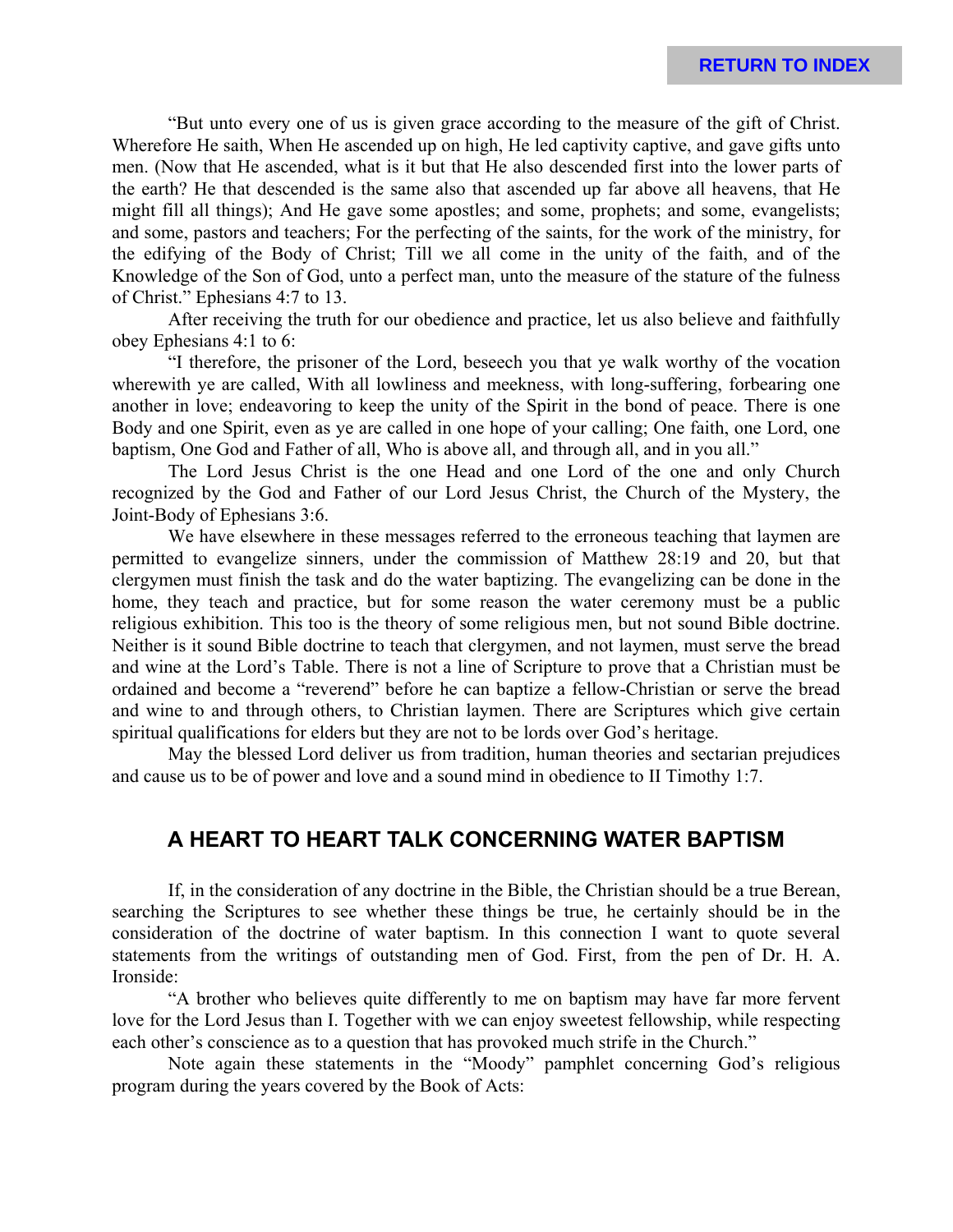"But unto every one of us is given grace according to the measure of the gift of Christ. Wherefore He saith, When He ascended up on high, He led captivity captive, and gave gifts unto men. (Now that He ascended, what is it but that He also descended first into the lower parts of the earth? He that descended is the same also that ascended up far above all heavens, that He might fill all things); And He gave some apostles; and some, prophets; and some, evangelists; and some, pastors and teachers; For the perfecting of the saints, for the work of the ministry, for the edifying of the Body of Christ; Till we all come in the unity of the faith, and of the Knowledge of the Son of God, unto a perfect man, unto the measure of the stature of the fulness of Christ." Ephesians 4:7 to 13.

After receiving the truth for our obedience and practice, let us also believe and faithfully obey Ephesians 4:1 to 6:

"I therefore, the prisoner of the Lord, beseech you that ye walk worthy of the vocation wherewith ye are called, With all lowliness and meekness, with long-suffering, forbearing one another in love; endeavoring to keep the unity of the Spirit in the bond of peace. There is one Body and one Spirit, even as ye are called in one hope of your calling; One faith, one Lord, one baptism, One God and Father of all, Who is above all, and through all, and in you all."

The Lord Jesus Christ is the one Head and one Lord of the one and only Church recognized by the God and Father of our Lord Jesus Christ, the Church of the Mystery, the Joint-Body of Ephesians 3:6.

We have elsewhere in these messages referred to the erroneous teaching that laymen are permitted to evangelize sinners, under the commission of Matthew 28:19 and 20, but that clergymen must finish the task and do the water baptizing. The evangelizing can be done in the home, they teach and practice, but for some reason the water ceremony must be a public religious exhibition. This too is the theory of some religious men, but not sound Bible doctrine. Neither is it sound Bible doctrine to teach that clergymen, and not laymen, must serve the bread and wine at the Lord's Table. There is not a line of Scripture to prove that a Christian must be ordained and become a "reverend" before he can baptize a fellow-Christian or serve the bread and wine to and through others, to Christian laymen. There are Scriptures which give certain spiritual qualifications for elders but they are not to be lords over God's heritage.

May the blessed Lord deliver us from tradition, human theories and sectarian prejudices and cause us to be of power and love and a sound mind in obedience to II Timothy 1:7.

## A HEART TO HEART TALK CONCERNING WATER BAPTISM

If, in the consideration of any doctrine in the Bible, the Christian should be a true Berean, searching the Scriptures to see whether these things be true, he certainly should be in the consideration of the doctrine of water baptism. In this connection I want to quote several statements from the writings of outstanding men of God. First, from the pen of Dr. H. A. Ironside:

"A brother who believes quite differently to me on baptism may have far more fervent love for the Lord Jesus than I. Together with we can enjoy sweetest fellowship, while respecting each other's conscience as to a question that has provoked much strife in the Church."

Note again these statements in the "Moody" pamphlet concerning God's religious program during the years covered by the Book of Acts: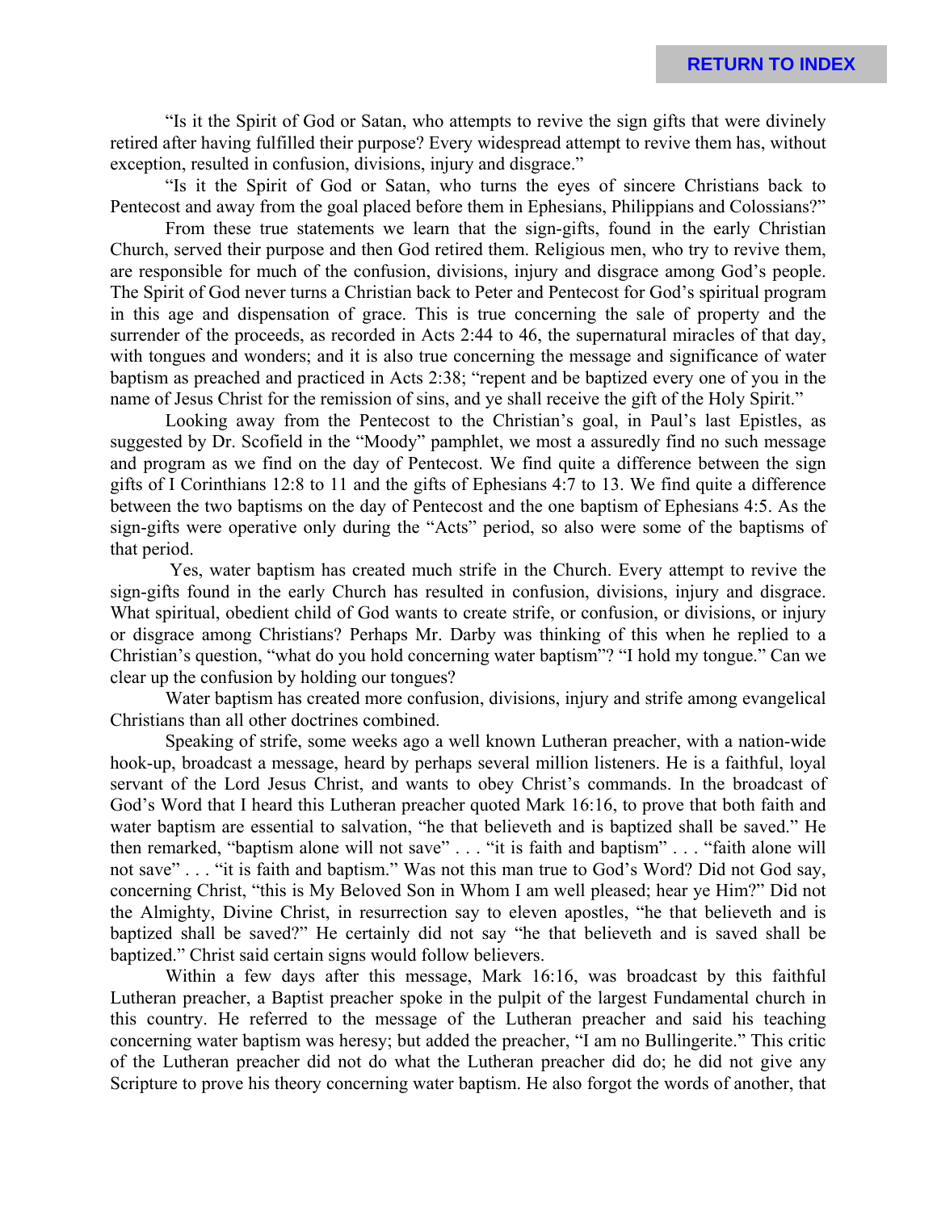"Is it the Spirit of God or Satan, who attempts to revive the sign gifts that were divinely retired after having fulfilled their purpose? Every widespread attempt to revive them has, without exception, resulted in confusion, divisions, injury and disgrace."

"Is it the Spirit of God or Satan, who turns the eyes of sincere Christians back to Pentecost and away from the goal placed before them in Ephesians, Philippians and Colossians?"

From these true statements we learn that the sign-gifts, found in the early Christian Church, served their purpose and then God retired them. Religious men, who try to revive them, are responsible for much of the confusion, divisions, injury and disgrace among God's people. The Spirit of God never turns a Christian back to Peter and Pentecost for God's spiritual program in this age and dispensation of grace. This is true concerning the sale of property and the surrender of the proceeds, as recorded in Acts 2:44 to 46, the supernatural miracles of that day, with tongues and wonders; and it is also true concerning the message and significance of water baptism as preached and practiced in Acts 2:38; "repent and be baptized every one of you in the name of Jesus Christ for the remission of sins, and ye shall receive the gift of the Holy Spirit."

Looking away from the Pentecost to the Christian's goal, in Paul's last Epistles, as suggested by Dr. Scofield in the "Moody" pamphlet, we most a assuredly find no such message and program as we find on the day of Pentecost. We find quite a difference between the sign gifts of I Corinthians 12:8 to 11 and the gifts of Ephesians 4:7 to 13. We find quite a difference between the two baptisms on the day of Pentecost and the one baptism of Ephesians 4:5. As the sign-gifts were operative only during the "Acts" period, so also were some of the baptisms of that period.

Yes, water baptism has created much strife in the Church. Every attempt to revive the sign-gifts found in the early Church has resulted in confusion, divisions, injury and disgrace. What spiritual, obedient child of God wants to create strife, or confusion, or divisions, or injury or disgrace among Christians? Perhaps Mr. Darby was thinking of this when he replied to a Christian's question, "what do you hold concerning water baptism"? "I hold my tongue." Can we clear up the confusion by holding our tongues?

Water baptism has created more confusion, divisions, injury and strife among evangelical Christians than all other doctrines combined.

Speaking of strife, some weeks ago a well known Lutheran preacher, with a nation-wide hook-up, broadcast a message, heard by perhaps several million listeners. He is a faithful, loyal servant of the Lord Jesus Christ, and wants to obey Christ's commands. In the broadcast of God's Word that I heard this Lutheran preacher quoted Mark 16:16, to prove that both faith and water baptism are essential to salvation, "he that believeth and is baptized shall be saved." He then remarked, "baptism alone will not save" . . . "it is faith and baptism" . . . "faith alone will not save" . . . "it is faith and baptism." Was not this man true to God's Word? Did not God say, concerning Christ, "this is My Beloved Son in Whom I am well pleased; hear ye Him?" Did not the Almighty, Divine Christ, in resurrection say to eleven apostles, "he that believeth and is baptized shall be saved?" He certainly did not say "he that believeth and is saved shall be baptized." Christ said certain signs would follow believers.

Within a few days after this message, Mark 16:16, was broadcast by this faithful Lutheran preacher, a Baptist preacher spoke in the pulpit of the largest Fundamental church in this country. He referred to the message of the Lutheran preacher and said his teaching concerning water baptism was heresy; but added the preacher, "I am no Bullingerite." This critic of the Lutheran preacher did not do what the Lutheran preacher did do; he did not give any Scripture to prove his theory concerning water baptism. He also forgot the words of another, that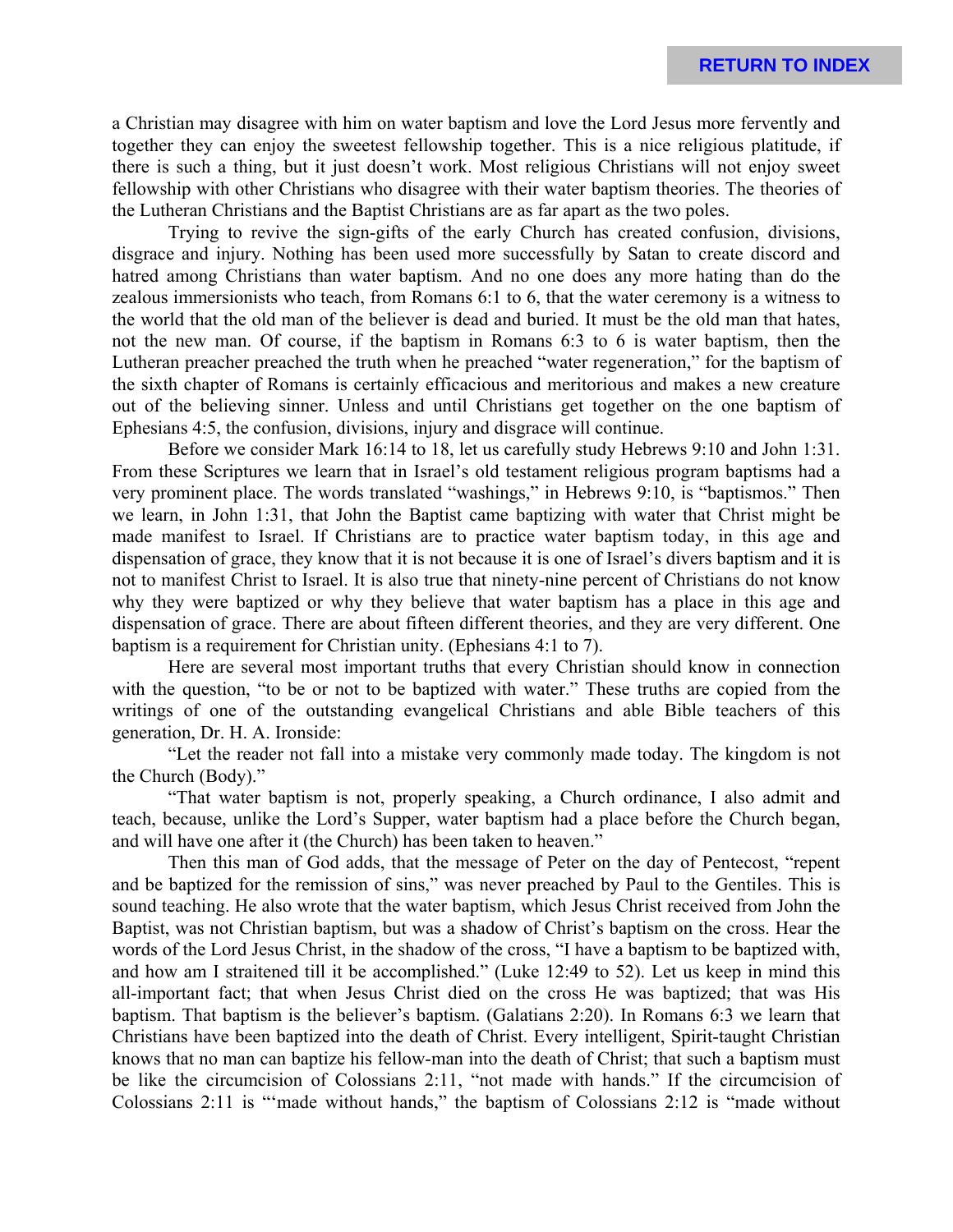a Christian may disagree with him on water baptism and love the Lord Jesus more fervently and together they can enjoy the sweetest fellowship together. This is a nice religious platitude, if there is such a thing, but it just doesn't work. Most religious Christians will not enjoy sweet fellowship with other Christians who disagree with their water baptism theories. The theories of the Lutheran Christians and the Baptist Christians are as far apart as the two poles.

Trying to revive the sign-gifts of the early Church has created confusion, divisions, disgrace and injury. Nothing has been used more successfully by Satan to create discord and hatred among Christians than water baptism. And no one does any more hating than do the zealous immersionists who teach, from Romans 6:1 to 6, that the water ceremony is a witness to the world that the old man of the believer is dead and buried. It must be the old man that hates, not the new man. Of course, if the baptism in Romans 6:3 to 6 is water baptism, then the Lutheran preacher preached the truth when he preached "water regeneration," for the baptism of the sixth chapter of Romans is certainly efficacious and meritorious and makes a new creature out of the believing sinner. Unless and until Christians get together on the one baptism of Ephesians 4:5, the confusion, divisions, injury and disgrace will continue.

Before we consider Mark 16:14 to 18, let us carefully study Hebrews 9:10 and John 1:31. From these Scriptures we learn that in Israel's old testament religious program baptisms had a very prominent place. The words translated "washings," in Hebrews 9:10, is "baptismos." Then we learn, in John 1:31, that John the Baptist came baptizing with water that Christ might be made manifest to Israel. If Christians are to practice water baptism today, in this age and dispensation of grace, they know that it is not because it is one of Israel's divers baptism and it is not to manifest Christ to Israel. It is also true that ninety-nine percent of Christians do not know why they were baptized or why they believe that water baptism has a place in this age and dispensation of grace. There are about fifteen different theories, and they are very different. One baptism is a requirement for Christian unity. (Ephesians 4:1 to 7).

Here are several most important truths that every Christian should know in connection with the question, "to be or not to be baptized with water." These truths are copied from the writings of one of the outstanding evangelical Christians and able Bible teachers of this generation, Dr. H. A. Ironside:

"Let the reader not fall into a mistake very commonly made today. The kingdom is not the Church (Body)."

"That water baptism is not, properly speaking, a Church ordinance, I also admit and teach, because, unlike the Lord's Supper, water baptism had a place before the Church began, and will have one after it (the Church) has been taken to heaven."

Then this man of God adds, that the message of Peter on the day of Pentecost, "repent and be baptized for the remission of sins," was never preached by Paul to the Gentiles. This is sound teaching. He also wrote that the water baptism, which Jesus Christ received from John the Baptist, was not Christian baptism, but was a shadow of Christ's baptism on the cross. Hear the words of the Lord Jesus Christ, in the shadow of the cross, "I have a baptism to be baptized with, and how am I straitened till it be accomplished." (Luke 12:49 to 52). Let us keep in mind this all-important fact; that when Jesus Christ died on the cross He was baptized; that was His baptism. That baptism is the believer's baptism. (Galatians 2:20). In Romans 6:3 we learn that Christians have been baptized into the death of Christ. Every intelligent, Spirit-taught Christian knows that no man can baptize his fellow-man into the death of Christ; that such a baptism must be like the circumcision of Colossians 2:11, "not made with hands." If the circumcision of Colossians 2:11 is "'made without hands," the baptism of Colossians 2:12 is "made without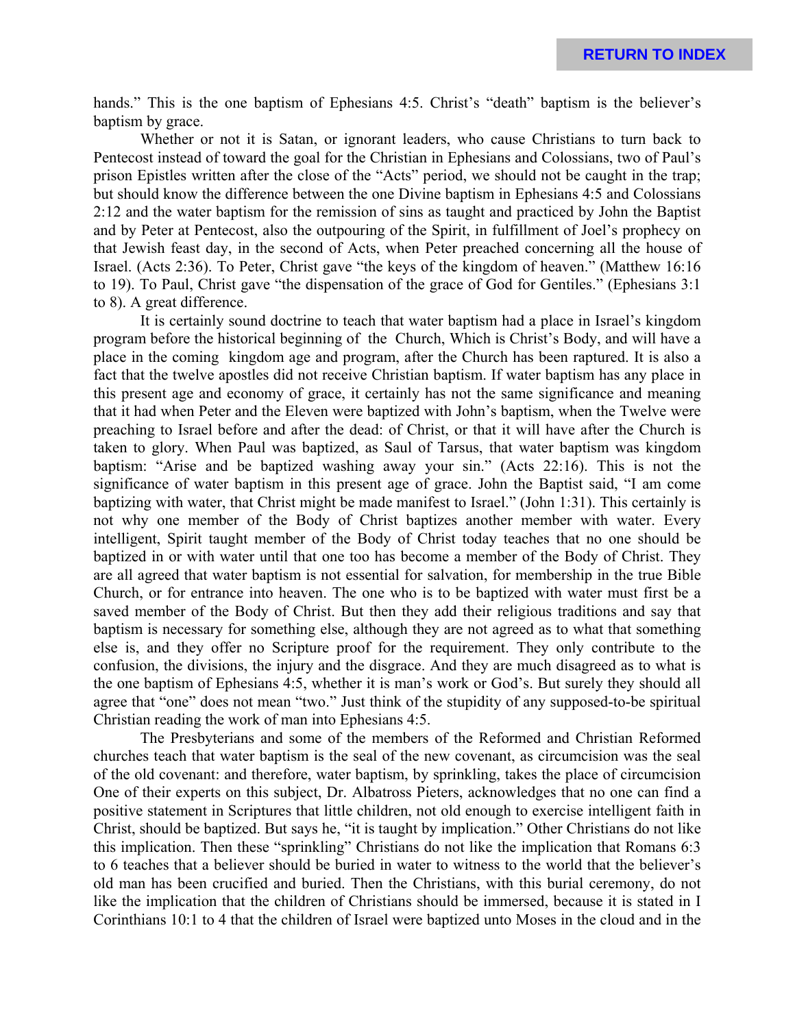hands." This is the one baptism of Ephesians 4:5. Christ's "death" baptism is the believer's baptism by grace.

Whether or not it is Satan, or ignorant leaders, who cause Christians to turn back to Pentecost instead of toward the goal for the Christian in Ephesians and Colossians, two of Paul's prison Epistles written after the close of the "Acts" period, we should not be caught in the trap; but should know the difference between the one Divine baptism in Ephesians 4:5 and Colossians 2:12 and the water baptism for the remission of sins as taught and practiced by John the Baptist and by Peter at Pentecost, also the outpouring of the Spirit, in fulfillment of Joel's prophecy on that Jewish feast day, in the second of Acts, when Peter preached concerning all the house of Israel. (Acts 2:36). To Peter, Christ gave "the keys of the kingdom of heaven." (Matthew 16:16 to 19). To Paul, Christ gave "the dispensation of the grace of God for Gentiles." (Ephesians 3:1 to 8). A great difference.

It is certainly sound doctrine to teach that water baptism had a place in Israel's kingdom program before the historical beginning of the Church, Which is Christ's Body, and will have a place in the coming kingdom age and program, after the Church has been raptured. It is also a fact that the twelve apostles did not receive Christian baptism. If water baptism has any place in this present age and economy of grace, it certainly has not the same significance and meaning that it had when Peter and the Eleven were baptized with John's baptism, when the Twelve were preaching to Israel before and after the dead: of Christ, or that it will have after the Church is taken to glory. When Paul was baptized, as Saul of Tarsus, that water baptism was kingdom baptism: "Arise and be baptized washing away your sin." (Acts 22:16). This is not the significance of water baptism in this present age of grace. John the Baptist said, "I am come baptizing with water, that Christ might be made manifest to Israel." (John 1:31). This certainly is not why one member of the Body of Christ baptizes another member with water. Every intelligent, Spirit taught member of the Body of Christ today teaches that no one should be baptized in or with water until that one too has become a member of the Body of Christ. They are all agreed that water baptism is not essential for salvation, for membership in the true Bible Church, or for entrance into heaven. The one who is to be baptized with water must first be a saved member of the Body of Christ. But then they add their religious traditions and say that baptism is necessary for something else, although they are not agreed as to what that something else is, and they offer no Scripture proof for the requirement. They only contribute to the confusion, the divisions, the injury and the disgrace. And they are much disagreed as to what is the one baptism of Ephesians 4:5, whether it is man's work or God's. But surely they should all agree that "one" does not mean "two." Just think of the stupidity of any supposed-to-be spiritual Christian reading the work of man into Ephesians 4:5.

The Presbyterians and some of the members of the Reformed and Christian Reformed churches teach that water baptism is the seal of the new covenant, as circumcision was the seal of the old covenant: and therefore, water baptism, by sprinkling, takes the place of circumcision One of their experts on this subject, Dr. Albatross Pieters, acknowledges that no one can find a positive statement in Scriptures that little children, not old enough to exercise intelligent faith in Christ, should be baptized. But says he, "it is taught by implication." Other Christians do not like this implication. Then these "sprinkling" Christians do not like the implication that Romans 6:3 to 6 teaches that a believer should be buried in water to witness to the world that the believer's old man has been crucified and buried. Then the Christians, with this burial ceremony, do not like the implication that the children of Christians should be immersed, because it is stated in I Corinthians 10:1 to 4 that the children of Israel were baptized unto Moses in the cloud and in the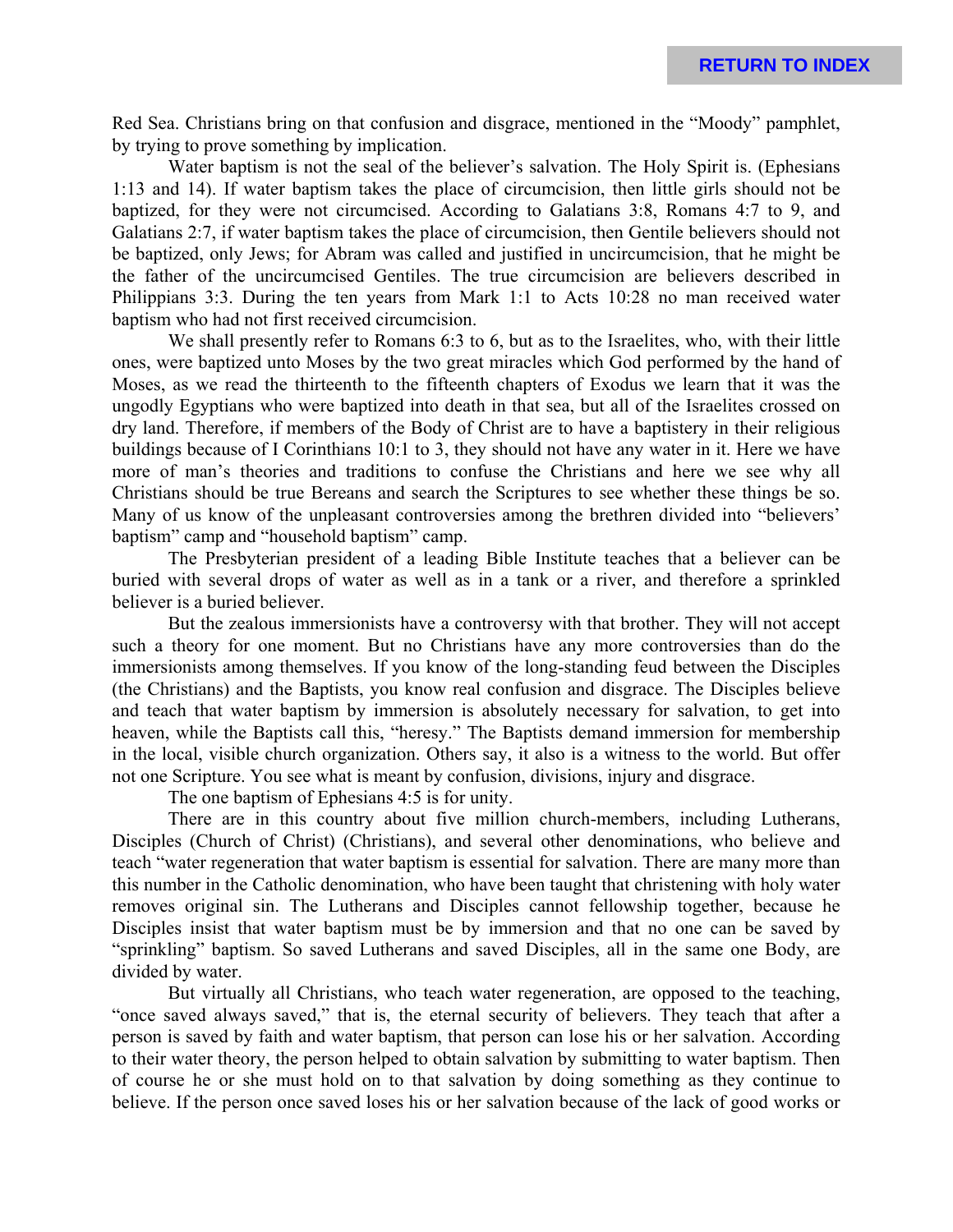Red Sea. Christians bring on that confusion and disgrace, mentioned in the "Moody" pamphlet, by trying to prove something by implication.

Water baptism is not the seal of the believer's salvation. The Holy Spirit is. (Ephesians 1:13 and 14). If water baptism takes the place of circumcision, then little girls should not be baptized, for they were not circumcised. According to Galatians 3:8, Romans 4:7 to 9, and Galatians 2:7, if water baptism takes the place of circumcision, then Gentile believers should not be baptized, only Jews; for Abram was called and justified in uncircumcision, that he might be the father of the uncircumcised Gentiles. The true circumcision are believers described in Philippians 3:3. During the ten years from Mark 1:1 to Acts 10:28 no man received water baptism who had not first received circumcision.

We shall presently refer to Romans 6:3 to 6, but as to the Israelites, who, with their little ones, were baptized unto Moses by the two great miracles which God performed by the hand of Moses, as we read the thirteenth to the fifteenth chapters of Exodus we learn that it was the ungodly Egyptians who were baptized into death in that sea, but all of the Israelites crossed on dry land. Therefore, if members of the Body of Christ are to have a baptistery in their religious buildings because of I Corinthians 10:1 to 3, they should not have any water in it. Here we have more of man's theories and traditions to confuse the Christians and here we see why all Christians should be true Bereans and search the Scriptures to see whether these things be so. Many of us know of the unpleasant controversies among the brethren divided into "believers' baptism" camp and "household baptism" camp.

The Presbyterian president of a leading Bible Institute teaches that a believer can be buried with several drops of water as well as in a tank or a river, and therefore a sprinkled believer is a buried believer.

But the zealous immersionists have a controversy with that brother. They will not accept such a theory for one moment. But no Christians have any more controversies than do the immersionists among themselves. If you know of the long-standing feud between the Disciples (the Christians) and the Baptists, you know real confusion and disgrace. The Disciples believe and teach that water baptism by immersion is absolutely necessary for salvation, to get into heaven, while the Baptists call this, "heresy." The Baptists demand immersion for membership in the local, visible church organization. Others say, it also is a witness to the world. But offer not one Scripture. You see what is meant by confusion, divisions, injury and disgrace.

The one baptism of Ephesians 4:5 is for unity.

There are in this country about five million church-members, including Lutherans, Disciples (Church of Christ) (Christians), and several other denominations, who believe and teach "water regeneration that water baptism is essential for salvation. There are many more than this number in the Catholic denomination, who have been taught that christening with holy water removes original sin. The Lutherans and Disciples cannot fellowship together, because he Disciples insist that water baptism must be by immersion and that no one can be saved by "sprinkling" baptism. So saved Lutherans and saved Disciples, all in the same one Body, are divided by water.

But virtually all Christians, who teach water regeneration, are opposed to the teaching, "once saved always saved," that is, the eternal security of believers. They teach that after a person is saved by faith and water baptism, that person can lose his or her salvation. According to their water theory, the person helped to obtain salvation by submitting to water baptism. Then of course he or she must hold on to that salvation by doing something as they continue to believe. If the person once saved loses his or her salvation because of the lack of good works or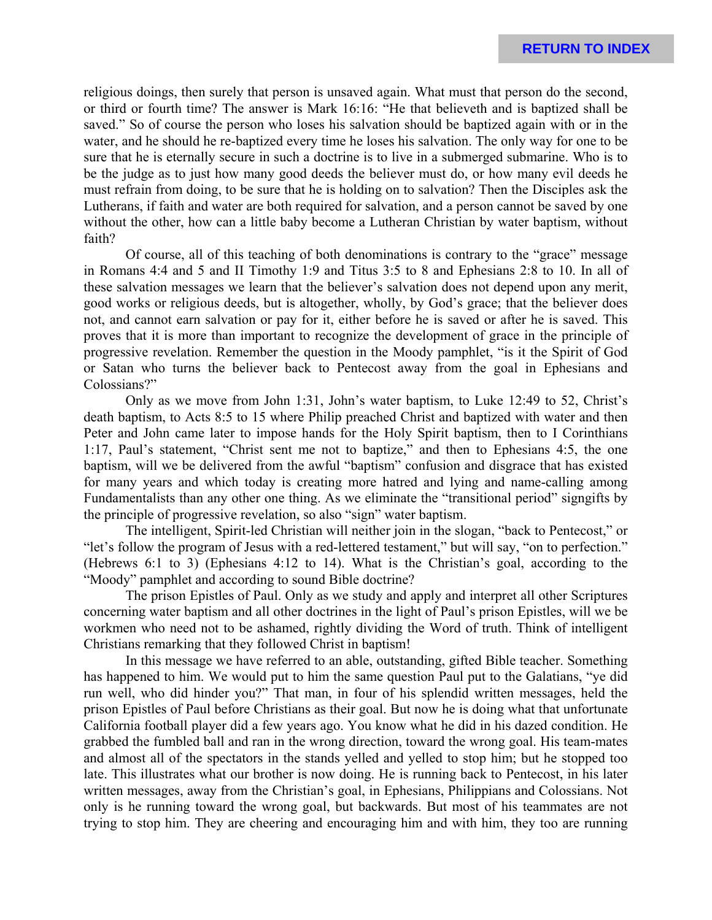religious doings, then surely that person is unsaved again. What must that person do the second, or third or fourth time? The answer is Mark 16:16: "He that believeth and is baptized shall be saved." So of course the person who loses his salvation should be baptized again with or in the water, and he should he re-baptized every time he loses his salvation. The only way for one to be sure that he is eternally secure in such a doctrine is to live in a submerged submarine. Who is to be the judge as to just how many good deeds the believer must do, or how many evil deeds he must refrain from doing, to be sure that he is holding on to salvation? Then the Disciples ask the Lutherans, if faith and water are both required for salvation, and a person cannot be saved by one without the other, how can a little baby become a Lutheran Christian by water baptism, without faith?

Of course, all of this teaching of both denominations is contrary to the "grace" message in Romans 4:4 and 5 and II Timothy 1:9 and Titus 3:5 to 8 and Ephesians 2:8 to 10. In all of these salvation messages we learn that the believer's salvation does not depend upon any merit, good works or religious deeds, but is altogether, wholly, by God's grace; that the believer does not, and cannot earn salvation or pay for it, either before he is saved or after he is saved. This proves that it is more than important to recognize the development of grace in the principle of progressive revelation. Remember the question in the Moody pamphlet, "is it the Spirit of God or Satan who turns the believer back to Pentecost away from the goal in Ephesians and Colossians?"

Only as we move from John 1:31, John's water baptism, to Luke 12:49 to 52, Christ's death baptism, to Acts 8:5 to 15 where Philip preached Christ and baptized with water and then Peter and John came later to impose hands for the Holy Spirit baptism, then to I Corinthians 1:17, Paul's statement, "Christ sent me not to baptize," and then to Ephesians 4:5, the one baptism, will we be delivered from the awful "baptism" confusion and disgrace that has existed for many years and which today is creating more hatred and lying and name-calling among Fundamentalists than any other one thing. As we eliminate the "transitional period" signgifts by the principle of progressive revelation, so also "sign" water baptism.

The intelligent, Spirit-led Christian will neither join in the slogan, "back to Pentecost," or "let's follow the program of Jesus with a red-lettered testament," but will say, "on to perfection." (Hebrews 6:1 to 3) (Ephesians 4:12 to 14). What is the Christian's goal, according to the "Moody" pamphlet and according to sound Bible doctrine?

The prison Epistles of Paul. Only as we study and apply and interpret all other Scriptures concerning water baptism and all other doctrines in the light of Paul's prison Epistles, will we be workmen who need not to be ashamed, rightly dividing the Word of truth. Think of intelligent Christians remarking that they followed Christ in baptism!

In this message we have referred to an able, outstanding, gifted Bible teacher. Something has happened to him. We would put to him the same question Paul put to the Galatians, "ye did run well, who did hinder you?" That man, in four of his splendid written messages, held the prison Epistles of Paul before Christians as their goal. But now he is doing what that unfortunate California football player did a few years ago. You know what he did in his dazed condition. He grabbed the fumbled ball and ran in the wrong direction, toward the wrong goal. His team-mates and almost all of the spectators in the stands yelled and yelled to stop him; but he stopped too late. This illustrates what our brother is now doing. He is running back to Pentecost, in his later written messages, away from the Christian's goal, in Ephesians, Philippians and Colossians. Not only is he running toward the wrong goal, but backwards. But most of his teammates are not trying to stop him. They are cheering and encouraging him and with him, they too are running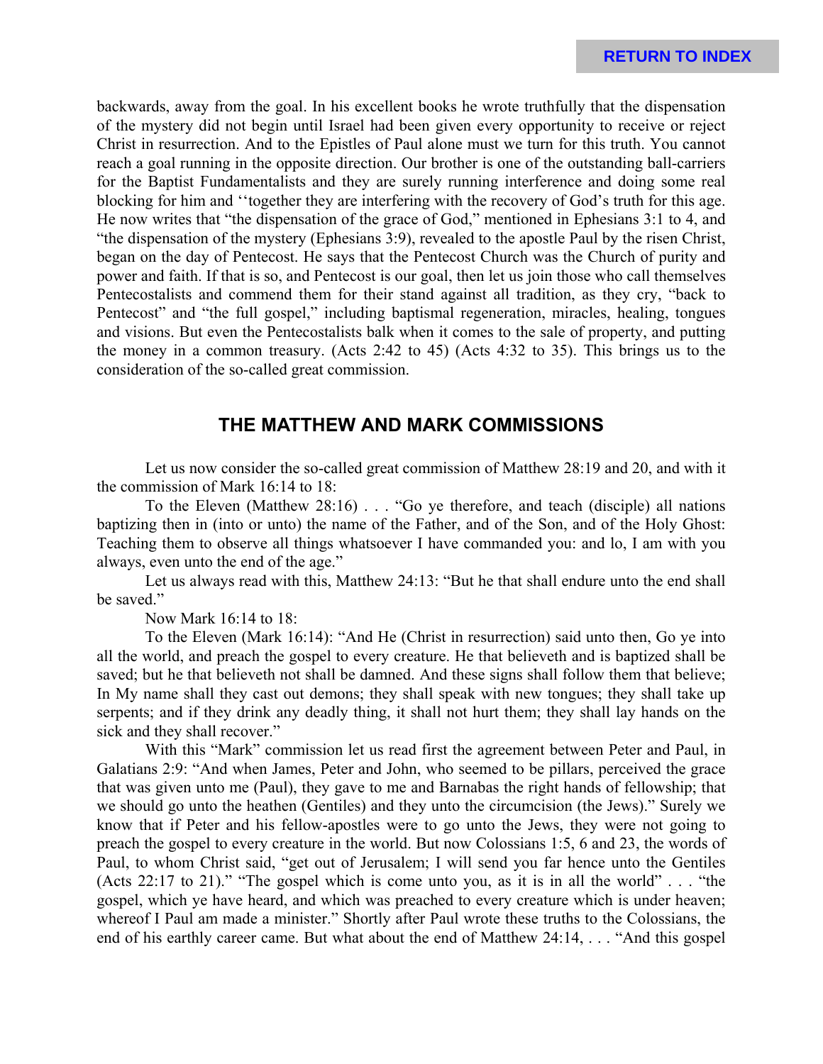backwards, away from the goal. In his excellent books he wrote truthfully that the dispensation of the mystery did not begin until Israel had been given every opportunity to receive or reject Christ in resurrection. And to the Epistles of Paul alone must we turn for this truth. You cannot reach a goal running in the opposite direction. Our brother is one of the outstanding ball-carriers for the Baptist Fundamentalists and they are surely running interference and doing some real blocking for him and ‘‘together they are interfering with the recovery of God’s truth for this age. He now writes that “the dispensation of the grace of God,” mentioned in Ephesians 3:1 to 4, and “the dispensation of the mystery (Ephesians 3:9), revealed to the apostle Paul by the risen Christ, began on the day of Pentecost. He says that the Pentecost Church was the Church of purity and power and faith. If that is so, and Pentecost is our goal, then let us join those who call themselves Pentecostalists and commend them for their stand against all tradition, as they cry, “back to Pentecost” and “the full gospel,” including baptismal regeneration, miracles, healing, tongues and visions. But even the Pentecostalists balk when it comes to the sale of property, and putting the money in a common treasury. (Acts 2:42 to 45) (Acts 4:32 to 35). This brings us to the consideration of the so-called great commission.

## THE MATTHEW AND MARK COMMISSIONS

Let us now consider the so-called great commission of Matthew 28:19 and 20, and with it the commission of Mark 16:14 to 18:

To the Eleven (Matthew 28:16) . . . “Go ye therefore, and teach (disciple) all nations baptizing then in (into or unto) the name of the Father, and of the Son, and of the Holy Ghost: Teaching them to observe all things whatsoever I have commanded you: and lo, I am with you always, even unto the end of the age.”

Let us always read with this, Matthew 24:13: “But he that shall endure unto the end shall be saved.”

Now Mark 16:14 to 18:

To the Eleven (Mark 16:14): “And He (Christ in resurrection) said unto then, Go ye into all the world, and preach the gospel to every creature. He that believeth and is baptized shall be saved; but he that believeth not shall be damned. And these signs shall follow them that believe; In My name shall they cast out demons; they shall speak with new tongues; they shall take up serpents; and if they drink any deadly thing, it shall not hurt them; they shall lay hands on the sick and they shall recover.”

With this “Mark” commission let us read first the agreement between Peter and Paul, in Galatians 2:9: “And when James, Peter and John, who seemed to be pillars, perceived the grace that was given unto me (Paul), they gave to me and Barnabas the right hands of fellowship; that we should go unto the heathen (Gentiles) and they unto the circumcision (the Jews).” Surely we know that if Peter and his fellow-apostles were to go unto the Jews, they were not going to preach the gospel to every creature in the world. But now Colossians 1:5, 6 and 23, the words of Paul, to whom Christ said, “get out of Jerusalem; I will send you far hence unto the Gentiles (Acts 22:17 to 21).” “The gospel which is come unto you, as it is in all the world” . . . “the gospel, which ye have heard, and which was preached to every creature which is under heaven; whereof I Paul am made a minister.” Shortly after Paul wrote these truths to the Colossians, the end of his earthly career came. But what about the end of Matthew 24:14, . . . “And this gospel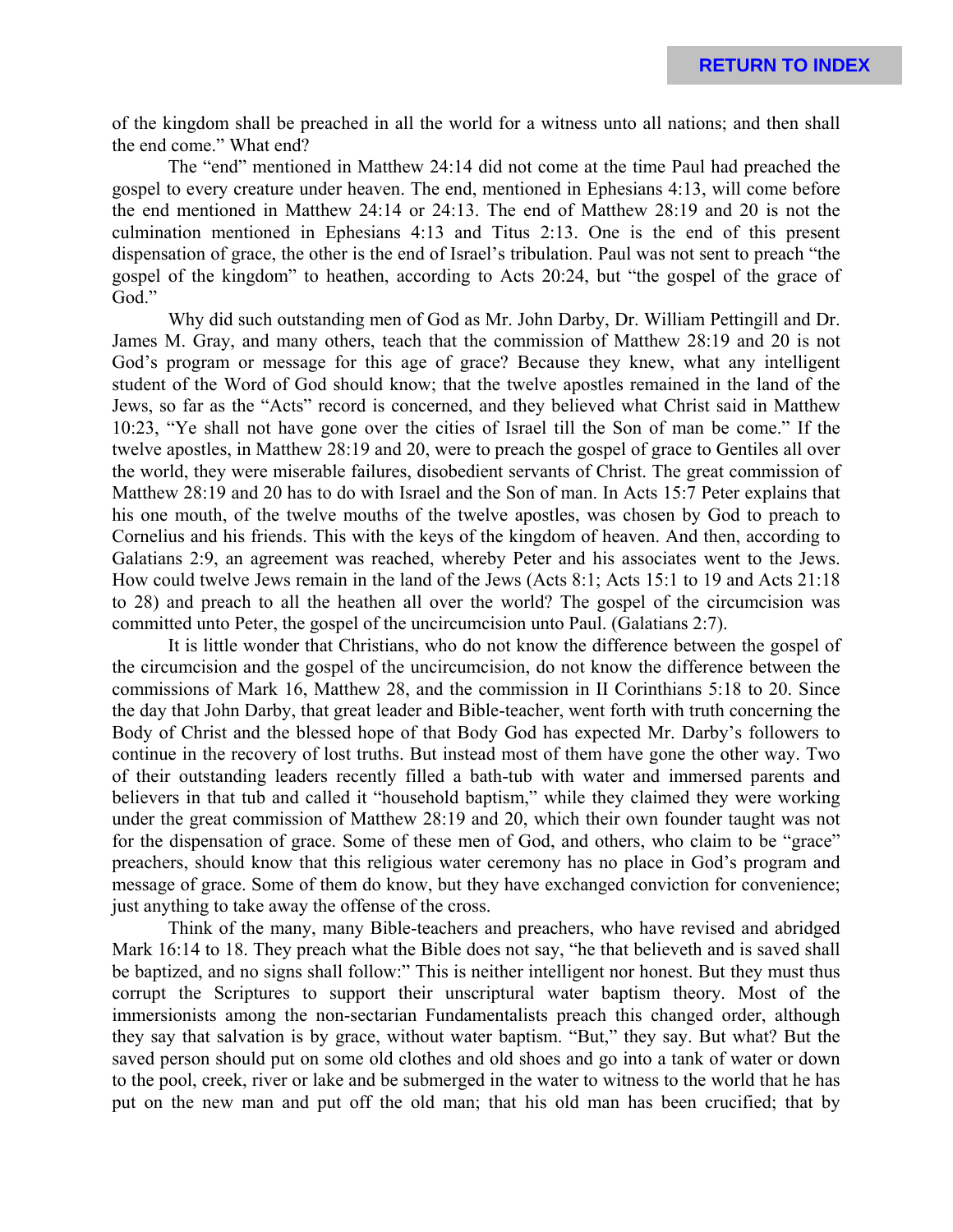of the kingdom shall be preached in all the world for a witness unto all nations; and then shall the end come." What end?

The "end" mentioned in Matthew 24:14 did not come at the time Paul had preached the gospel to every creature under heaven. The end, mentioned in Ephesians 4:13, will come before the end mentioned in Matthew 24:14 or 24:13. The end of Matthew 28:19 and 20 is not the culmination mentioned in Ephesians 4:13 and Titus 2:13. One is the end of this present dispensation of grace, the other is the end of Israel's tribulation. Paul was not sent to preach "the gospel of the kingdom" to heathen, according to Acts 20:24, but "the gospel of the grace of God."

Why did such outstanding men of God as Mr. John Darby, Dr. William Pettingill and Dr. James M. Gray, and many others, teach that the commission of Matthew 28:19 and 20 is not God's program or message for this age of grace? Because they knew, what any intelligent student of the Word of God should know; that the twelve apostles remained in the land of the Jews, so far as the "Acts" record is concerned, and they believed what Christ said in Matthew 10:23, "Ye shall not have gone over the cities of Israel till the Son of man be come." If the twelve apostles, in Matthew 28:19 and 20, were to preach the gospel of grace to Gentiles all over the world, they were miserable failures, disobedient servants of Christ. The great commission of Matthew 28:19 and 20 has to do with Israel and the Son of man. In Acts 15:7 Peter explains that his one mouth, of the twelve mouths of the twelve apostles, was chosen by God to preach to Cornelius and his friends. This with the keys of the kingdom of heaven. And then, according to Galatians 2:9, an agreement was reached, whereby Peter and his associates went to the Jews. How could twelve Jews remain in the land of the Jews (Acts 8:1; Acts 15:1 to 19 and Acts 21:18 to 28) and preach to all the heathen all over the world? The gospel of the circumcision was committed unto Peter, the gospel of the uncircumcision unto Paul. (Galatians 2:7).

It is little wonder that Christians, who do not know the difference between the gospel of the circumcision and the gospel of the uncircumcision, do not know the difference between the commissions of Mark 16, Matthew 28, and the commission in II Corinthians 5:18 to 20. Since the day that John Darby, that great leader and Bible-teacher, went forth with truth concerning the Body of Christ and the blessed hope of that Body God has expected Mr. Darby's followers to continue in the recovery of lost truths. But instead most of them have gone the other way. Two of their outstanding leaders recently filled a bath-tub with water and immersed parents and believers in that tub and called it "household baptism," while they claimed they were working under the great commission of Matthew 28:19 and 20, which their own founder taught was not for the dispensation of grace. Some of these men of God, and others, who claim to be "grace" preachers, should know that this religious water ceremony has no place in God's program and message of grace. Some of them do know, but they have exchanged conviction for convenience; just anything to take away the offense of the cross.

Think of the many, many Bible-teachers and preachers, who have revised and abridged Mark 16:14 to 18. They preach what the Bible does not say, "he that believeth and is saved shall be baptized, and no signs shall follow:" This is neither intelligent nor honest. But they must thus corrupt the Scriptures to support their unscriptural water baptism theory. Most of the immersionists among the non-sectarian Fundamentalists preach this changed order, although they say that salvation is by grace, without water baptism. "But," they say. But what? But the saved person should put on some old clothes and old shoes and go into a tank of water or down to the pool, creek, river or lake and be submerged in the water to witness to the world that he has put on the new man and put off the old man; that his old man has been crucified; that by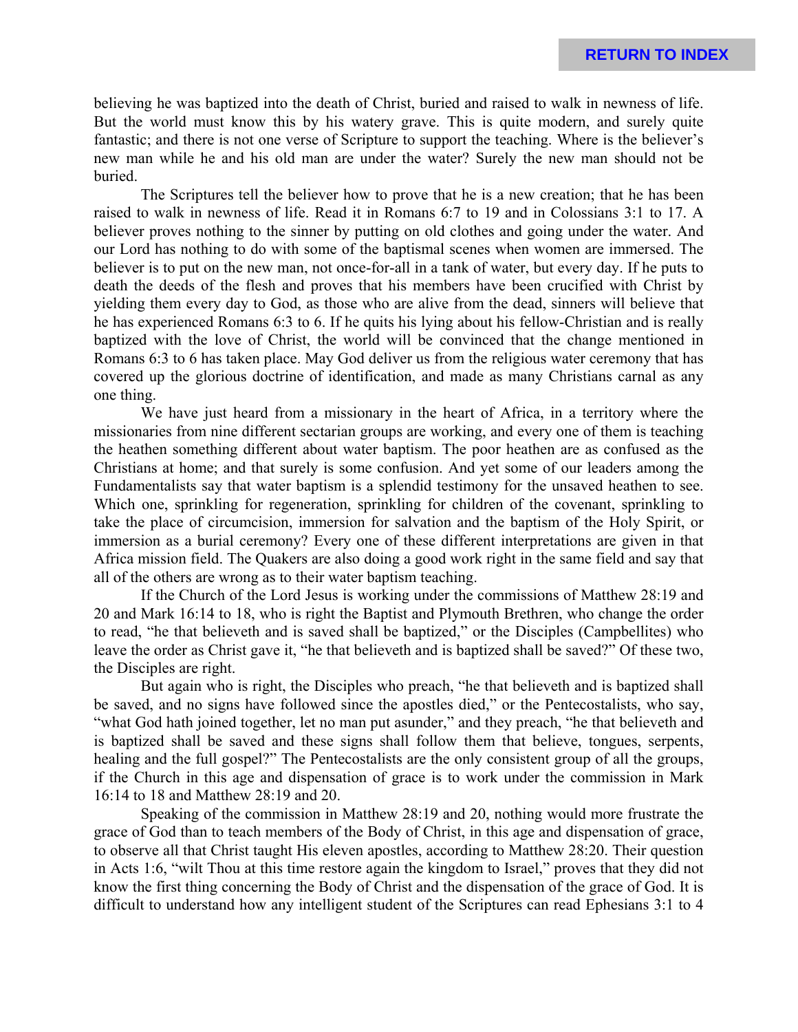believing he was baptized into the death of Christ, buried and raised to walk in newness of life. But the world must know this by his watery grave. This is quite modern, and surely quite fantastic; and there is not one verse of Scripture to support the teaching. Where is the believer's new man while he and his old man are under the water? Surely the new man should not be buried.

The Scriptures tell the believer how to prove that he is a new creation; that he has been raised to walk in newness of life. Read it in Romans 6:7 to 19 and in Colossians 3:1 to 17. A believer proves nothing to the sinner by putting on old clothes and going under the water. And our Lord has nothing to do with some of the baptismal scenes when women are immersed. The believer is to put on the new man, not once-for-all in a tank of water, but every day. If he puts to death the deeds of the flesh and proves that his members have been crucified with Christ by yielding them every day to God, as those who are alive from the dead, sinners will believe that he has experienced Romans 6:3 to 6. If he quits his lying about his fellow-Christian and is really baptized with the love of Christ, the world will be convinced that the change mentioned in Romans 6:3 to 6 has taken place. May God deliver us from the religious water ceremony that has covered up the glorious doctrine of identification, and made as many Christians carnal as any one thing.

We have just heard from a missionary in the heart of Africa, in a territory where the missionaries from nine different sectarian groups are working, and every one of them is teaching the heathen something different about water baptism. The poor heathen are as confused as the Christians at home; and that surely is some confusion. And yet some of our leaders among the Fundamentalists say that water baptism is a splendid testimony for the unsaved heathen to see. Which one, sprinkling for regeneration, sprinkling for children of the covenant, sprinkling to take the place of circumcision, immersion for salvation and the baptism of the Holy Spirit, or immersion as a burial ceremony? Every one of these different interpretations are given in that Africa mission field. The Quakers are also doing a good work right in the same field and say that all of the others are wrong as to their water baptism teaching.

If the Church of the Lord Jesus is working under the commissions of Matthew 28:19 and 20 and Mark 16:14 to 18, who is right the Baptist and Plymouth Brethren, who change the order to read, "he that believeth and is saved shall be baptized," or the Disciples (Campbellites) who leave the order as Christ gave it, "he that believeth and is baptized shall be saved?" Of these two, the Disciples are right.

But again who is right, the Disciples who preach, "he that believeth and is baptized shall be saved, and no signs have followed since the apostles died," or the Pentecostalists, who say, "what God hath joined together, let no man put asunder," and they preach, "he that believeth and is baptized shall be saved and these signs shall follow them that believe, tongues, serpents, healing and the full gospel?" The Pentecostalists are the only consistent group of all the groups, if the Church in this age and dispensation of grace is to work under the commission in Mark 16:14 to 18 and Matthew 28:19 and 20.

Speaking of the commission in Matthew 28:19 and 20, nothing would more frustrate the grace of God than to teach members of the Body of Christ, in this age and dispensation of grace, to observe all that Christ taught His eleven apostles, according to Matthew 28:20. Their question in Acts 1:6, "wilt Thou at this time restore again the kingdom to Israel," proves that they did not know the first thing concerning the Body of Christ and the dispensation of the grace of God. It is difficult to understand how any intelligent student of the Scriptures can read Ephesians 3:1 to 4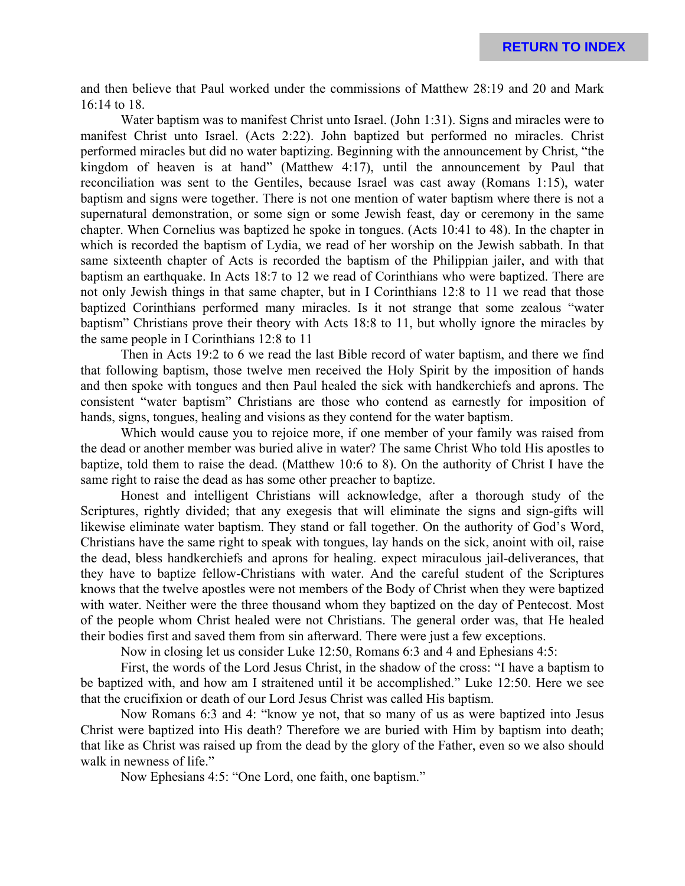and then believe that Paul worked under the commissions of Matthew 28:19 and 20 and Mark 16:14 to 18.

Water baptism was to manifest Christ unto Israel. (John 1:31). Signs and miracles were to manifest Christ unto Israel. (Acts 2:22). John baptized but performed no miracles. Christ performed miracles but did no water baptizing. Beginning with the announcement by Christ, "the kingdom of heaven is at hand" (Matthew 4:17), until the announcement by Paul that reconciliation was sent to the Gentiles, because Israel was cast away (Romans 1:15), water baptism and signs were together. There is not one mention of water baptism where there is not a supernatural demonstration, or some sign or some Jewish feast, day or ceremony in the same chapter. When Cornelius was baptized he spoke in tongues. (Acts 10:41 to 48). In the chapter in which is recorded the baptism of Lydia, we read of her worship on the Jewish sabbath. In that same sixteenth chapter of Acts is recorded the baptism of the Philippian jailer, and with that baptism an earthquake. In Acts 18:7 to 12 we read of Corinthians who were baptized. There are not only Jewish things in that same chapter, but in I Corinthians 12:8 to 11 we read that those baptized Corinthians performed many miracles. Is it not strange that some zealous "water baptism" Christians prove their theory with Acts 18:8 to 11, but wholly ignore the miracles by the same people in I Corinthians 12:8 to 11

Then in Acts 19:2 to 6 we read the last Bible record of water baptism, and there we find that following baptism, those twelve men received the Holy Spirit by the imposition of hands and then spoke with tongues and then Paul healed the sick with handkerchiefs and aprons. The consistent "water baptism" Christians are those who contend as earnestly for imposition of hands, signs, tongues, healing and visions as they contend for the water baptism.

Which would cause you to rejoice more, if one member of your family was raised from the dead or another member was buried alive in water? The same Christ Who told His apostles to baptize, told them to raise the dead. (Matthew 10:6 to 8). On the authority of Christ I have the same right to raise the dead as has some other preacher to baptize.

Honest and intelligent Christians will acknowledge, after a thorough study of the Scriptures, rightly divided; that any exegesis that will eliminate the signs and sign-gifts will likewise eliminate water baptism. They stand or fall together. On the authority of God's Word, Christians have the same right to speak with tongues, lay hands on the sick, anoint with oil, raise the dead, bless handkerchiefs and aprons for healing. expect miraculous jail-deliverances, that they have to baptize fellow-Christians with water. And the careful student of the Scriptures knows that the twelve apostles were not members of the Body of Christ when they were baptized with water. Neither were the three thousand whom they baptized on the day of Pentecost. Most of the people whom Christ healed were not Christians. The general order was, that He healed their bodies first and saved them from sin afterward. There were just a few exceptions.

Now in closing let us consider Luke 12:50, Romans 6:3 and 4 and Ephesians 4:5:

First, the words of the Lord Jesus Christ, in the shadow of the cross: "I have a baptism to be baptized with, and how am I straitened until it be accomplished." Luke 12:50. Here we see that the crucifixion or death of our Lord Jesus Christ was called His baptism.

Now Romans 6:3 and 4: "know ye not, that so many of us as were baptized into Jesus Christ were baptized into His death? Therefore we are buried with Him by baptism into death; that like as Christ was raised up from the dead by the glory of the Father, even so we also should walk in newness of life."

Now Ephesians 4:5: "One Lord, one faith, one baptism."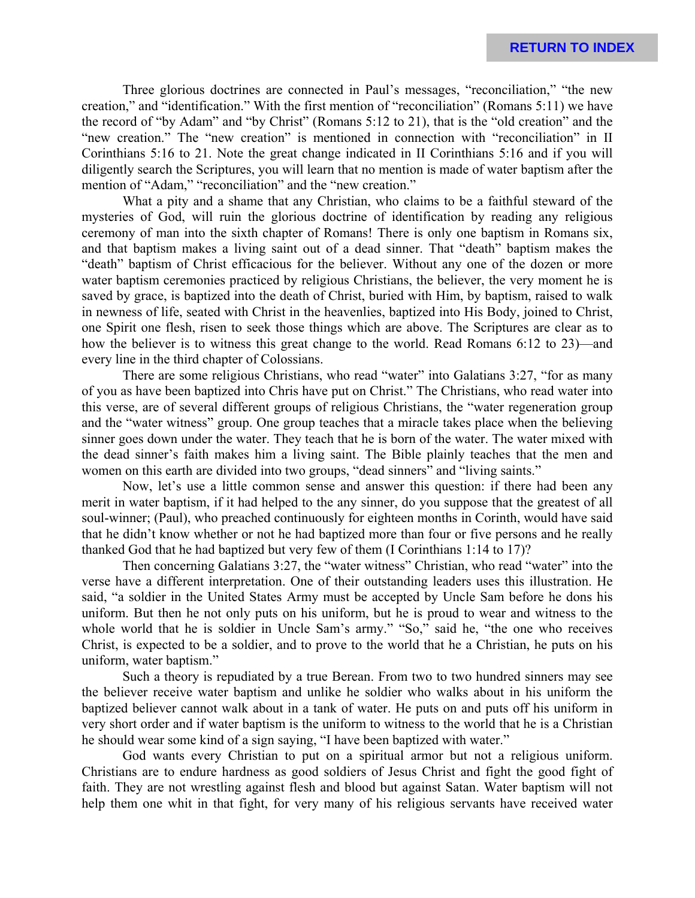Three glorious doctrines are connected in Paul's messages, "reconciliation," "the new creation," and "identification." With the first mention of "reconciliation" (Romans 5:11) we have the record of "by Adam" and "by Christ" (Romans 5:12 to 21), that is the "old creation" and the "new creation." The "new creation" is mentioned in connection with "reconciliation" in II Corinthians 5:16 to 21. Note the great change indicated in II Corinthians 5:16 and if you will diligently search the Scriptures, you will learn that no mention is made of water baptism after the mention of "Adam," "reconciliation" and the "new creation."

What a pity and a shame that any Christian, who claims to be a faithful steward of the mysteries of God, will ruin the glorious doctrine of identification by reading any religious ceremony of man into the sixth chapter of Romans! There is only one baptism in Romans six, and that baptism makes a living saint out of a dead sinner. That "death" baptism makes the "death" baptism of Christ efficacious for the believer. Without any one of the dozen or more water baptism ceremonies practiced by religious Christians, the believer, the very moment he is saved by grace, is baptized into the death of Christ, buried with Him, by baptism, raised to walk in newness of life, seated with Christ in the heavenlies, baptized into His Body, joined to Christ, one Spirit one flesh, risen to seek those things which are above. The Scriptures are clear as to how the believer is to witness this great change to the world. Read Romans 6:12 to 23)—and every line in the third chapter of Colossians.

There are some religious Christians, who read "water" into Galatians 3:27, "for as many of you as have been baptized into Chris have put on Christ." The Christians, who read water into this verse, are of several different groups of religious Christians, the "water regeneration group and the "water witness" group. One group teaches that a miracle takes place when the believing sinner goes down under the water. They teach that he is born of the water. The water mixed with the dead sinner's faith makes him a living saint. The Bible plainly teaches that the men and women on this earth are divided into two groups, "dead sinners" and "living saints."

Now, let's use a little common sense and answer this question: if there had been any merit in water baptism, if it had helped to the any sinner, do you suppose that the greatest of all soul-winner; (Paul), who preached continuously for eighteen months in Corinth, would have said that he didn't know whether or not he had baptized more than four or five persons and he really thanked God that he had baptized but very few of them (I Corinthians 1:14 to 17)?

Then concerning Galatians 3:27, the "water witness" Christian, who read "water" into the verse have a different interpretation. One of their outstanding leaders uses this illustration. He said, "a soldier in the United States Army must be accepted by Uncle Sam before he dons his uniform. But then he not only puts on his uniform, but he is proud to wear and witness to the whole world that he is soldier in Uncle Sam's army." "So," said he, "the one who receives Christ, is expected to be a soldier, and to prove to the world that he a Christian, he puts on his uniform, water baptism."

Such a theory is repudiated by a true Berean. From two to two hundred sinners may see the believer receive water baptism and unlike he soldier who walks about in his uniform the baptized believer cannot walk about in a tank of water. He puts on and puts off his uniform in very short order and if water baptism is the uniform to witness to the world that he is a Christian he should wear some kind of a sign saying, "I have been baptized with water."

God wants every Christian to put on a spiritual armor but not a religious uniform. Christians are to endure hardness as good soldiers of Jesus Christ and fight the good fight of faith. They are not wrestling against flesh and blood but against Satan. Water baptism will not help them one whit in that fight, for very many of his religious servants have received water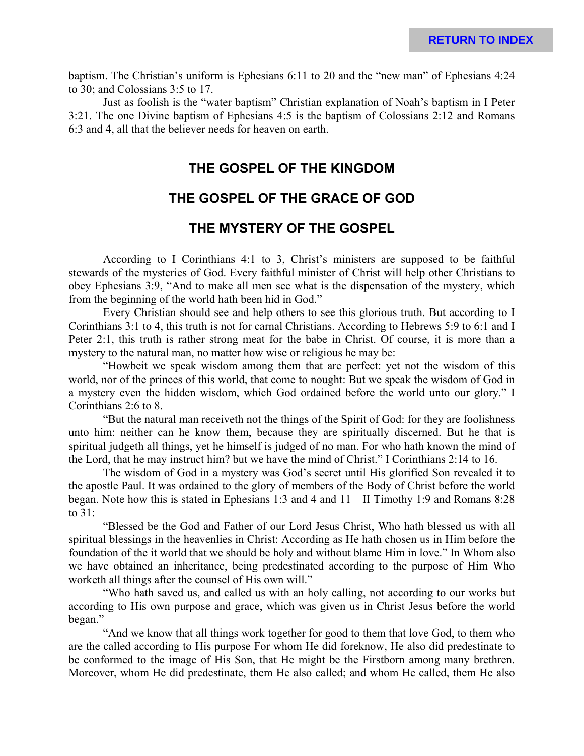baptism. The Christian's uniform is Ephesians 6:11 to 20 and the "new man" of Ephesians 4:24 to 30; and Colossians 3:5 to 17.

Just as foolish is the "water baptism" Christian explanation of Noah's baptism in I Peter 3:21. The one Divine baptism of Ephesians 4:5 is the baptism of Colossians 2:12 and Romans 6:3 and 4, all that the believer needs for heaven on earth.

## THE GOSPEL OF THE KINGDOM

## THE GOSPEL OF THE GRACE OF GOD

## THE MYSTERY OF THE GOSPEL

According to I Corinthians 4:1 to 3, Christ's ministers are supposed to be faithful stewards of the mysteries of God. Every faithful minister of Christ will help other Christians to obey Ephesians 3:9, "And to make all men see what is the dispensation of the mystery, which from the beginning of the world hath been hid in God."

Every Christian should see and help others to see this glorious truth. But according to I Corinthians 3:1 to 4, this truth is not for carnal Christians. According to Hebrews 5:9 to 6:1 and I Peter 2:1, this truth is rather strong meat for the babe in Christ. Of course, it is more than a mystery to the natural man, no matter how wise or religious he may be:

"Howbeit we speak wisdom among them that are perfect: yet not the wisdom of this world, nor of the princes of this world, that come to nought: But we speak the wisdom of God in a mystery even the hidden wisdom, which God ordained before the world unto our glory." I Corinthians 2:6 to 8.

"But the natural man receiveth not the things of the Spirit of God: for they are foolishness unto him: neither can he know them, because they are spiritually discerned. But he that is spiritual judgeth all things, yet he himself is judged of no man. For who hath known the mind of the Lord, that he may instruct him? but we have the mind of Christ." I Corinthians 2:14 to 16.

The wisdom of God in a mystery was God's secret until His glorified Son revealed it to the apostle Paul. It was ordained to the glory of members of the Body of Christ before the world began. Note how this is stated in Ephesians 1:3 and 4 and 11—II Timothy 1:9 and Romans 8:28 to 31:

"Blessed be the God and Father of our Lord Jesus Christ, Who hath blessed us with all spiritual blessings in the heavenlies in Christ: According as He hath chosen us in Him before the foundation of the it world that we should be holy and without blame Him in love." In Whom also we have obtained an inheritance, being predestinated according to the purpose of Him Who worketh all things after the counsel of His own will."

"Who hath saved us, and called us with an holy calling, not according to our works but according to His own purpose and grace, which was given us in Christ Jesus before the world began."

"And we know that all things work together for good to them that love God, to them who are the called according to His purpose For whom He did foreknow, He also did predestinate to be conformed to the image of His Son, that He might be the Firstborn among many brethren. Moreover, whom He did predestinate, them He also called; and whom He called, them He also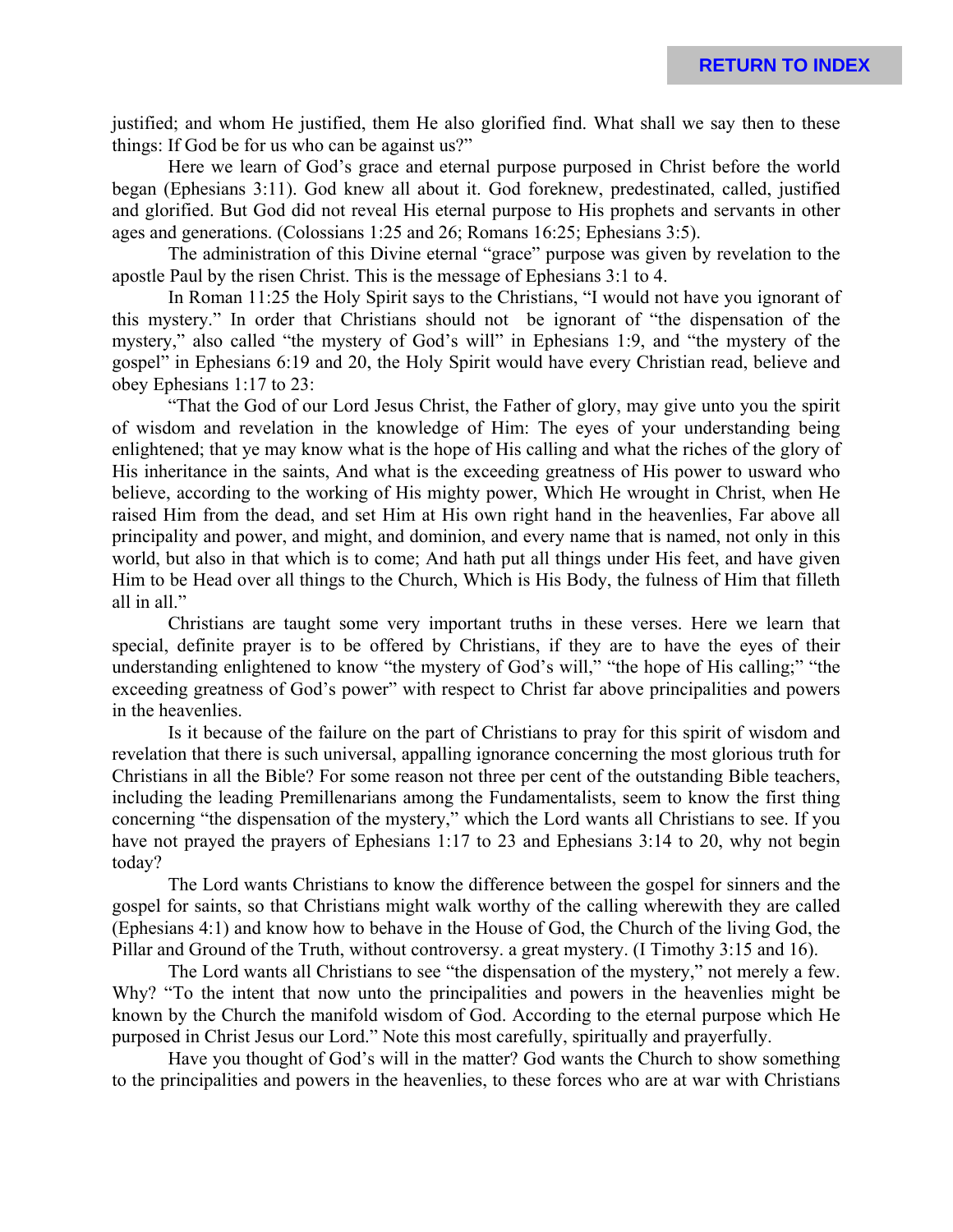justified; and whom He justified, them He also glorified find. What shall we say then to these things: If God be for us who can be against us?"

Here we learn of God's grace and eternal purpose purposed in Christ before the world began (Ephesians 3:11). God knew all about it. God foreknew, predestinated, called, justified and glorified. But God did not reveal His eternal purpose to His prophets and servants in other ages and generations. (Colossians 1:25 and 26; Romans 16:25; Ephesians 3:5).

The administration of this Divine eternal "grace" purpose was given by revelation to the apostle Paul by the risen Christ. This is the message of Ephesians 3:1 to 4.

In Roman 11:25 the Holy Spirit says to the Christians, "I would not have you ignorant of this mystery." In order that Christians should not be ignorant of "the dispensation of the mystery," also called "the mystery of God's will" in Ephesians 1:9, and "the mystery of the gospel" in Ephesians 6:19 and 20, the Holy Spirit would have every Christian read, believe and obey Ephesians 1:17 to 23:

"That the God of our Lord Jesus Christ, the Father of glory, may give unto you the spirit of wisdom and revelation in the knowledge of Him: The eyes of your understanding being enlightened; that ye may know what is the hope of His calling and what the riches of the glory of His inheritance in the saints, And what is the exceeding greatness of His power to usward who believe, according to the working of His mighty power, Which He wrought in Christ, when He raised Him from the dead, and set Him at His own right hand in the heavenlies, Far above all principality and power, and might, and dominion, and every name that is named, not only in this world, but also in that which is to come; And hath put all things under His feet, and have given Him to be Head over all things to the Church, Which is His Body, the fulness of Him that filleth all in all."

Christians are taught some very important truths in these verses. Here we learn that special, definite prayer is to be offered by Christians, if they are to have the eyes of their understanding enlightened to know "the mystery of God's will," "the hope of His calling;" "the exceeding greatness of God's power" with respect to Christ far above principalities and powers in the heavenlies.

Is it because of the failure on the part of Christians to pray for this spirit of wisdom and revelation that there is such universal, appalling ignorance concerning the most glorious truth for Christians in all the Bible? For some reason not three per cent of the outstanding Bible teachers, including the leading Premillenarians among the Fundamentalists, seem to know the first thing concerning "the dispensation of the mystery," which the Lord wants all Christians to see. If you have not prayed the prayers of Ephesians 1:17 to 23 and Ephesians 3:14 to 20, why not begin today?

The Lord wants Christians to know the difference between the gospel for sinners and the gospel for saints, so that Christians might walk worthy of the calling wherewith they are called (Ephesians 4:1) and know how to behave in the House of God, the Church of the living God, the Pillar and Ground of the Truth, without controversy. a great mystery. (I Timothy 3:15 and 16).

The Lord wants all Christians to see "the dispensation of the mystery," not merely a few. Why? "To the intent that now unto the principalities and powers in the heavenlies might be known by the Church the manifold wisdom of God. According to the eternal purpose which He purposed in Christ Jesus our Lord." Note this most carefully, spiritually and prayerfully.

Have you thought of God's will in the matter? God wants the Church to show something to the principalities and powers in the heavenlies, to these forces who are at war with Christians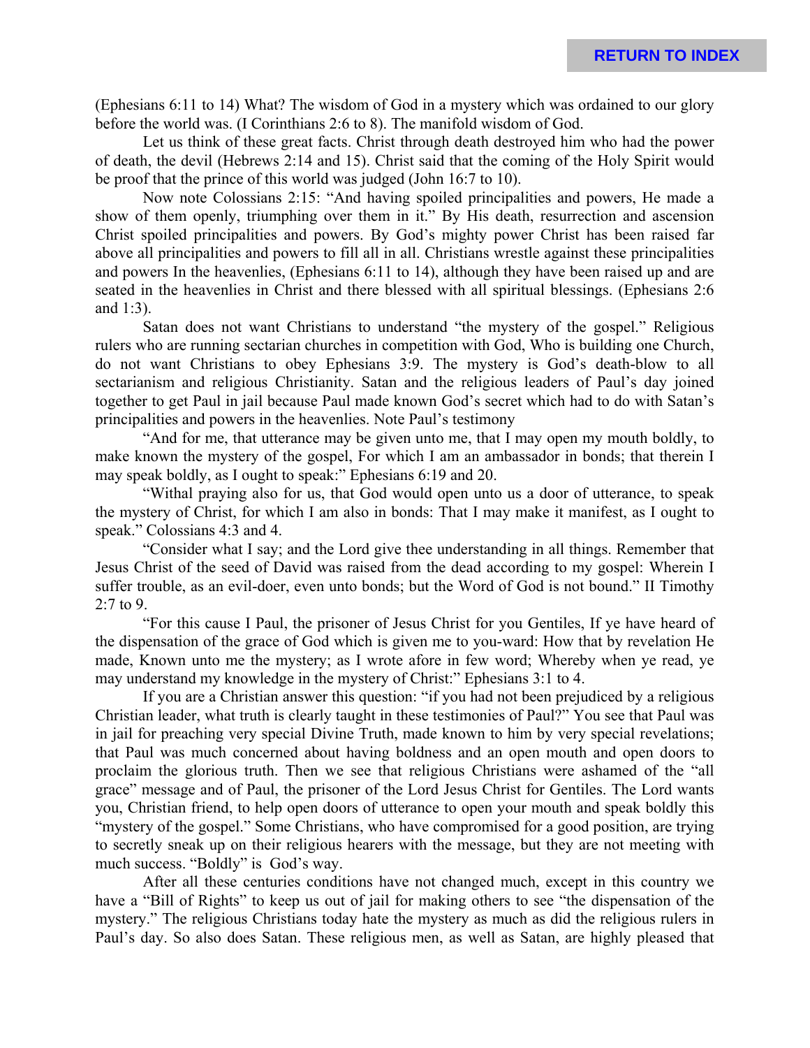(Ephesians 6:11 to 14) What? The wisdom of God in a mystery which was ordained to our glory before the world was. (I Corinthians 2:6 to 8). The manifold wisdom of God.

Let us think of these great facts. Christ through death destroyed him who had the power of death, the devil (Hebrews 2:14 and 15). Christ said that the coming of the Holy Spirit would be proof that the prince of this world was judged (John 16:7 to 10).

Now note Colossians 2:15: "And having spoiled principalities and powers, He made a show of them openly, triumphing over them in it." By His death, resurrection and ascension Christ spoiled principalities and powers. By God's mighty power Christ has been raised far above all principalities and powers to fill all in all. Christians wrestle against these principalities and powers In the heavenlies, (Ephesians 6:11 to 14), although they have been raised up and are seated in the heavenlies in Christ and there blessed with all spiritual blessings. (Ephesians 2:6 and 1:3).

Satan does not want Christians to understand "the mystery of the gospel." Religious rulers who are running sectarian churches in competition with God, Who is building one Church, do not want Christians to obey Ephesians 3:9. The mystery is God's death-blow to all sectarianism and religious Christianity. Satan and the religious leaders of Paul's day joined together to get Paul in jail because Paul made known God's secret which had to do with Satan's principalities and powers in the heavenlies. Note Paul's testimony

"And for me, that utterance may be given unto me, that I may open my mouth boldly, to make known the mystery of the gospel, For which I am an ambassador in bonds; that therein I may speak boldly, as I ought to speak:" Ephesians 6:19 and 20.

"Withal praying also for us, that God would open unto us a door of utterance, to speak the mystery of Christ, for which I am also in bonds: That I may make it manifest, as I ought to speak." Colossians 4:3 and 4.

"Consider what I say; and the Lord give thee understanding in all things. Remember that Jesus Christ of the seed of David was raised from the dead according to my gospel: Wherein I suffer trouble, as an evil-doer, even unto bonds; but the Word of God is not bound." II Timothy 2:7 to 9.

"For this cause I Paul, the prisoner of Jesus Christ for you Gentiles, If ye have heard of the dispensation of the grace of God which is given me to you-ward: How that by revelation He made, Known unto me the mystery; as I wrote afore in few word; Whereby when ye read, ye may understand my knowledge in the mystery of Christ:" Ephesians 3:1 to 4.

If you are a Christian answer this question: "if you had not been prejudiced by a religious Christian leader, what truth is clearly taught in these testimonies of Paul?" You see that Paul was in jail for preaching very special Divine Truth, made known to him by very special revelations; that Paul was much concerned about having boldness and an open mouth and open doors to proclaim the glorious truth. Then we see that religious Christians were ashamed of the "all grace" message and of Paul, the prisoner of the Lord Jesus Christ for Gentiles. The Lord wants you, Christian friend, to help open doors of utterance to open your mouth and speak boldly this "mystery of the gospel." Some Christians, who have compromised for a good position, are trying to secretly sneak up on their religious hearers with the message, but they are not meeting with much success. "Boldly" is God's way.

After all these centuries conditions have not changed much, except in this country we have a "Bill of Rights" to keep us out of jail for making others to see "the dispensation of the mystery." The religious Christians today hate the mystery as much as did the religious rulers in Paul's day. So also does Satan. These religious men, as well as Satan, are highly pleased that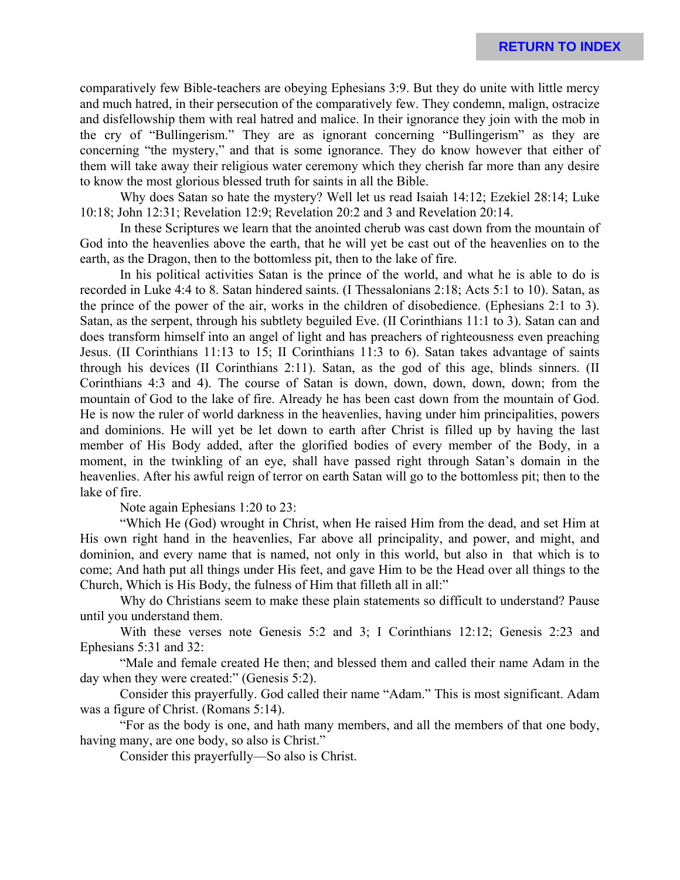comparatively few Bible-teachers are obeying Ephesians 3:9. But they do unite with little mercy and much hatred, in their persecution of the comparatively few. They condemn, malign, ostracize and disfellowship them with real hatred and malice. In their ignorance they join with the mob in the cry of "Bullingerism." They are as ignorant concerning "Bullingerism" as they are concerning "the mystery," and that is some ignorance. They do know however that either of them will take away their religious water ceremony which they cherish far more than any desire to know the most glorious blessed truth for saints in all the Bible.

Why does Satan so hate the mystery? Well let us read Isaiah 14:12; Ezekiel 28:14; Luke 10:18; John 12:31; Revelation 12:9; Revelation 20:2 and 3 and Revelation 20:14.

In these Scriptures we learn that the anointed cherub was cast down from the mountain of God into the heavenlies above the earth, that he will yet be cast out of the heavenlies on to the earth, as the Dragon, then to the bottomless pit, then to the lake of fire.

In his political activities Satan is the prince of the world, and what he is able to do is recorded in Luke 4:4 to 8. Satan hindered saints. (I Thessalonians 2:18; Acts 5:1 to 10). Satan, as the prince of the power of the air, works in the children of disobedience. (Ephesians 2:1 to 3). Satan, as the serpent, through his subtlety beguiled Eve. (II Corinthians 11:1 to 3). Satan can and does transform himself into an angel of light and has preachers of righteousness even preaching Jesus. (II Corinthians 11:13 to 15; II Corinthians 11:3 to 6). Satan takes advantage of saints through his devices (II Corinthians 2:11). Satan, as the god of this age, blinds sinners. (II Corinthians 4:3 and 4). The course of Satan is down, down, down, down, down; from the mountain of God to the lake of fire. Already he has been cast down from the mountain of God. He is now the ruler of world darkness in the heavenlies, having under him principalities, powers and dominions. He will yet be let down to earth after Christ is filled up by having the last member of His Body added, after the glorified bodies of every member of the Body, in a moment, in the twinkling of an eye, shall have passed right through Satan's domain in the heavenlies. After his awful reign of terror on earth Satan will go to the bottomless pit; then to the lake of fire.

Note again Ephesians 1:20 to 23:

"Which He (God) wrought in Christ, when He raised Him from the dead, and set Him at His own right hand in the heavenlies, Far above all principality, and power, and might, and dominion, and every name that is named, not only in this world, but also in that which is to come; And hath put all things under His feet, and gave Him to be the Head over all things to the Church, Which is His Body, the fulness of Him that filleth all in all:"

Why do Christians seem to make these plain statements so difficult to understand? Pause until you understand them.

With these verses note Genesis 5:2 and 3; I Corinthians 12:12; Genesis 2:23 and Ephesians 5:31 and 32:

"Male and female created He then; and blessed them and called their name Adam in the day when they were created:" (Genesis 5:2).

Consider this prayerfully. God called their name "Adam." This is most significant. Adam was a figure of Christ. (Romans 5:14).

"For as the body is one, and hath many members, and all the members of that one body, having many, are one body, so also is Christ."

Consider this prayerfully—So also is Christ.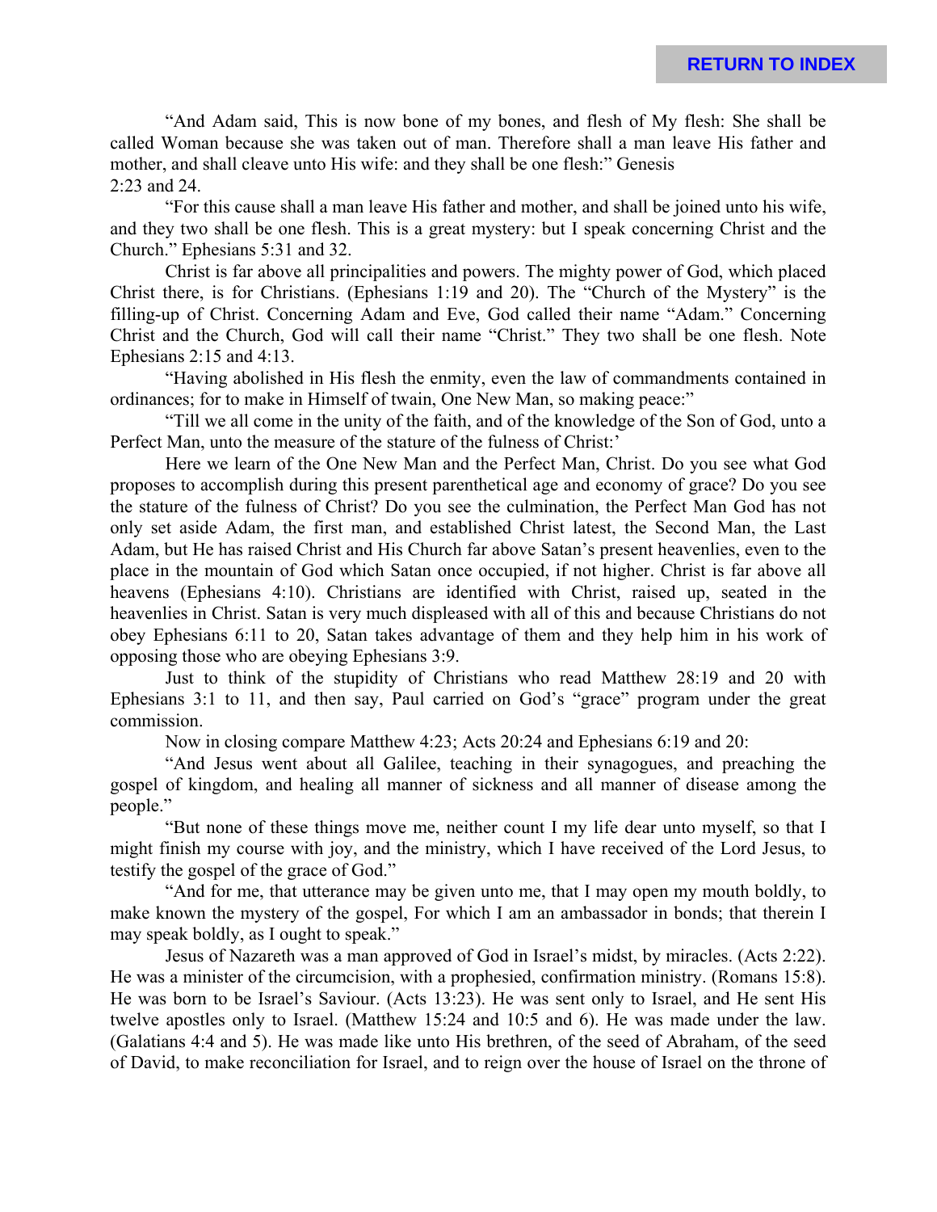"And Adam said, This is now bone of my bones, and flesh of My flesh: She shall be called Woman because she was taken out of man. Therefore shall a man leave His father and mother, and shall cleave unto His wife: and they shall be one flesh:" Genesis 2:23 and 24.

"For this cause shall a man leave His father and mother, and shall be joined unto his wife, and they two shall be one flesh. This is a great mystery: but I speak concerning Christ and the Church." Ephesians 5:31 and 32.

Christ is far above all principalities and powers. The mighty power of God, which placed Christ there, is for Christians. (Ephesians 1:19 and 20). The "Church of the Mystery" is the filling-up of Christ. Concerning Adam and Eve, God called their name "Adam." Concerning Christ and the Church, God will call their name "Christ." They two shall be one flesh. Note Ephesians 2:15 and 4:13.

"Having abolished in His flesh the enmity, even the law of commandments contained in ordinances; for to make in Himself of twain, One New Man, so making peace:"

"Till we all come in the unity of the faith, and of the knowledge of the Son of God, unto a Perfect Man, unto the measure of the stature of the fulness of Christ:'

Here we learn of the One New Man and the Perfect Man, Christ. Do you see what God proposes to accomplish during this present parenthetical age and economy of grace? Do you see the stature of the fulness of Christ? Do you see the culmination, the Perfect Man God has not only set aside Adam, the first man, and established Christ latest, the Second Man, the Last Adam, but He has raised Christ and His Church far above Satan's present heavenlies, even to the place in the mountain of God which Satan once occupied, if not higher. Christ is far above all heavens (Ephesians 4:10). Christians are identified with Christ, raised up, seated in the heavenlies in Christ. Satan is very much displeased with all of this and because Christians do not obey Ephesians 6:11 to 20, Satan takes advantage of them and they help him in his work of opposing those who are obeying Ephesians 3:9.

Just to think of the stupidity of Christians who read Matthew 28:19 and 20 with Ephesians 3:1 to 11, and then say, Paul carried on God's "grace" program under the great commission.

Now in closing compare Matthew 4:23; Acts 20:24 and Ephesians 6:19 and 20:

"And Jesus went about all Galilee, teaching in their synagogues, and preaching the gospel of kingdom, and healing all manner of sickness and all manner of disease among the people."

"But none of these things move me, neither count I my life dear unto myself, so that I might finish my course with joy, and the ministry, which I have received of the Lord Jesus, to testify the gospel of the grace of God."

"And for me, that utterance may be given unto me, that I may open my mouth boldly, to make known the mystery of the gospel, For which I am an ambassador in bonds; that therein I may speak boldly, as I ought to speak."

Jesus of Nazareth was a man approved of God in Israel's midst, by miracles. (Acts 2:22). He was a minister of the circumcision, with a prophesied, confirmation ministry. (Romans 15:8). He was born to be Israel's Saviour. (Acts 13:23). He was sent only to Israel, and He sent His twelve apostles only to Israel. (Matthew 15:24 and 10:5 and 6). He was made under the law. (Galatians 4:4 and 5). He was made like unto His brethren, of the seed of Abraham, of the seed of David, to make reconciliation for Israel, and to reign over the house of Israel on the throne of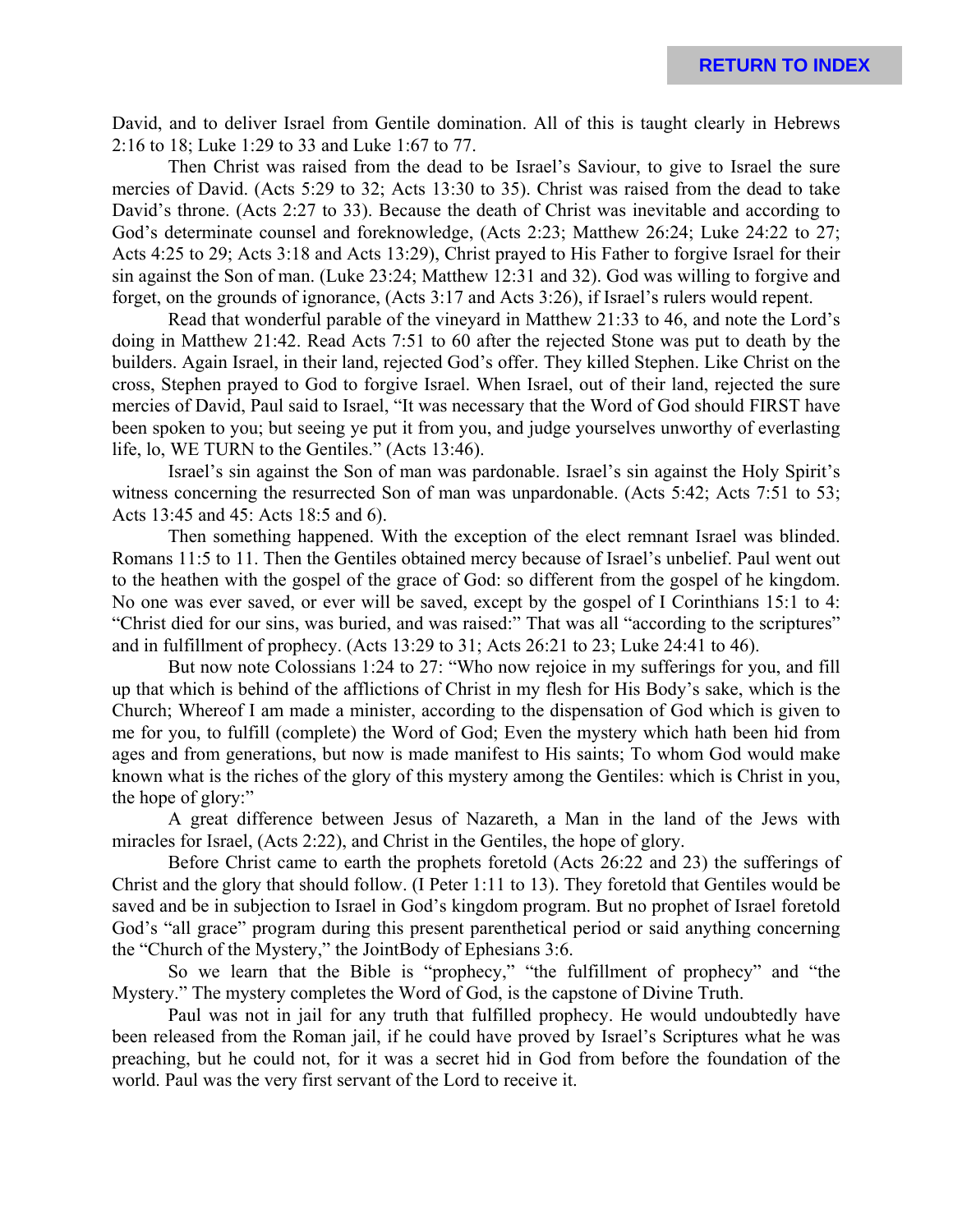David, and to deliver Israel from Gentile domination. All of this is taught clearly in Hebrews 2:16 to 18; Luke 1:29 to 33 and Luke 1:67 to 77.

Then Christ was raised from the dead to be Israel's Saviour, to give to Israel the sure mercies of David. (Acts 5:29 to 32; Acts 13:30 to 35). Christ was raised from the dead to take David's throne. (Acts 2:27 to 33). Because the death of Christ was inevitable and according to God's determinate counsel and foreknowledge, (Acts 2:23; Matthew 26:24; Luke 24:22 to 27; Acts 4:25 to 29; Acts 3:18 and Acts 13:29), Christ prayed to His Father to forgive Israel for their sin against the Son of man. (Luke 23:24; Matthew 12:31 and 32). God was willing to forgive and forget, on the grounds of ignorance, (Acts 3:17 and Acts 3:26), if Israel's rulers would repent.

Read that wonderful parable of the vineyard in Matthew 21:33 to 46, and note the Lord's doing in Matthew 21:42. Read Acts 7:51 to 60 after the rejected Stone was put to death by the builders. Again Israel, in their land, rejected God's offer. They killed Stephen. Like Christ on the cross, Stephen prayed to God to forgive Israel. When Israel, out of their land, rejected the sure mercies of David, Paul said to Israel, "It was necessary that the Word of God should FIRST have been spoken to you; but seeing ye put it from you, and judge yourselves unworthy of everlasting life, lo, WE TURN to the Gentiles." (Acts 13:46).

Israel's sin against the Son of man was pardonable. Israel's sin against the Holy Spirit's witness concerning the resurrected Son of man was unpardonable. (Acts 5:42; Acts 7:51 to 53; Acts 13:45 and 45: Acts 18:5 and 6).

Then something happened. With the exception of the elect remnant Israel was blinded. Romans 11:5 to 11. Then the Gentiles obtained mercy because of Israel's unbelief. Paul went out to the heathen with the gospel of the grace of God: so different from the gospel of he kingdom. No one was ever saved, or ever will be saved, except by the gospel of I Corinthians 15:1 to 4: "Christ died for our sins, was buried, and was raised:" That was all "according to the scriptures" and in fulfillment of prophecy. (Acts 13:29 to 31; Acts 26:21 to 23; Luke 24:41 to 46).

But now note Colossians 1:24 to 27: "Who now rejoice in my sufferings for you, and fill up that which is behind of the afflictions of Christ in my flesh for His Body's sake, which is the Church; Whereof I am made a minister, according to the dispensation of God which is given to me for you, to fulfill (complete) the Word of God; Even the mystery which hath been hid from ages and from generations, but now is made manifest to His saints; To whom God would make known what is the riches of the glory of this mystery among the Gentiles: which is Christ in you, the hope of glory:"

A great difference between Jesus of Nazareth, a Man in the land of the Jews with miracles for Israel, (Acts 2:22), and Christ in the Gentiles, the hope of glory.

Before Christ came to earth the prophets foretold (Acts 26:22 and 23) the sufferings of Christ and the glory that should follow. (I Peter 1:11 to 13). They foretold that Gentiles would be saved and be in subjection to Israel in God's kingdom program. But no prophet of Israel foretold God's "all grace" program during this present parenthetical period or said anything concerning the "Church of the Mystery," the JointBody of Ephesians 3:6.

So we learn that the Bible is "prophecy," "the fulfillment of prophecy" and "the Mystery." The mystery completes the Word of God, is the capstone of Divine Truth.

Paul was not in jail for any truth that fulfilled prophecy. He would undoubtedly have been released from the Roman jail, if he could have proved by Israel's Scriptures what he was preaching, but he could not, for it was a secret hid in God from before the foundation of the world. Paul was the very first servant of the Lord to receive it.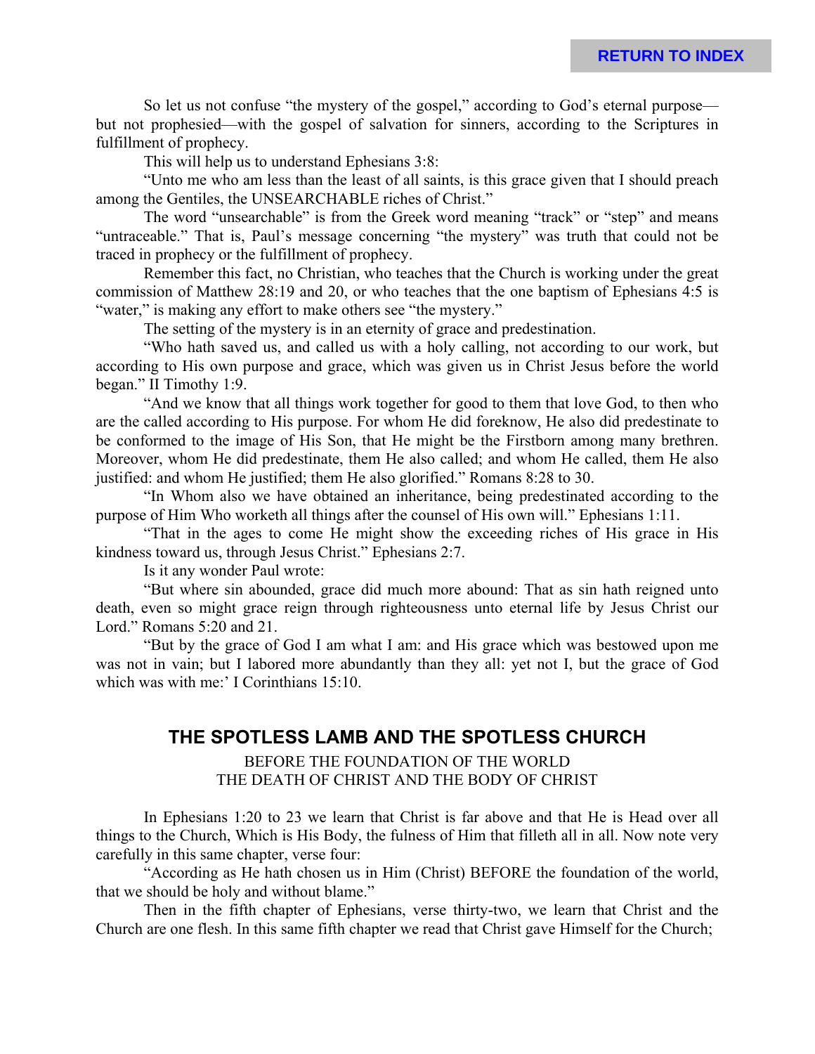So let us not confuse "the mystery of the gospel," according to God's eternal purpose—but not prophesied—with the gospel of salvation for sinners, according to the Scriptures in fulfillment of prophecy.

This will help us to understand Ephesians 3:8:

"Unto me who am less than the least of all saints, is this grace given that I should preach among the Gentiles, the UNSEARCHABLE riches of Christ."

The word "unsearchable" is from the Greek word meaning "track" or "step" and means "untraceable." That is, Paul's message concerning "the mystery" was truth that could not be traced in prophecy or the fulfillment of prophecy.

Remember this fact, no Christian, who teaches that the Church is working under the great commission of Matthew 28:19 and 20, or who teaches that the one baptism of Ephesians 4:5 is "water," is making any effort to make others see "the mystery."

The setting of the mystery is in an eternity of grace and predestination.

"Who hath saved us, and called us with a holy calling, not according to our work, but according to His own purpose and grace, which was given us in Christ Jesus before the world began." II Timothy 1:9.

"And we know that all things work together for good to them that love God, to then who are the called according to His purpose. For whom He did foreknow, He also did predestinate to be conformed to the image of His Son, that He might be the Firstborn among many brethren. Moreover, whom He did predestinate, them He also called; and whom He called, them He also justified: and whom He justified; them He also glorified." Romans 8:28 to 30.

"In Whom also we have obtained an inheritance, being predestinated according to the purpose of Him Who worketh all things after the counsel of His own will." Ephesians 1:11.

"That in the ages to come He might show the exceeding riches of His grace in His kindness toward us, through Jesus Christ." Ephesians 2:7.

Is it any wonder Paul wrote:

"But where sin abounded, grace did much more abound: That as sin hath reigned unto death, even so might grace reign through righteousness unto eternal life by Jesus Christ our Lord." Romans 5:20 and 21.

"But by the grace of God I am what I am: and His grace which was bestowed upon me was not in vain; but I labored more abundantly than they all: yet not I, but the grace of God which was with me:' I Corinthians 15:10.

## THE SPOTLESS LAMB AND THE SPOTLESS CHURCH

BEFORE THE FOUNDATION OF THE WORLD
THE DEATH OF CHRIST AND THE BODY OF CHRIST

In Ephesians 1:20 to 23 we learn that Christ is far above and that He is Head over all things to the Church, Which is His Body, the fulness of Him that filleth all in all. Now note very carefully in this same chapter, verse four:

"According as He hath chosen us in Him (Christ) BEFORE the foundation of the world, that we should be holy and without blame."

Then in the fifth chapter of Ephesians, verse thirty-two, we learn that Christ and the Church are one flesh. In this same fifth chapter we read that Christ gave Himself for the Church;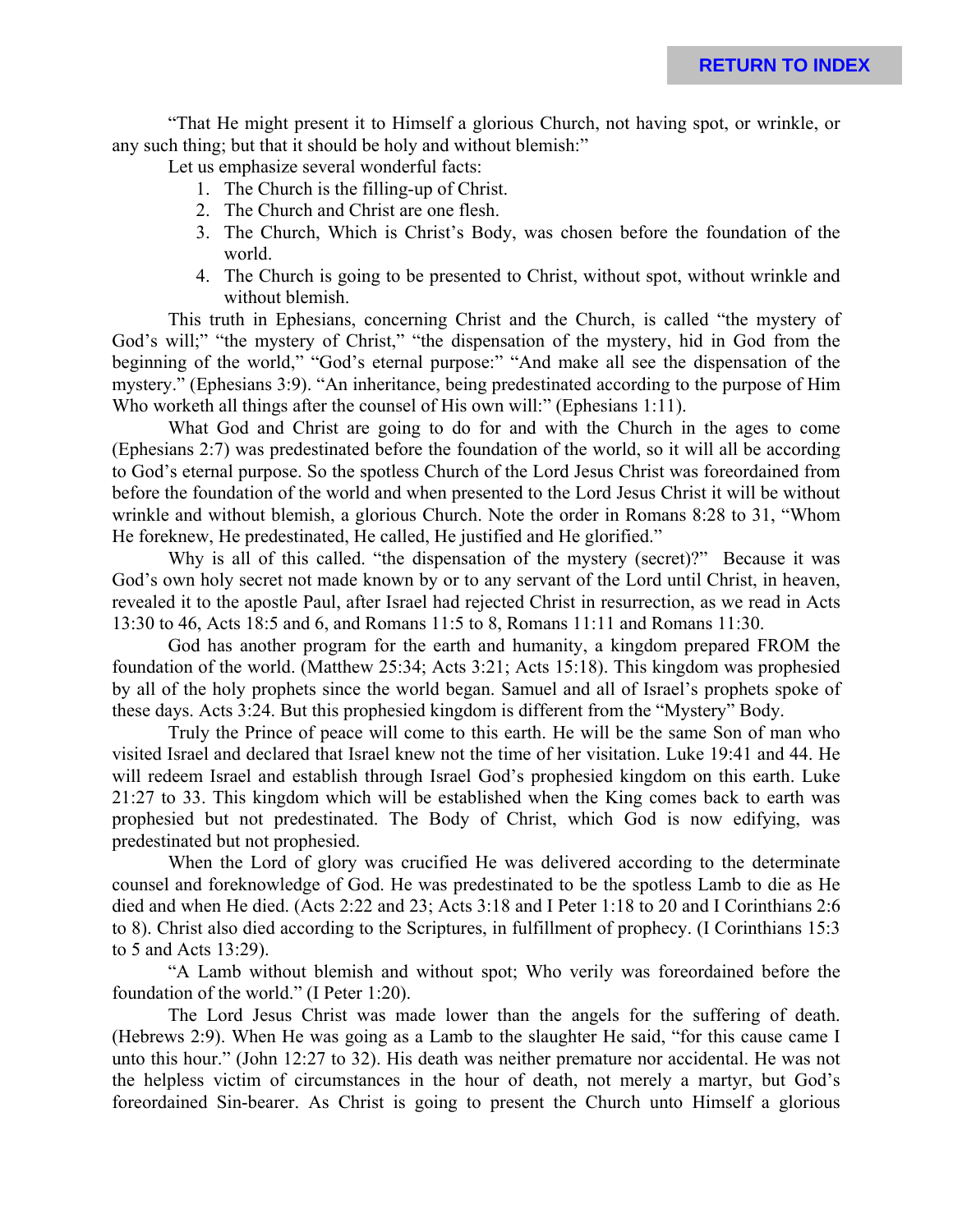"That He might present it to Himself a glorious Church, not having spot, or wrinkle, or any such thing; but that it should be holy and without blemish:"

Let us emphasize several wonderful facts:

1. The Church is the filling-up of Christ.
2. The Church and Christ are one flesh.
3. The Church, Which is Christ's Body, was chosen before the foundation of the world.
4. The Church is going to be presented to Christ, without spot, without wrinkle and without blemish.

This truth in Ephesians, concerning Christ and the Church, is called "the mystery of God's will;" "the mystery of Christ," "the dispensation of the mystery, hid in God from the beginning of the world," "God's eternal purpose:" "And make all see the dispensation of the mystery." (Ephesians 3:9). "An inheritance, being predestinated according to the purpose of Him Who worketh all things after the counsel of His own will:" (Ephesians 1:11).

What God and Christ are going to do for and with the Church in the ages to come (Ephesians 2:7) was predestinated before the foundation of the world, so it will all be according to God's eternal purpose. So the spotless Church of the Lord Jesus Christ was foreordained from before the foundation of the world and when presented to the Lord Jesus Christ it will be without wrinkle and without blemish, a glorious Church. Note the order in Romans 8:28 to 31, "Whom He foreknew, He predestinated, He called, He justified and He glorified."

Why is all of this called. "the dispensation of the mystery (secret)?" Because it was God's own holy secret not made known by or to any servant of the Lord until Christ, in heaven, revealed it to the apostle Paul, after Israel had rejected Christ in resurrection, as we read in Acts 13:30 to 46, Acts 18:5 and 6, and Romans 11:5 to 8, Romans 11:11 and Romans 11:30.

God has another program for the earth and humanity, a kingdom prepared FROM the foundation of the world. (Matthew 25:34; Acts 3:21; Acts 15:18). This kingdom was prophesied by all of the holy prophets since the world began. Samuel and all of Israel's prophets spoke of these days. Acts 3:24. But this prophesied kingdom is different from the "Mystery" Body.

Truly the Prince of peace will come to this earth. He will be the same Son of man who visited Israel and declared that Israel knew not the time of her visitation. Luke 19:41 and 44. He will redeem Israel and establish through Israel God's prophesied kingdom on this earth. Luke 21:27 to 33. This kingdom which will be established when the King comes back to earth was prophesied but not predestinated. The Body of Christ, which God is now edifying, was predestinated but not prophesied.

When the Lord of glory was crucified He was delivered according to the determinate counsel and foreknowledge of God. He was predestinated to be the spotless Lamb to die as He died and when He died. (Acts 2:22 and 23; Acts 3:18 and I Peter 1:18 to 20 and I Corinthians 2:6 to 8). Christ also died according to the Scriptures, in fulfillment of prophecy. (I Corinthians 15:3 to 5 and Acts 13:29).

"A Lamb without blemish and without spot; Who verily was foreordained before the foundation of the world." (I Peter 1:20).

The Lord Jesus Christ was made lower than the angels for the suffering of death. (Hebrews 2:9). When He was going as a Lamb to the slaughter He said, "for this cause came I unto this hour." (John 12:27 to 32). His death was neither premature nor accidental. He was not the helpless victim of circumstances in the hour of death, not merely a martyr, but God's foreordained Sin-bearer. As Christ is going to present the Church unto Himself a glorious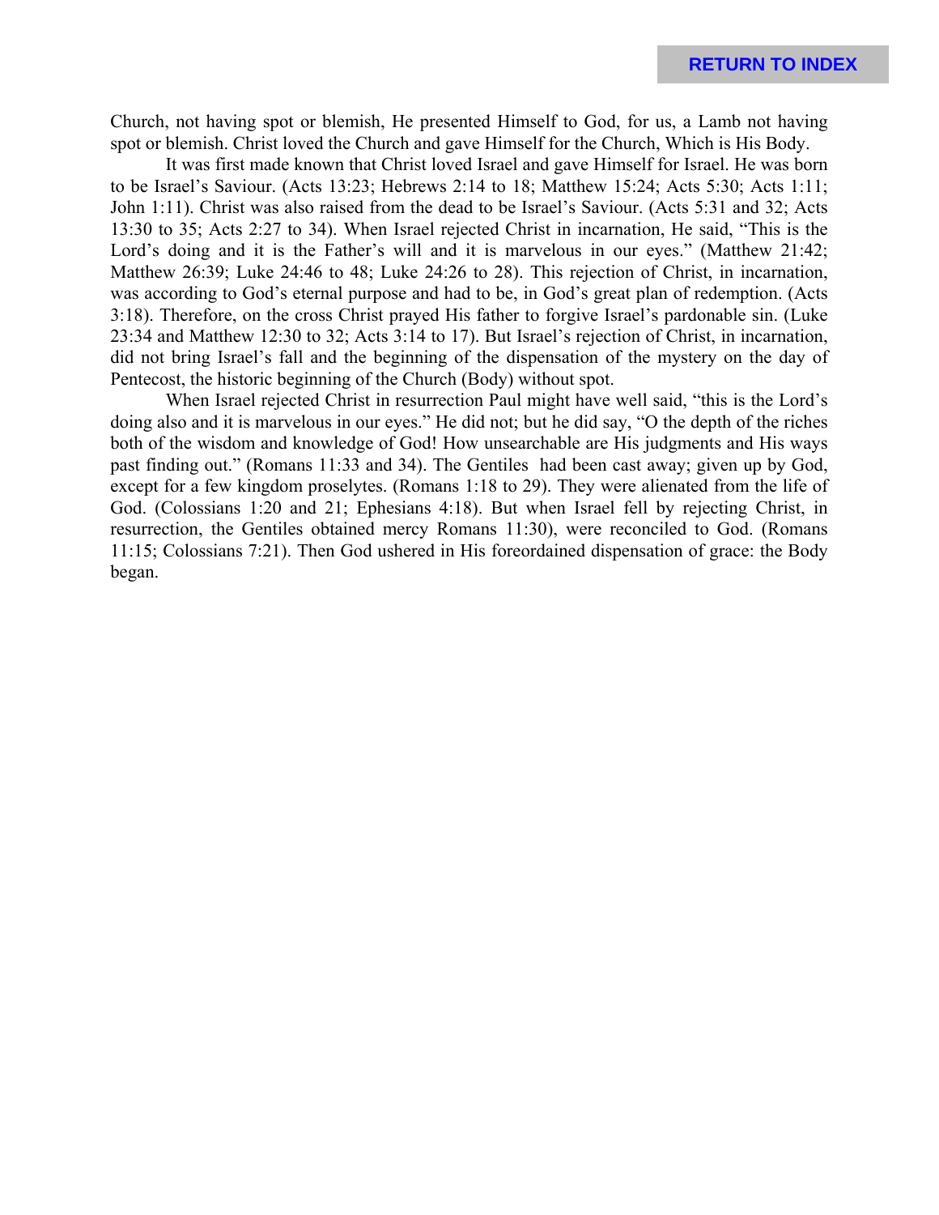Church, not having spot or blemish, He presented Himself to God, for us, a Lamb not having spot or blemish. Christ loved the Church and gave Himself for the Church, Which is His Body.

It was first made known that Christ loved Israel and gave Himself for Israel. He was born to be Israel's Saviour. (Acts 13:23; Hebrews 2:14 to 18; Matthew 15:24; Acts 5:30; Acts 1:11; John 1:11). Christ was also raised from the dead to be Israel's Saviour. (Acts 5:31 and 32; Acts 13:30 to 35; Acts 2:27 to 34). When Israel rejected Christ in incarnation, He said, "This is the Lord's doing and it is the Father's will and it is marvelous in our eyes." (Matthew 21:42; Matthew 26:39; Luke 24:46 to 48; Luke 24:26 to 28). This rejection of Christ, in incarnation, was according to God's eternal purpose and had to be, in God's great plan of redemption. (Acts 3:18). Therefore, on the cross Christ prayed His father to forgive Israel's pardonable sin. (Luke 23:34 and Matthew 12:30 to 32; Acts 3:14 to 17). But Israel's rejection of Christ, in incarnation, did not bring Israel's fall and the beginning of the dispensation of the mystery on the day of Pentecost, the historic beginning of the Church (Body) without spot.

When Israel rejected Christ in resurrection Paul might have well said, "this is the Lord's doing also and it is marvelous in our eyes." He did not; but he did say, "O the depth of the riches both of the wisdom and knowledge of God! How unsearchable are His judgments and His ways past finding out." (Romans 11:33 and 34). The Gentiles had been cast away; given up by God, except for a few kingdom proselytes. (Romans 1:18 to 29). They were alienated from the life of God. (Colossians 1:20 and 21; Ephesians 4:18). But when Israel fell by rejecting Christ, in resurrection, the Gentiles obtained mercy Romans 11:30), were reconciled to God. (Romans 11:15; Colossians 7:21). Then God ushered in His foreordained dispensation of grace: the Body began.